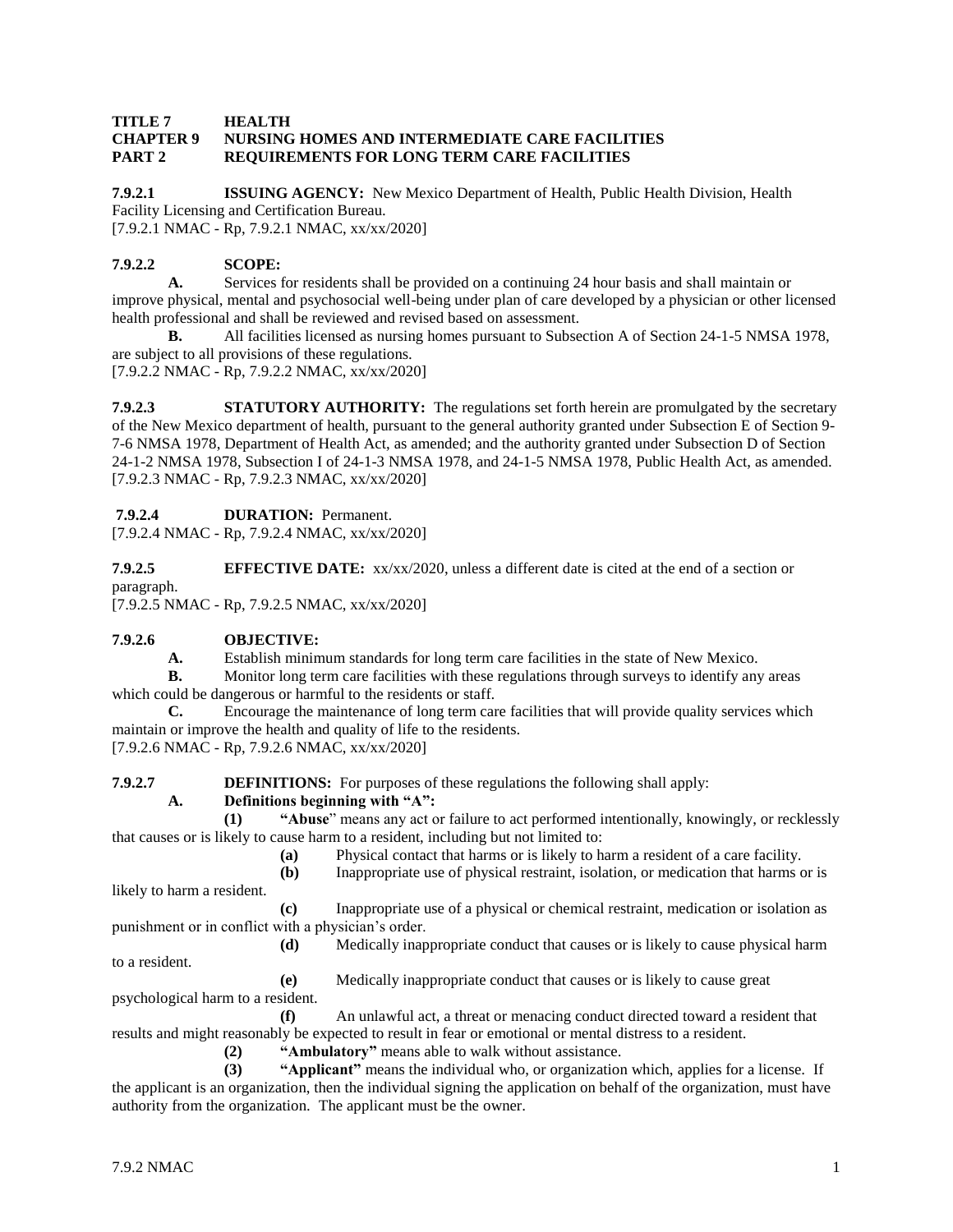**TITLE 7 HEALTH**
**CHAPTER 9 NURSING HOMES AND INTERMEDIATE CARE FACILITIES**
**PART 2 REQUIREMENTS FOR LONG TERM CARE FACILITIES**

**7.9.2.1 ISSUING AGENCY:** New Mexico Department of Health, Public Health Division, Health Facility Licensing and Certification Bureau.
[7.9.2.1 NMAC - Rp, 7.9.2.1 NMAC, xx/xx/2020]

**7.9.2.2 SCOPE:**

**A.** Services for residents shall be provided on a continuing 24 hour basis and shall maintain or improve physical, mental and psychosocial well-being under plan of care developed by a physician or other licensed health professional and shall be reviewed and revised based on assessment.

**B.** All facilities licensed as nursing homes pursuant to Subsection A of Section 24-1-5 NMSA 1978, are subject to all provisions of these regulations.
[7.9.2.2 NMAC - Rp, 7.9.2.2 NMAC, xx/xx/2020]

**7.9.2.3 STATUTORY AUTHORITY:** The regulations set forth herein are promulgated by the secretary of the New Mexico department of health, pursuant to the general authority granted under Subsection E of Section 9-7-6 NMSA 1978, Department of Health Act, as amended; and the authority granted under Subsection D of Section 24-1-2 NMSA 1978, Subsection I of 24-1-3 NMSA 1978, and 24-1-5 NMSA 1978, Public Health Act, as amended.
[7.9.2.3 NMAC - Rp, 7.9.2.3 NMAC, xx/xx/2020]

**7.9.2.4 DURATION:** Permanent.
[7.9.2.4 NMAC - Rp, 7.9.2.4 NMAC, xx/xx/2020]

**7.9.2.5 EFFECTIVE DATE:** xx/xx/2020, unless a different date is cited at the end of a section or paragraph.
[7.9.2.5 NMAC - Rp, 7.9.2.5 NMAC, xx/xx/2020]

**7.9.2.6 OBJECTIVE:**

**A.** Establish minimum standards for long term care facilities in the state of New Mexico.

**B.** Monitor long term care facilities with these regulations through surveys to identify any areas which could be dangerous or harmful to the residents or staff.

**C.** Encourage the maintenance of long term care facilities that will provide quality services which maintain or improve the health and quality of life to the residents.
[7.9.2.6 NMAC - Rp, 7.9.2.6 NMAC, xx/xx/2020]

**7.9.2.7 DEFINITIONS:** For purposes of these regulations the following shall apply:

**A. Definitions beginning with "A":**

**(1) "Abuse"** means any act or failure to act performed intentionally, knowingly, or recklessly that causes or is likely to cause harm to a resident, including but not limited to:

**(a)** Physical contact that harms or is likely to harm a resident of a care facility.

**(b)** Inappropriate use of physical restraint, isolation, or medication that harms or is likely to harm a resident.

**(c)** Inappropriate use of a physical or chemical restraint, medication or isolation as punishment or in conflict with a physician's order.

**(d)** Medically inappropriate conduct that causes or is likely to cause physical harm to a resident.

**(e)** Medically inappropriate conduct that causes or is likely to cause great psychological harm to a resident.

**(f)** An unlawful act, a threat or menacing conduct directed toward a resident that results and might reasonably be expected to result in fear or emotional or mental distress to a resident.

**(2) "Ambulatory"** means able to walk without assistance.

**(3) "Applicant"** means the individual who, or organization which, applies for a license. If the applicant is an organization, then the individual signing the application on behalf of the organization, must have authority from the organization. The applicant must be the owner.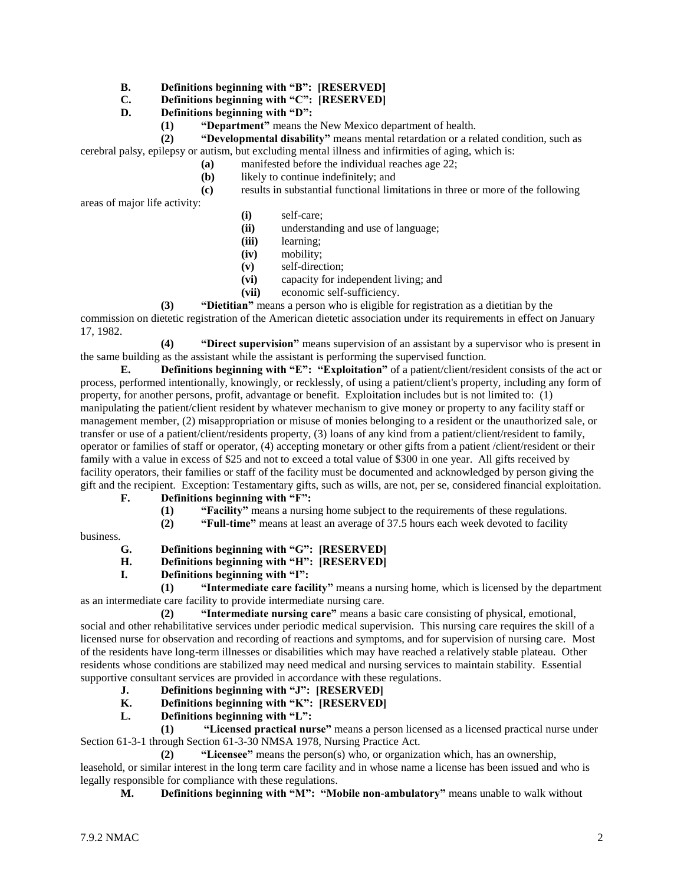**B. Definitions beginning with "B": [RESERVED]**

**C. Definitions beginning with "C": [RESERVED]**

**D. Definitions beginning with "D":**

**(1) "Department"** means the New Mexico department of health.

**(2) "Developmental disability"** means mental retardation or a related condition, such as cerebral palsy, epilepsy or autism, but excluding mental illness and infirmities of aging, which is:

**(a)** manifested before the individual reaches age 22;

**(b)** likely to continue indefinitely; and

**(c)** results in substantial functional limitations in three or more of the following areas of major life activity:

**(i)** self-care;

**(ii)** understanding and use of language;

**(iii)** learning;

**(iv)** mobility;

**(v)** self-direction;

**(vi)** capacity for independent living; and

**(vii)** economic self-sufficiency.

**(3) "Dietitian"** means a person who is eligible for registration as a dietitian by the commission on dietetic registration of the American dietetic association under its requirements in effect on January 17, 1982.

**(4) "Direct supervision"** means supervision of an assistant by a supervisor who is present in the same building as the assistant while the assistant is performing the supervised function.

**E. Definitions beginning with "E": "Exploitation"** of a patient/client/resident consists of the act or process, performed intentionally, knowingly, or recklessly, of using a patient/client's property, including any form of property, for another persons, profit, advantage or benefit. Exploitation includes but is not limited to: (1) manipulating the patient/client resident by whatever mechanism to give money or property to any facility staff or management member, (2) misappropriation or misuse of monies belonging to a resident or the unauthorized sale, or transfer or use of a patient/client/residents property, (3) loans of any kind from a patient/client/resident to family, operator or families of staff or operator, (4) accepting monetary or other gifts from a patient /client/resident or their family with a value in excess of $25 and not to exceed a total value of $300 in one year. All gifts received by facility operators, their families or staff of the facility must be documented and acknowledged by person giving the gift and the recipient. Exception: Testamentary gifts, such as wills, are not, per se, considered financial exploitation.

**F. Definitions beginning with "F":**

**(1) "Facility"** means a nursing home subject to the requirements of these regulations.

**(2) "Full-time"** means at least an average of 37.5 hours each week devoted to facility business.

**G. Definitions beginning with "G": [RESERVED]**

**H. Definitions beginning with "H": [RESERVED]**

**I. Definitions beginning with "I":**

**(1) "Intermediate care facility"** means a nursing home, which is licensed by the department as an intermediate care facility to provide intermediate nursing care.

**(2) "Intermediate nursing care"** means a basic care consisting of physical, emotional, social and other rehabilitative services under periodic medical supervision. This nursing care requires the skill of a licensed nurse for observation and recording of reactions and symptoms, and for supervision of nursing care. Most of the residents have long-term illnesses or disabilities which may have reached a relatively stable plateau. Other residents whose conditions are stabilized may need medical and nursing services to maintain stability. Essential supportive consultant services are provided in accordance with these regulations.

**J. Definitions beginning with "J": [RESERVED]**

**K. Definitions beginning with "K": [RESERVED]**

**L. Definitions beginning with "L":**

**(1) "Licensed practical nurse"** means a person licensed as a licensed practical nurse under Section 61-3-1 through Section 61-3-30 NMSA 1978, Nursing Practice Act.

**(2) "Licensee"** means the person(s) who, or organization which, has an ownership, leasehold, or similar interest in the long term care facility and in whose name a license has been issued and who is legally responsible for compliance with these regulations.

**M. Definitions beginning with "M": "Mobile non-ambulatory"** means unable to walk without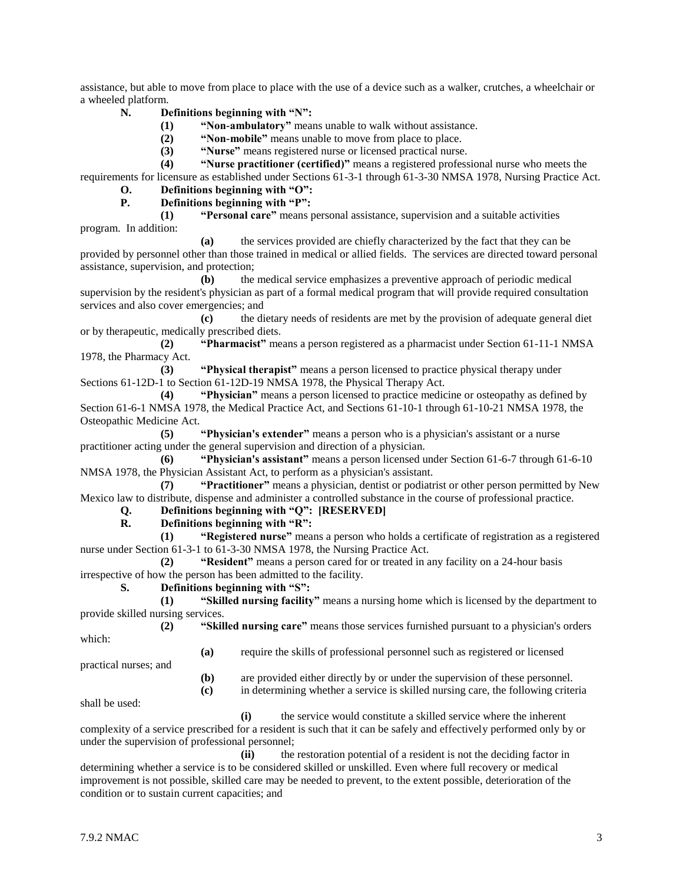assistance, but able to move from place to place with the use of a device such as a walker, crutches, a wheelchair or a wheeled platform.

**N. Definitions beginning with "N":**

**(1) "Non-ambulatory"** means unable to walk without assistance.

**(2) "Non-mobile"** means unable to move from place to place.

**(3) "Nurse"** means registered nurse or licensed practical nurse.

**(4) "Nurse practitioner (certified)"** means a registered professional nurse who meets the requirements for licensure as established under Sections 61-3-1 through 61-3-30 NMSA 1978, Nursing Practice Act.

**O. Definitions beginning with "O":**

**P. Definitions beginning with "P":**

**(1) "Personal care"** means personal assistance, supervision and a suitable activities program. In addition:

**(a)** the services provided are chiefly characterized by the fact that they can be provided by personnel other than those trained in medical or allied fields. The services are directed toward personal assistance, supervision, and protection;

**(b)** the medical service emphasizes a preventive approach of periodic medical supervision by the resident's physician as part of a formal medical program that will provide required consultation services and also cover emergencies; and

**(c)** the dietary needs of residents are met by the provision of adequate general diet or by therapeutic, medically prescribed diets.

**(2) "Pharmacist"** means a person registered as a pharmacist under Section 61-11-1 NMSA 1978, the Pharmacy Act.

**(3) "Physical therapist"** means a person licensed to practice physical therapy under Sections 61-12D-1 to Section 61-12D-19 NMSA 1978, the Physical Therapy Act.

**(4) "Physician"** means a person licensed to practice medicine or osteopathy as defined by Section 61-6-1 NMSA 1978, the Medical Practice Act, and Sections 61-10-1 through 61-10-21 NMSA 1978, the Osteopathic Medicine Act.

**(5) "Physician's extender"** means a person who is a physician's assistant or a nurse practitioner acting under the general supervision and direction of a physician.

**(6) "Physician's assistant"** means a person licensed under Section 61-6-7 through 61-6-10 NMSA 1978, the Physician Assistant Act, to perform as a physician's assistant.

**(7) "Practitioner"** means a physician, dentist or podiatrist or other person permitted by New Mexico law to distribute, dispense and administer a controlled substance in the course of professional practice.

**Q. Definitions beginning with "Q": [RESERVED]**

**R. Definitions beginning with "R":**

**(1) "Registered nurse"** means a person who holds a certificate of registration as a registered nurse under Section 61-3-1 to 61-3-30 NMSA 1978, the Nursing Practice Act.

**(2) "Resident"** means a person cared for or treated in any facility on a 24-hour basis irrespective of how the person has been admitted to the facility.

**S. Definitions beginning with "S":**

**(1) "Skilled nursing facility"** means a nursing home which is licensed by the department to provide skilled nursing services.

**(2) "Skilled nursing care"** means those services furnished pursuant to a physician's orders which:

**(a)** require the skills of professional personnel such as registered or licensed practical nurses; and

**(b)** are provided either directly by or under the supervision of these personnel.

**(c)** in determining whether a service is skilled nursing care, the following criteria shall be used:

**(i)** the service would constitute a skilled service where the inherent complexity of a service prescribed for a resident is such that it can be safely and effectively performed only by or under the supervision of professional personnel;

**(ii)** the restoration potential of a resident is not the deciding factor in determining whether a service is to be considered skilled or unskilled. Even where full recovery or medical improvement is not possible, skilled care may be needed to prevent, to the extent possible, deterioration of the condition or to sustain current capacities; and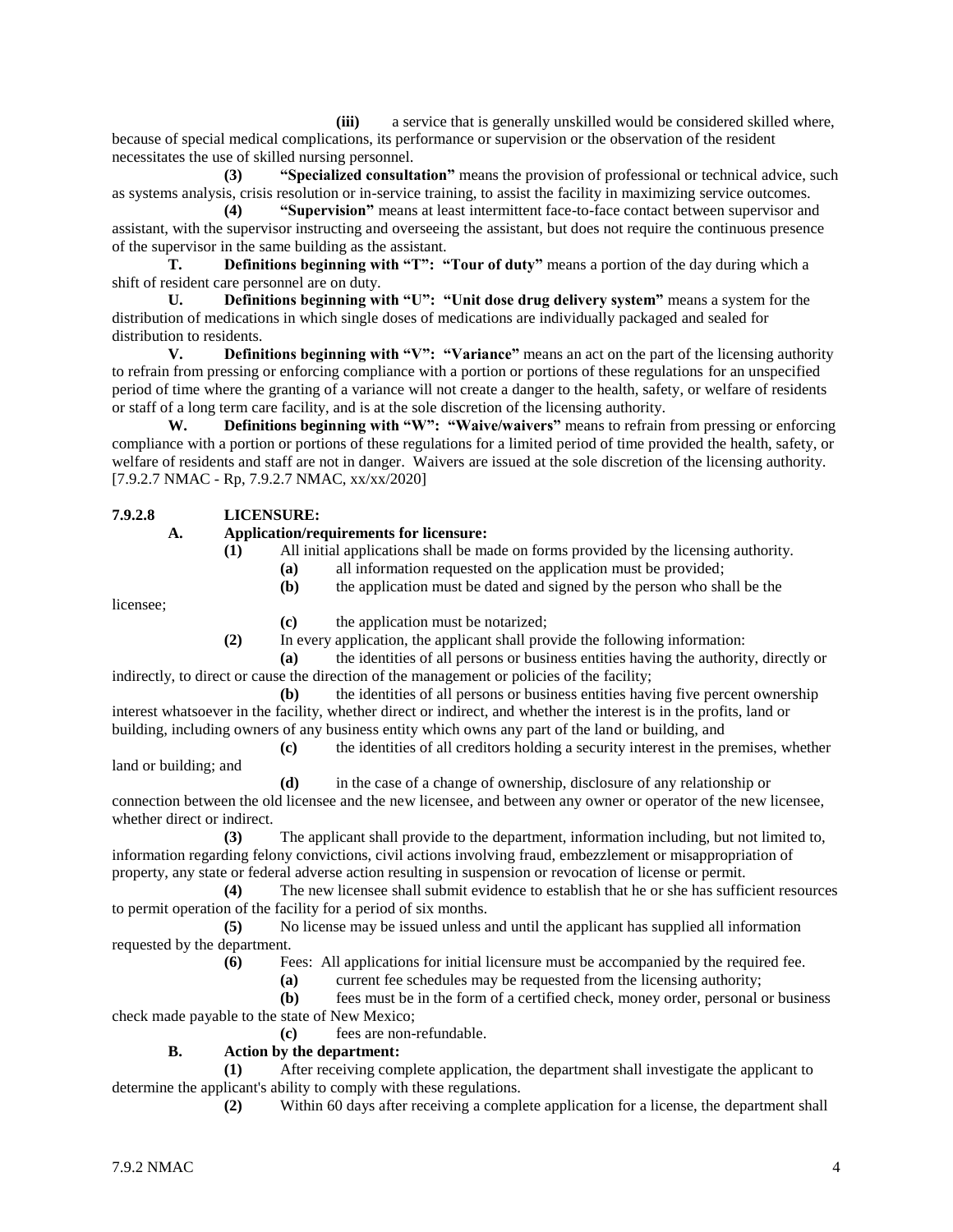**(iii)** a service that is generally unskilled would be considered skilled where, because of special medical complications, its performance or supervision or the observation of the resident necessitates the use of skilled nursing personnel.

**(3)** **"Specialized consultation"** means the provision of professional or technical advice, such as systems analysis, crisis resolution or in-service training, to assist the facility in maximizing service outcomes.

**(4)** **"Supervision"** means at least intermittent face-to-face contact between supervisor and assistant, with the supervisor instructing and overseeing the assistant, but does not require the continuous presence of the supervisor in the same building as the assistant.

**T.** **Definitions beginning with "T": "Tour of duty"** means a portion of the day during which a shift of resident care personnel are on duty.

**U.** **Definitions beginning with "U": "Unit dose drug delivery system"** means a system for the distribution of medications in which single doses of medications are individually packaged and sealed for distribution to residents.

**V.** **Definitions beginning with "V": "Variance"** means an act on the part of the licensing authority to refrain from pressing or enforcing compliance with a portion or portions of these regulations for an unspecified period of time where the granting of a variance will not create a danger to the health, safety, or welfare of residents or staff of a long term care facility, and is at the sole discretion of the licensing authority.

**W.** **Definitions beginning with "W": "Waive/waivers"** means to refrain from pressing or enforcing compliance with a portion or portions of these regulations for a limited period of time provided the health, safety, or welfare of residents and staff are not in danger. Waivers are issued at the sole discretion of the licensing authority.
[7.9.2.7 NMAC - Rp, 7.9.2.7 NMAC, xx/xx/2020]

**7.9.2.8 LICENSURE:**

**A.** **Application/requirements for licensure:**

**(1)** All initial applications shall be made on forms provided by the licensing authority.

**(a)** all information requested on the application must be provided;

**(b)** the application must be dated and signed by the person who shall be the licensee;

**(c)** the application must be notarized;

**(2)** In every application, the applicant shall provide the following information:

**(a)** the identities of all persons or business entities having the authority, directly or indirectly, to direct or cause the direction of the management or policies of the facility;

**(b)** the identities of all persons or business entities having five percent ownership interest whatsoever in the facility, whether direct or indirect, and whether the interest is in the profits, land or building, including owners of any business entity which owns any part of the land or building, and

**(c)** the identities of all creditors holding a security interest in the premises, whether land or building; and

**(d)** in the case of a change of ownership, disclosure of any relationship or connection between the old licensee and the new licensee, and between any owner or operator of the new licensee, whether direct or indirect.

**(3)** The applicant shall provide to the department, information including, but not limited to, information regarding felony convictions, civil actions involving fraud, embezzlement or misappropriation of property, any state or federal adverse action resulting in suspension or revocation of license or permit.

**(4)** The new licensee shall submit evidence to establish that he or she has sufficient resources to permit operation of the facility for a period of six months.

**(5)** No license may be issued unless and until the applicant has supplied all information requested by the department.

**(6)** Fees: All applications for initial licensure must be accompanied by the required fee.

**(a)** current fee schedules may be requested from the licensing authority;

**(b)** fees must be in the form of a certified check, money order, personal or business check made payable to the state of New Mexico;

**(c)** fees are non-refundable.

**B.** **Action by the department:**

**(1)** After receiving complete application, the department shall investigate the applicant to determine the applicant's ability to comply with these regulations.

**(2)** Within 60 days after receiving a complete application for a license, the department shall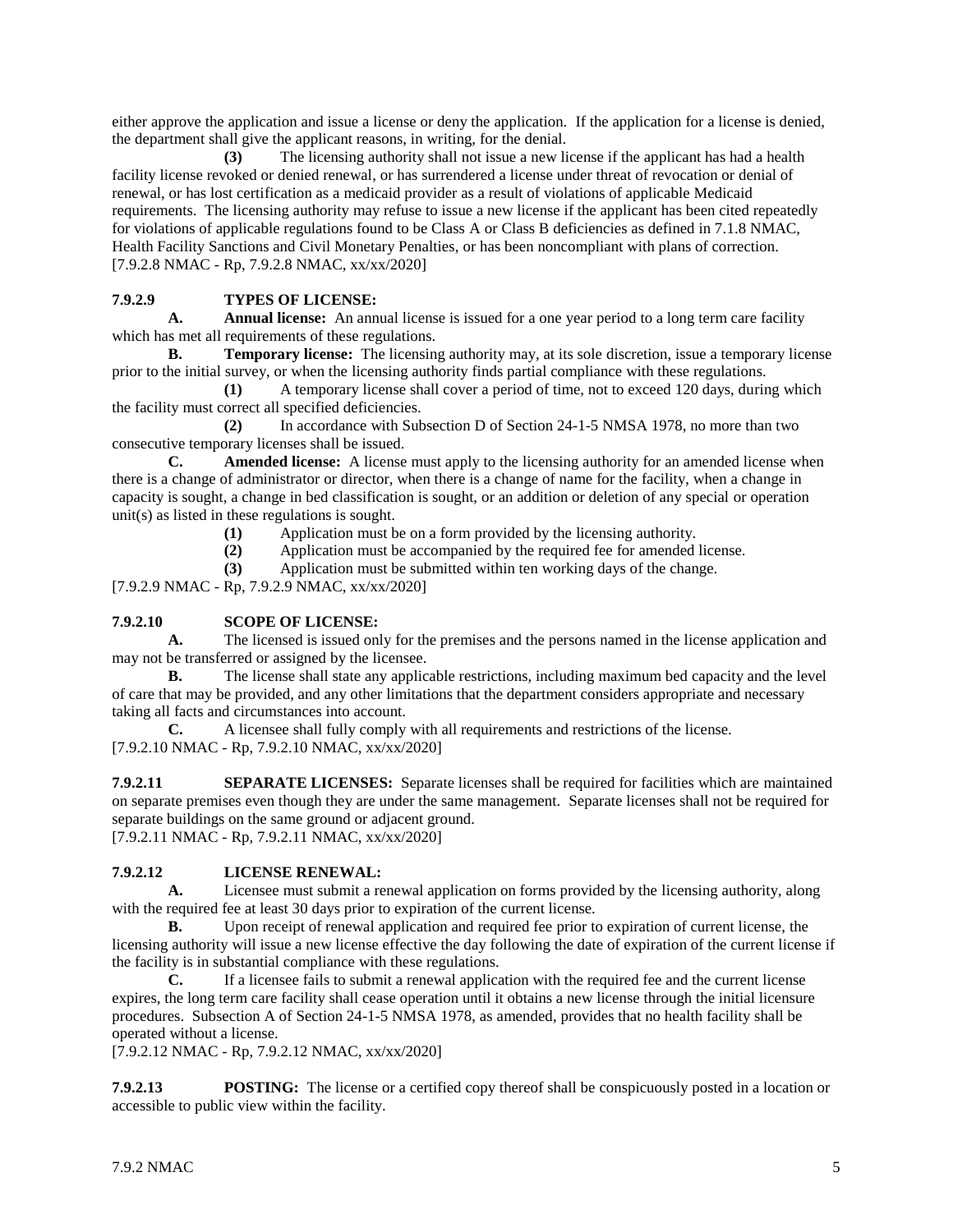either approve the application and issue a license or deny the application. If the application for a license is denied, the department shall give the applicant reasons, in writing, for the denial.

**(3)** The licensing authority shall not issue a new license if the applicant has had a health facility license revoked or denied renewal, or has surrendered a license under threat of revocation or denial of renewal, or has lost certification as a medicaid provider as a result of violations of applicable Medicaid requirements. The licensing authority may refuse to issue a new license if the applicant has been cited repeatedly for violations of applicable regulations found to be Class A or Class B deficiencies as defined in 7.1.8 NMAC, Health Facility Sanctions and Civil Monetary Penalties, or has been noncompliant with plans of correction.

[7.9.2.8 NMAC - Rp, 7.9.2.8 NMAC, xx/xx/2020]

**7.9.2.9 TYPES OF LICENSE:**

**A. Annual license:** An annual license is issued for a one year period to a long term care facility which has met all requirements of these regulations.

**B. Temporary license:** The licensing authority may, at its sole discretion, issue a temporary license prior to the initial survey, or when the licensing authority finds partial compliance with these regulations.

**(1)** A temporary license shall cover a period of time, not to exceed 120 days, during which the facility must correct all specified deficiencies.

**(2)** In accordance with Subsection D of Section 24-1-5 NMSA 1978, no more than two consecutive temporary licenses shall be issued.

**C. Amended license:** A license must apply to the licensing authority for an amended license when there is a change of administrator or director, when there is a change of name for the facility, when a change in capacity is sought, a change in bed classification is sought, or an addition or deletion of any special or operation unit(s) as listed in these regulations is sought.

**(1)** Application must be on a form provided by the licensing authority.

**(2)** Application must be accompanied by the required fee for amended license.

**(3)** Application must be submitted within ten working days of the change.

[7.9.2.9 NMAC - Rp, 7.9.2.9 NMAC, xx/xx/2020]

**7.9.2.10 SCOPE OF LICENSE:**

**A.** The licensed is issued only for the premises and the persons named in the license application and may not be transferred or assigned by the licensee.

**B.** The license shall state any applicable restrictions, including maximum bed capacity and the level of care that may be provided, and any other limitations that the department considers appropriate and necessary taking all facts and circumstances into account.

**C.** A licensee shall fully comply with all requirements and restrictions of the license.

[7.9.2.10 NMAC - Rp, 7.9.2.10 NMAC, xx/xx/2020]

**7.9.2.11 SEPARATE LICENSES:** Separate licenses shall be required for facilities which are maintained on separate premises even though they are under the same management. Separate licenses shall not be required for separate buildings on the same ground or adjacent ground.

[7.9.2.11 NMAC - Rp, 7.9.2.11 NMAC, xx/xx/2020]

**7.9.2.12 LICENSE RENEWAL:**

**A.** Licensee must submit a renewal application on forms provided by the licensing authority, along with the required fee at least 30 days prior to expiration of the current license.

**B.** Upon receipt of renewal application and required fee prior to expiration of current license, the licensing authority will issue a new license effective the day following the date of expiration of the current license if the facility is in substantial compliance with these regulations.

**C.** If a licensee fails to submit a renewal application with the required fee and the current license expires, the long term care facility shall cease operation until it obtains a new license through the initial licensure procedures. Subsection A of Section 24-1-5 NMSA 1978, as amended, provides that no health facility shall be operated without a license.

[7.9.2.12 NMAC - Rp, 7.9.2.12 NMAC, xx/xx/2020]

**7.9.2.13 POSTING:** The license or a certified copy thereof shall be conspicuously posted in a location or accessible to public view within the facility.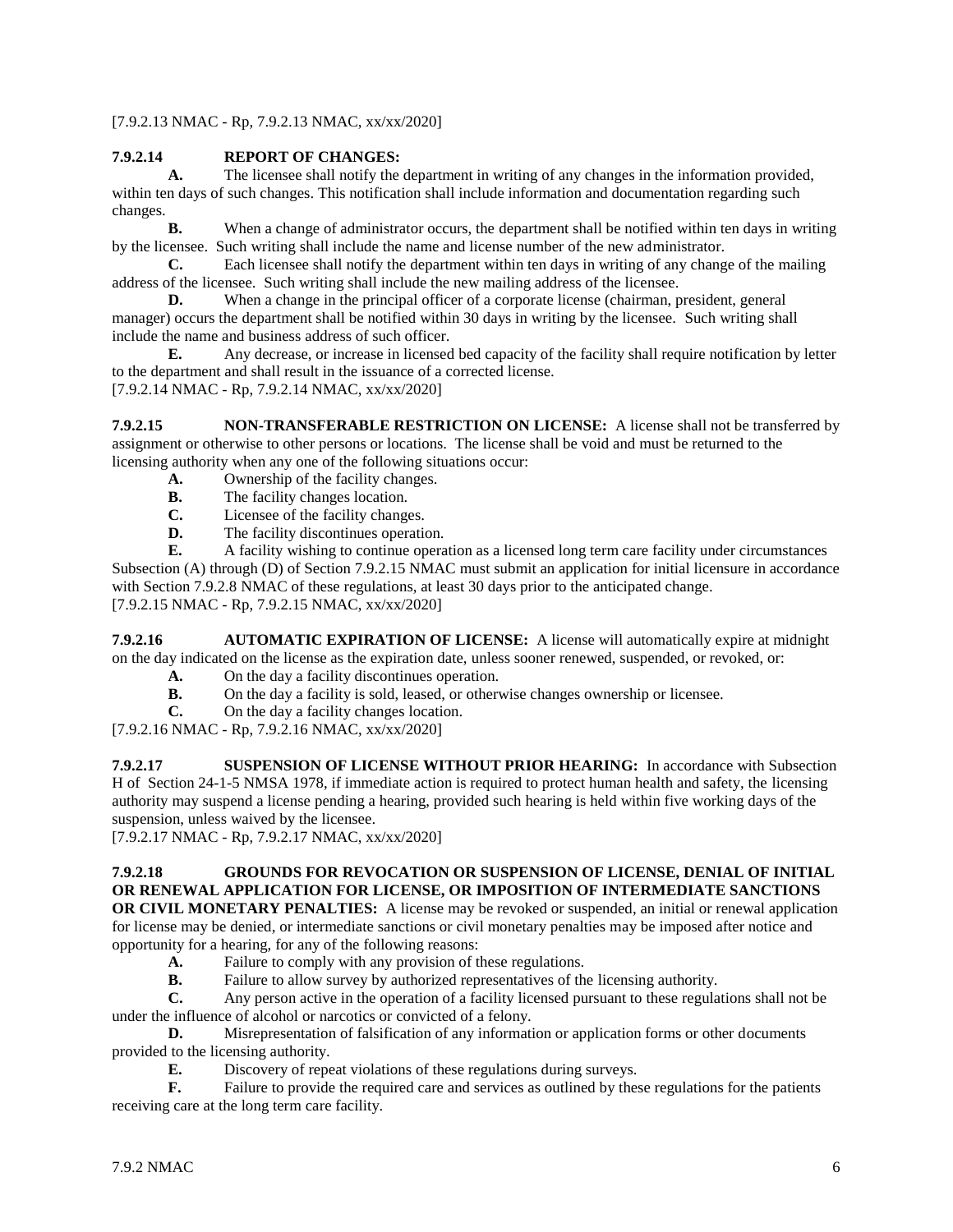[7.9.2.13 NMAC - Rp, 7.9.2.13 NMAC, xx/xx/2020]

**7.9.2.14 REPORT OF CHANGES:**

**A.** The licensee shall notify the department in writing of any changes in the information provided, within ten days of such changes. This notification shall include information and documentation regarding such changes.

**B.** When a change of administrator occurs, the department shall be notified within ten days in writing by the licensee. Such writing shall include the name and license number of the new administrator.

**C.** Each licensee shall notify the department within ten days in writing of any change of the mailing address of the licensee. Such writing shall include the new mailing address of the licensee.

**D.** When a change in the principal officer of a corporate license (chairman, president, general manager) occurs the department shall be notified within 30 days in writing by the licensee. Such writing shall include the name and business address of such officer.

**E.** Any decrease, or increase in licensed bed capacity of the facility shall require notification by letter to the department and shall result in the issuance of a corrected license.

[7.9.2.14 NMAC - Rp, 7.9.2.14 NMAC, xx/xx/2020]

**7.9.2.15 NON-TRANSFERABLE RESTRICTION ON LICENSE:** A license shall not be transferred by assignment or otherwise to other persons or locations. The license shall be void and must be returned to the licensing authority when any one of the following situations occur:

**A.** Ownership of the facility changes.

**B.** The facility changes location.

**C.** Licensee of the facility changes.

**D.** The facility discontinues operation.

**E.** A facility wishing to continue operation as a licensed long term care facility under circumstances Subsection (A) through (D) of Section 7.9.2.15 NMAC must submit an application for initial licensure in accordance with Section 7.9.2.8 NMAC of these regulations, at least 30 days prior to the anticipated change.

[7.9.2.15 NMAC - Rp, 7.9.2.15 NMAC, xx/xx/2020]

**7.9.2.16 AUTOMATIC EXPIRATION OF LICENSE:** A license will automatically expire at midnight on the day indicated on the license as the expiration date, unless sooner renewed, suspended, or revoked, or:

**A.** On the day a facility discontinues operation.

**B.** On the day a facility is sold, leased, or otherwise changes ownership or licensee.

**C.** On the day a facility changes location.

[7.9.2.16 NMAC - Rp, 7.9.2.16 NMAC, xx/xx/2020]

**7.9.2.17 SUSPENSION OF LICENSE WITHOUT PRIOR HEARING:** In accordance with Subsection H of Section 24-1-5 NMSA 1978, if immediate action is required to protect human health and safety, the licensing authority may suspend a license pending a hearing, provided such hearing is held within five working days of the suspension, unless waived by the licensee.

[7.9.2.17 NMAC - Rp, 7.9.2.17 NMAC, xx/xx/2020]

**7.9.2.18 GROUNDS FOR REVOCATION OR SUSPENSION OF LICENSE, DENIAL OF INITIAL OR RENEWAL APPLICATION FOR LICENSE, OR IMPOSITION OF INTERMEDIATE SANCTIONS OR CIVIL MONETARY PENALTIES:** A license may be revoked or suspended, an initial or renewal application for license may be denied, or intermediate sanctions or civil monetary penalties may be imposed after notice and opportunity for a hearing, for any of the following reasons:

**A.** Failure to comply with any provision of these regulations.

**B.** Failure to allow survey by authorized representatives of the licensing authority.

**C.** Any person active in the operation of a facility licensed pursuant to these regulations shall not be under the influence of alcohol or narcotics or convicted of a felony.

**D.** Misrepresentation of falsification of any information or application forms or other documents provided to the licensing authority.

**E.** Discovery of repeat violations of these regulations during surveys.

**F.** Failure to provide the required care and services as outlined by these regulations for the patients receiving care at the long term care facility.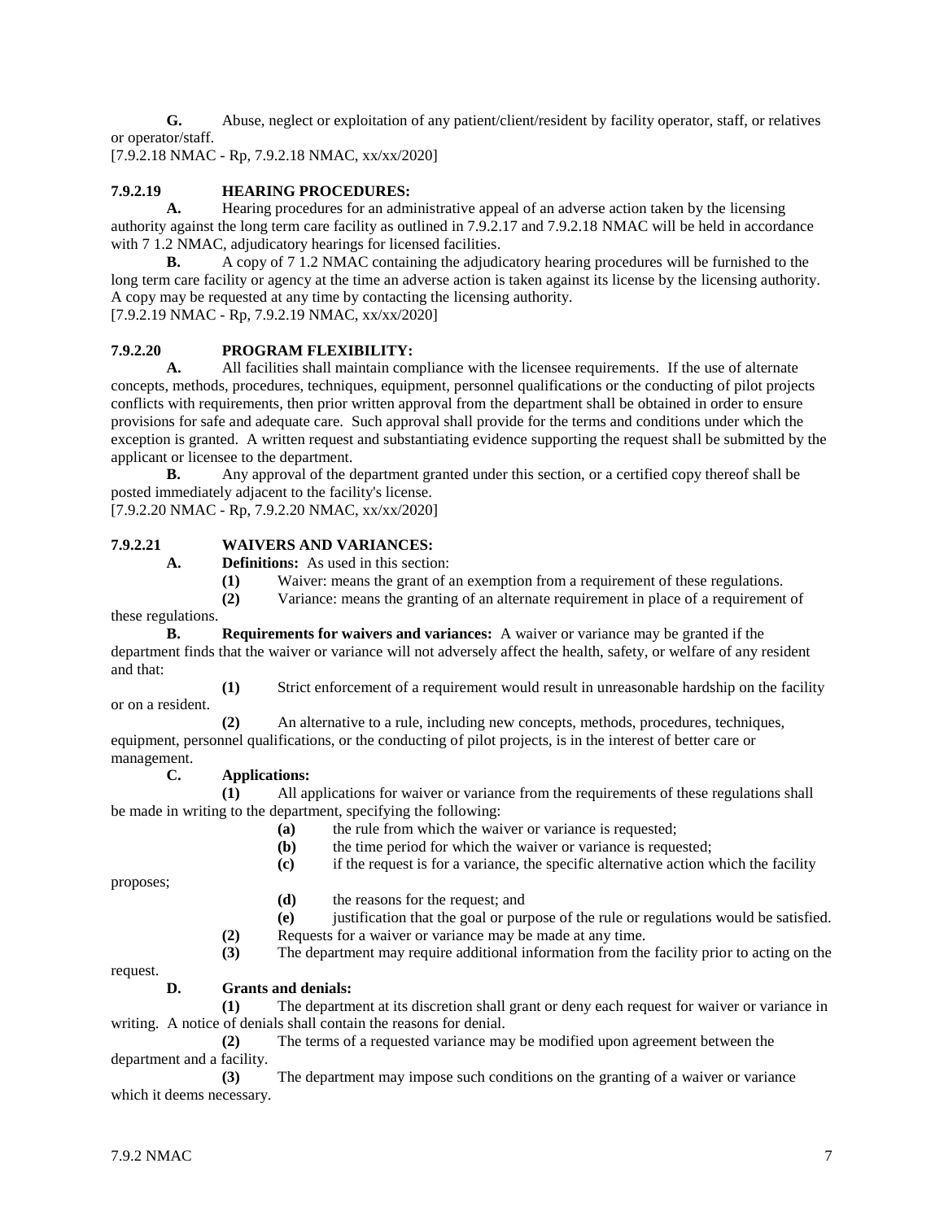**G.** Abuse, neglect or exploitation of any patient/client/resident by facility operator, staff, or relatives or operator/staff.

[7.9.2.18 NMAC - Rp, 7.9.2.18 NMAC, xx/xx/2020]

**7.9.2.19 HEARING PROCEDURES:**

**A.** Hearing procedures for an administrative appeal of an adverse action taken by the licensing authority against the long term care facility as outlined in 7.9.2.17 and 7.9.2.18 NMAC will be held in accordance with 7 1.2 NMAC, adjudicatory hearings for licensed facilities.

**B.** A copy of 7 1.2 NMAC containing the adjudicatory hearing procedures will be furnished to the long term care facility or agency at the time an adverse action is taken against its license by the licensing authority. A copy may be requested at any time by contacting the licensing authority.

[7.9.2.19 NMAC - Rp, 7.9.2.19 NMAC, xx/xx/2020]

**7.9.2.20 PROGRAM FLEXIBILITY:**

**A.** All facilities shall maintain compliance with the licensee requirements. If the use of alternate concepts, methods, procedures, techniques, equipment, personnel qualifications or the conducting of pilot projects conflicts with requirements, then prior written approval from the department shall be obtained in order to ensure provisions for safe and adequate care. Such approval shall provide for the terms and conditions under which the exception is granted. A written request and substantiating evidence supporting the request shall be submitted by the applicant or licensee to the department.

**B.** Any approval of the department granted under this section, or a certified copy thereof shall be posted immediately adjacent to the facility's license.

[7.9.2.20 NMAC - Rp, 7.9.2.20 NMAC, xx/xx/2020]

**7.9.2.21 WAIVERS AND VARIANCES:**

**A. Definitions:** As used in this section:

**(1)** Waiver: means the grant of an exemption from a requirement of these regulations.

**(2)** Variance: means the granting of an alternate requirement in place of a requirement of these regulations.

**B. Requirements for waivers and variances:** A waiver or variance may be granted if the department finds that the waiver or variance will not adversely affect the health, safety, or welfare of any resident and that:

**(1)** Strict enforcement of a requirement would result in unreasonable hardship on the facility or on a resident.

**(2)** An alternative to a rule, including new concepts, methods, procedures, techniques, equipment, personnel qualifications, or the conducting of pilot projects, is in the interest of better care or management.

**C. Applications:**

**(1)** All applications for waiver or variance from the requirements of these regulations shall be made in writing to the department, specifying the following:

**(a)** the rule from which the waiver or variance is requested;

**(b)** the time period for which the waiver or variance is requested;

**(c)** if the request is for a variance, the specific alternative action which the facility proposes;

**(d)** the reasons for the request; and

**(e)** justification that the goal or purpose of the rule or regulations would be satisfied.

**(2)** Requests for a waiver or variance may be made at any time.

**(3)** The department may require additional information from the facility prior to acting on the request.

**D. Grants and denials:**

**(1)** The department at its discretion shall grant or deny each request for waiver or variance in writing. A notice of denials shall contain the reasons for denial.

**(2)** The terms of a requested variance may be modified upon agreement between the department and a facility.

**(3)** The department may impose such conditions on the granting of a waiver or variance which it deems necessary.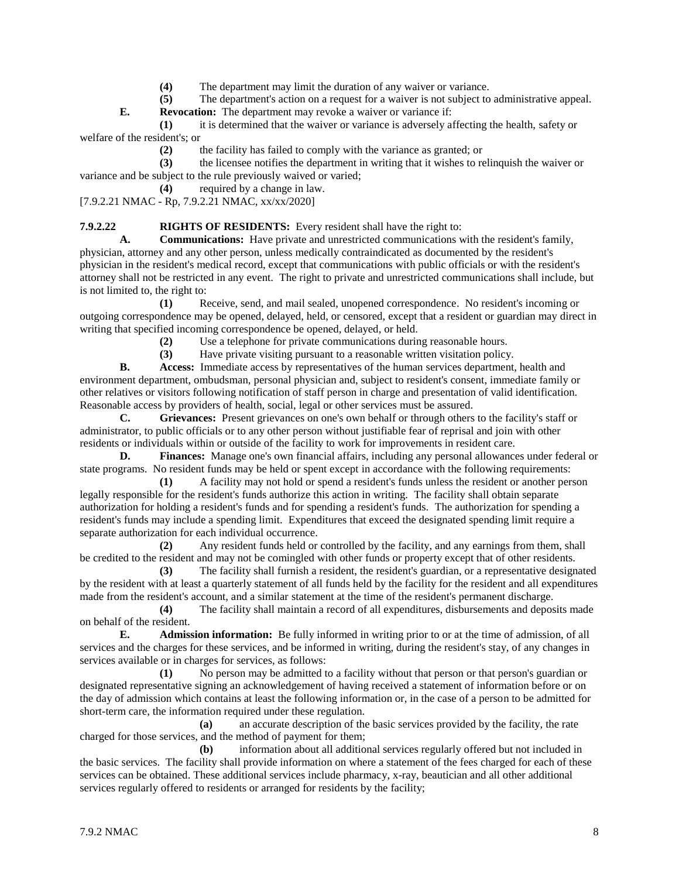**(4)** The department may limit the duration of any waiver or variance.

**(5)** The department's action on a request for a waiver is not subject to administrative appeal.

**E. Revocation:** The department may revoke a waiver or variance if:

**(1)** it is determined that the waiver or variance is adversely affecting the health, safety or welfare of the resident's; or

**(2)** the facility has failed to comply with the variance as granted; or

**(3)** the licensee notifies the department in writing that it wishes to relinquish the waiver or variance and be subject to the rule previously waived or varied;

**(4)** required by a change in law.

[7.9.2.21 NMAC - Rp, 7.9.2.21 NMAC, xx/xx/2020]

**7.9.2.22 RIGHTS OF RESIDENTS:** Every resident shall have the right to:

**A. Communications:** Have private and unrestricted communications with the resident's family, physician, attorney and any other person, unless medically contraindicated as documented by the resident's physician in the resident's medical record, except that communications with public officials or with the resident's attorney shall not be restricted in any event. The right to private and unrestricted communications shall include, but is not limited to, the right to:

**(1)** Receive, send, and mail sealed, unopened correspondence. No resident's incoming or outgoing correspondence may be opened, delayed, held, or censored, except that a resident or guardian may direct in writing that specified incoming correspondence be opened, delayed, or held.

**(2)** Use a telephone for private communications during reasonable hours.

**(3)** Have private visiting pursuant to a reasonable written visitation policy.

**B. Access:** Immediate access by representatives of the human services department, health and environment department, ombudsman, personal physician and, subject to resident's consent, immediate family or other relatives or visitors following notification of staff person in charge and presentation of valid identification. Reasonable access by providers of health, social, legal or other services must be assured.

**C. Grievances:** Present grievances on one's own behalf or through others to the facility's staff or administrator, to public officials or to any other person without justifiable fear of reprisal and join with other residents or individuals within or outside of the facility to work for improvements in resident care.

**D. Finances:** Manage one's own financial affairs, including any personal allowances under federal or state programs. No resident funds may be held or spent except in accordance with the following requirements:

**(1)** A facility may not hold or spend a resident's funds unless the resident or another person legally responsible for the resident's funds authorize this action in writing. The facility shall obtain separate authorization for holding a resident's funds and for spending a resident's funds. The authorization for spending a resident's funds may include a spending limit. Expenditures that exceed the designated spending limit require a separate authorization for each individual occurrence.

**(2)** Any resident funds held or controlled by the facility, and any earnings from them, shall be credited to the resident and may not be comingled with other funds or property except that of other residents.

**(3)** The facility shall furnish a resident, the resident's guardian, or a representative designated by the resident with at least a quarterly statement of all funds held by the facility for the resident and all expenditures made from the resident's account, and a similar statement at the time of the resident's permanent discharge.

**(4)** The facility shall maintain a record of all expenditures, disbursements and deposits made on behalf of the resident.

**E. Admission information:** Be fully informed in writing prior to or at the time of admission, of all services and the charges for these services, and be informed in writing, during the resident's stay, of any changes in services available or in charges for services, as follows:

**(1)** No person may be admitted to a facility without that person or that person's guardian or designated representative signing an acknowledgement of having received a statement of information before or on the day of admission which contains at least the following information or, in the case of a person to be admitted for short-term care, the information required under these regulation.

**(a)** an accurate description of the basic services provided by the facility, the rate charged for those services, and the method of payment for them;

**(b)** information about all additional services regularly offered but not included in the basic services. The facility shall provide information on where a statement of the fees charged for each of these services can be obtained. These additional services include pharmacy, x-ray, beautician and all other additional services regularly offered to residents or arranged for residents by the facility;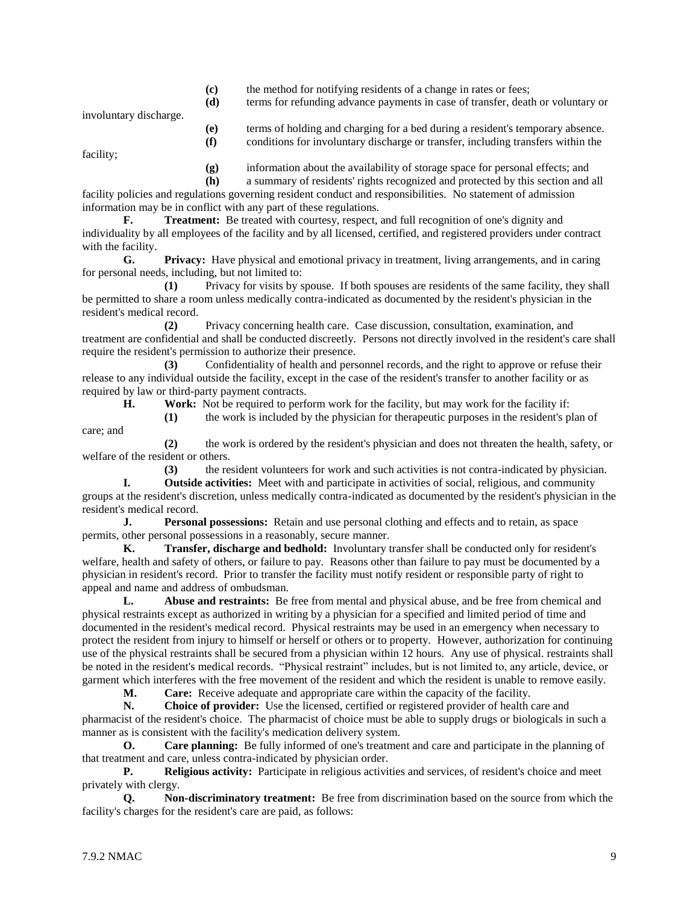**(c)** the method for notifying residents of a change in rates or fees;

**(d)** terms for refunding advance payments in case of transfer, death or voluntary or involuntary discharge.

**(e)** terms of holding and charging for a bed during a resident's temporary absence.

**(f)** conditions for involuntary discharge or transfer, including transfers within the facility;

**(g)** information about the availability of storage space for personal effects; and

**(h)** a summary of residents' rights recognized and protected by this section and all facility policies and regulations governing resident conduct and responsibilities. No statement of admission information may be in conflict with any part of these regulations.

**F. Treatment:** Be treated with courtesy, respect, and full recognition of one's dignity and individuality by all employees of the facility and by all licensed, certified, and registered providers under contract with the facility.

**G. Privacy:** Have physical and emotional privacy in treatment, living arrangements, and in caring for personal needs, including, but not limited to:

**(1)** Privacy for visits by spouse. If both spouses are residents of the same facility, they shall be permitted to share a room unless medically contra-indicated as documented by the resident's physician in the resident's medical record.

**(2)** Privacy concerning health care. Case discussion, consultation, examination, and treatment are confidential and shall be conducted discreetly. Persons not directly involved in the resident's care shall require the resident's permission to authorize their presence.

**(3)** Confidentiality of health and personnel records, and the right to approve or refuse their release to any individual outside the facility, except in the case of the resident's transfer to another facility or as required by law or third-party payment contracts.

**H. Work:** Not be required to perform work for the facility, but may work for the facility if:

**(1)** the work is included by the physician for therapeutic purposes in the resident's plan of care; and

**(2)** the work is ordered by the resident's physician and does not threaten the health, safety, or welfare of the resident or others.

**(3)** the resident volunteers for work and such activities is not contra-indicated by physician.

**I. Outside activities:** Meet with and participate in activities of social, religious, and community groups at the resident's discretion, unless medically contra-indicated as documented by the resident's physician in the resident's medical record.

**J. Personal possessions:** Retain and use personal clothing and effects and to retain, as space permits, other personal possessions in a reasonably, secure manner.

**K. Transfer, discharge and bedhold:** Involuntary transfer shall be conducted only for resident's welfare, health and safety of others, or failure to pay. Reasons other than failure to pay must be documented by a physician in resident's record. Prior to transfer the facility must notify resident or responsible party of right to appeal and name and address of ombudsman.

**L. Abuse and restraints:** Be free from mental and physical abuse, and be free from chemical and physical restraints except as authorized in writing by a physician for a specified and limited period of time and documented in the resident's medical record. Physical restraints may be used in an emergency when necessary to protect the resident from injury to himself or herself or others or to property. However, authorization for continuing use of the physical restraints shall be secured from a physician within 12 hours. Any use of physical. restraints shall be noted in the resident's medical records. "Physical restraint" includes, but is not limited to, any article, device, or garment which interferes with the free movement of the resident and which the resident is unable to remove easily.

**M. Care:** Receive adequate and appropriate care within the capacity of the facility.

**N. Choice of provider:** Use the licensed, certified or registered provider of health care and pharmacist of the resident's choice. The pharmacist of choice must be able to supply drugs or biologicals in such a manner as is consistent with the facility's medication delivery system.

**O. Care planning:** Be fully informed of one's treatment and care and participate in the planning of that treatment and care, unless contra-indicated by physician order.

**P. Religious activity:** Participate in religious activities and services, of resident's choice and meet privately with clergy.

**Q. Non-discriminatory treatment:** Be free from discrimination based on the source from which the facility's charges for the resident's care are paid, as follows: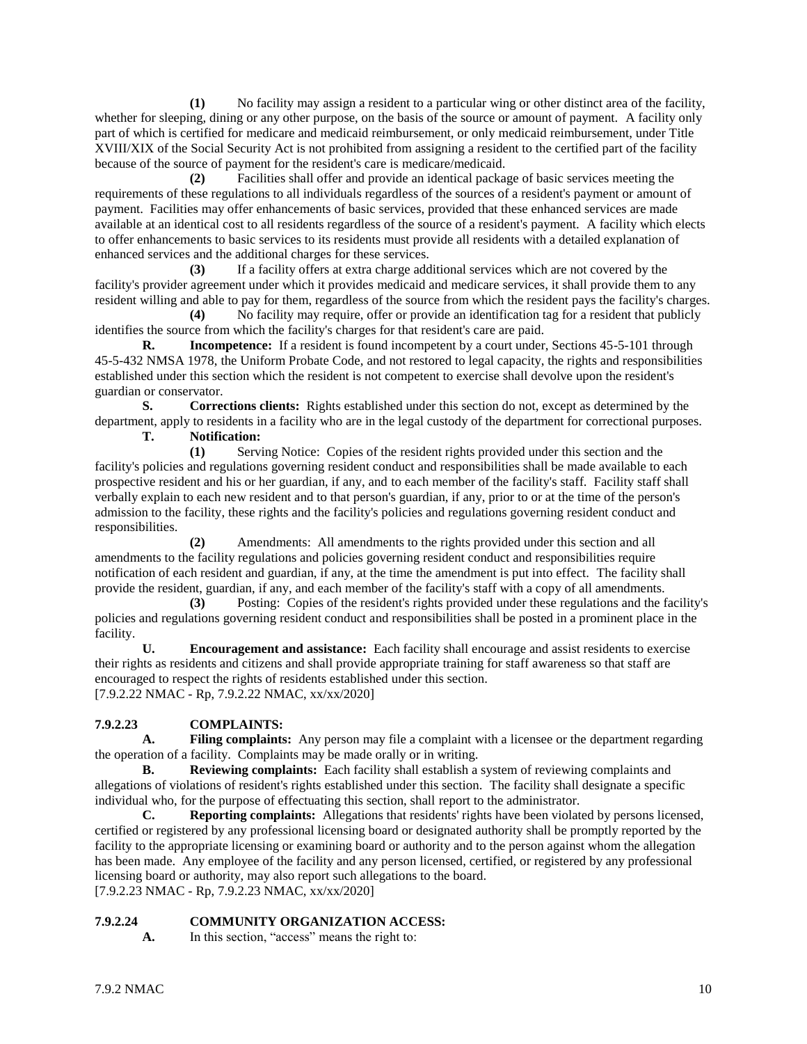**(1)** No facility may assign a resident to a particular wing or other distinct area of the facility, whether for sleeping, dining or any other purpose, on the basis of the source or amount of payment. A facility only part of which is certified for medicare and medicaid reimbursement, or only medicaid reimbursement, under Title XVIII/XIX of the Social Security Act is not prohibited from assigning a resident to the certified part of the facility because of the source of payment for the resident's care is medicare/medicaid.

**(2)** Facilities shall offer and provide an identical package of basic services meeting the requirements of these regulations to all individuals regardless of the sources of a resident's payment or amount of payment. Facilities may offer enhancements of basic services, provided that these enhanced services are made available at an identical cost to all residents regardless of the source of a resident's payment. A facility which elects to offer enhancements to basic services to its residents must provide all residents with a detailed explanation of enhanced services and the additional charges for these services.

**(3)** If a facility offers at extra charge additional services which are not covered by the facility's provider agreement under which it provides medicaid and medicare services, it shall provide them to any resident willing and able to pay for them, regardless of the source from which the resident pays the facility's charges.

**(4)** No facility may require, offer or provide an identification tag for a resident that publicly identifies the source from which the facility's charges for that resident's care are paid.

**R. Incompetence:** If a resident is found incompetent by a court under, Sections 45-5-101 through 45-5-432 NMSA 1978, the Uniform Probate Code, and not restored to legal capacity, the rights and responsibilities established under this section which the resident is not competent to exercise shall devolve upon the resident's guardian or conservator.

**S. Corrections clients:** Rights established under this section do not, except as determined by the department, apply to residents in a facility who are in the legal custody of the department for correctional purposes.

**T. Notification:**

**(1)** Serving Notice: Copies of the resident rights provided under this section and the facility's policies and regulations governing resident conduct and responsibilities shall be made available to each prospective resident and his or her guardian, if any, and to each member of the facility's staff. Facility staff shall verbally explain to each new resident and to that person's guardian, if any, prior to or at the time of the person's admission to the facility, these rights and the facility's policies and regulations governing resident conduct and responsibilities.

**(2)** Amendments: All amendments to the rights provided under this section and all amendments to the facility regulations and policies governing resident conduct and responsibilities require notification of each resident and guardian, if any, at the time the amendment is put into effect. The facility shall provide the resident, guardian, if any, and each member of the facility's staff with a copy of all amendments.

**(3)** Posting: Copies of the resident's rights provided under these regulations and the facility's policies and regulations governing resident conduct and responsibilities shall be posted in a prominent place in the facility.

**U. Encouragement and assistance:** Each facility shall encourage and assist residents to exercise their rights as residents and citizens and shall provide appropriate training for staff awareness so that staff are encouraged to respect the rights of residents established under this section.

[7.9.2.22 NMAC - Rp, 7.9.2.22 NMAC, xx/xx/2020]

**7.9.2.23 COMPLAINTS:**

**A. Filing complaints:** Any person may file a complaint with a licensee or the department regarding the operation of a facility. Complaints may be made orally or in writing.

**B. Reviewing complaints:** Each facility shall establish a system of reviewing complaints and allegations of violations of resident's rights established under this section. The facility shall designate a specific individual who, for the purpose of effectuating this section, shall report to the administrator.

**C. Reporting complaints:** Allegations that residents' rights have been violated by persons licensed, certified or registered by any professional licensing board or designated authority shall be promptly reported by the facility to the appropriate licensing or examining board or authority and to the person against whom the allegation has been made. Any employee of the facility and any person licensed, certified, or registered by any professional licensing board or authority, may also report such allegations to the board.

[7.9.2.23 NMAC - Rp, 7.9.2.23 NMAC, xx/xx/2020]

**7.9.2.24 COMMUNITY ORGANIZATION ACCESS:**

**A.** In this section, "access" means the right to: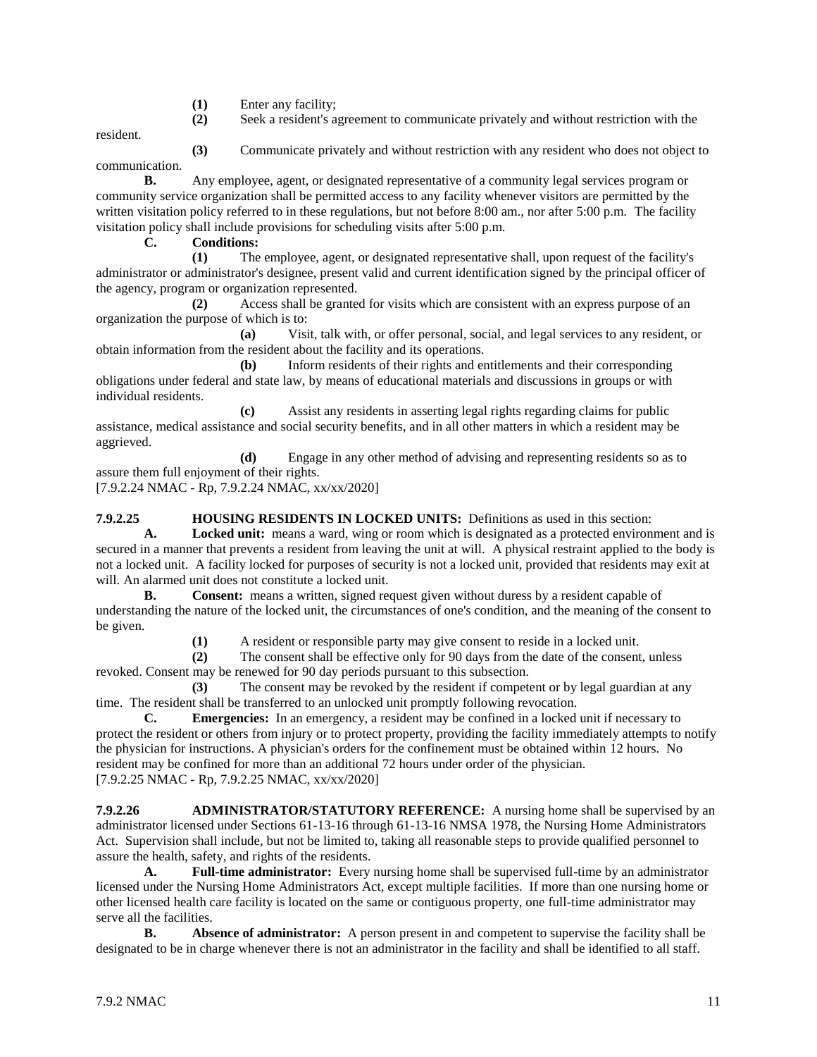**(1)** Enter any facility;

**(2)** Seek a resident's agreement to communicate privately and without restriction with the resident.

**(3)** Communicate privately and without restriction with any resident who does not object to communication.

**B.** Any employee, agent, or designated representative of a community legal services program or community service organization shall be permitted access to any facility whenever visitors are permitted by the written visitation policy referred to in these regulations, but not before 8:00 am., nor after 5:00 p.m. The facility visitation policy shall include provisions for scheduling visits after 5:00 p.m.

**C.** **Conditions:**

**(1)** The employee, agent, or designated representative shall, upon request of the facility's administrator or administrator's designee, present valid and current identification signed by the principal officer of the agency, program or organization represented.

**(2)** Access shall be granted for visits which are consistent with an express purpose of an organization the purpose of which is to:

**(a)** Visit, talk with, or offer personal, social, and legal services to any resident, or obtain information from the resident about the facility and its operations.

**(b)** Inform residents of their rights and entitlements and their corresponding obligations under federal and state law, by means of educational materials and discussions in groups or with individual residents.

**(c)** Assist any residents in asserting legal rights regarding claims for public assistance, medical assistance and social security benefits, and in all other matters in which a resident may be aggrieved.

**(d)** Engage in any other method of advising and representing residents so as to assure them full enjoyment of their rights.

[7.9.2.24 NMAC - Rp, 7.9.2.24 NMAC, xx/xx/2020]

**7.9.2.25 HOUSING RESIDENTS IN LOCKED UNITS:** Definitions as used in this section:

**A.** **Locked unit:** means a ward, wing or room which is designated as a protected environment and is secured in a manner that prevents a resident from leaving the unit at will. A physical restraint applied to the body is not a locked unit. A facility locked for purposes of security is not a locked unit, provided that residents may exit at will. An alarmed unit does not constitute a locked unit.

**B.** **Consent:** means a written, signed request given without duress by a resident capable of understanding the nature of the locked unit, the circumstances of one's condition, and the meaning of the consent to be given.

**(1)** A resident or responsible party may give consent to reside in a locked unit.

**(2)** The consent shall be effective only for 90 days from the date of the consent, unless revoked. Consent may be renewed for 90 day periods pursuant to this subsection.

**(3)** The consent may be revoked by the resident if competent or by legal guardian at any time. The resident shall be transferred to an unlocked unit promptly following revocation.

**C.** **Emergencies:** In an emergency, a resident may be confined in a locked unit if necessary to protect the resident or others from injury or to protect property, providing the facility immediately attempts to notify the physician for instructions. A physician's orders for the confinement must be obtained within 12 hours. No resident may be confined for more than an additional 72 hours under order of the physician.

[7.9.2.25 NMAC - Rp, 7.9.2.25 NMAC, xx/xx/2020]

**7.9.2.26 ADMINISTRATOR/STATUTORY REFERENCE:** A nursing home shall be supervised by an administrator licensed under Sections 61-13-16 through 61-13-16 NMSA 1978, the Nursing Home Administrators Act. Supervision shall include, but not be limited to, taking all reasonable steps to provide qualified personnel to assure the health, safety, and rights of the residents.

**A.** **Full-time administrator:** Every nursing home shall be supervised full-time by an administrator licensed under the Nursing Home Administrators Act, except multiple facilities. If more than one nursing home or other licensed health care facility is located on the same or contiguous property, one full-time administrator may serve all the facilities.

**B.** **Absence of administrator:** A person present in and competent to supervise the facility shall be designated to be in charge whenever there is not an administrator in the facility and shall be identified to all staff.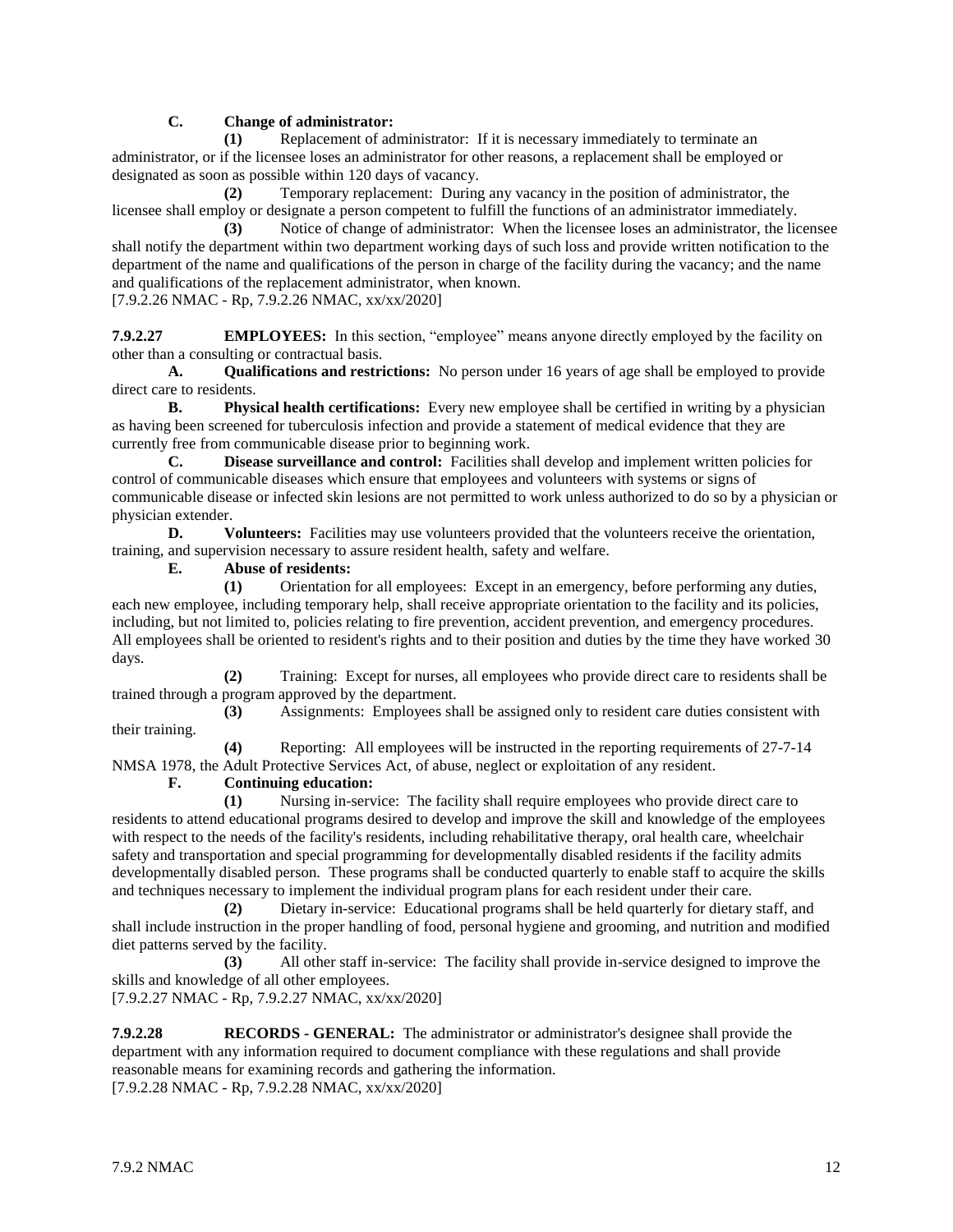**C. Change of administrator:**

**(1)** Replacement of administrator: If it is necessary immediately to terminate an administrator, or if the licensee loses an administrator for other reasons, a replacement shall be employed or designated as soon as possible within 120 days of vacancy.

**(2)** Temporary replacement: During any vacancy in the position of administrator, the licensee shall employ or designate a person competent to fulfill the functions of an administrator immediately.

**(3)** Notice of change of administrator: When the licensee loses an administrator, the licensee shall notify the department within two department working days of such loss and provide written notification to the department of the name and qualifications of the person in charge of the facility during the vacancy; and the name and qualifications of the replacement administrator, when known.

[7.9.2.26 NMAC - Rp, 7.9.2.26 NMAC, xx/xx/2020]

**7.9.2.27 EMPLOYEES:** In this section, "employee" means anyone directly employed by the facility on other than a consulting or contractual basis.

**A. Qualifications and restrictions:** No person under 16 years of age shall be employed to provide direct care to residents.

**B. Physical health certifications:** Every new employee shall be certified in writing by a physician as having been screened for tuberculosis infection and provide a statement of medical evidence that they are currently free from communicable disease prior to beginning work.

**C. Disease surveillance and control:** Facilities shall develop and implement written policies for control of communicable diseases which ensure that employees and volunteers with systems or signs of communicable disease or infected skin lesions are not permitted to work unless authorized to do so by a physician or physician extender.

**D. Volunteers:** Facilities may use volunteers provided that the volunteers receive the orientation, training, and supervision necessary to assure resident health, safety and welfare.

**E. Abuse of residents:**

**(1)** Orientation for all employees: Except in an emergency, before performing any duties, each new employee, including temporary help, shall receive appropriate orientation to the facility and its policies, including, but not limited to, policies relating to fire prevention, accident prevention, and emergency procedures. All employees shall be oriented to resident's rights and to their position and duties by the time they have worked 30 days.

**(2)** Training: Except for nurses, all employees who provide direct care to residents shall be trained through a program approved by the department.

**(3)** Assignments: Employees shall be assigned only to resident care duties consistent with their training.

**(4)** Reporting: All employees will be instructed in the reporting requirements of 27-7-14 NMSA 1978, the Adult Protective Services Act, of abuse, neglect or exploitation of any resident.

**F. Continuing education:**

**(1)** Nursing in-service: The facility shall require employees who provide direct care to residents to attend educational programs desired to develop and improve the skill and knowledge of the employees with respect to the needs of the facility's residents, including rehabilitative therapy, oral health care, wheelchair safety and transportation and special programming for developmentally disabled residents if the facility admits developmentally disabled person. These programs shall be conducted quarterly to enable staff to acquire the skills and techniques necessary to implement the individual program plans for each resident under their care.

**(2)** Dietary in-service: Educational programs shall be held quarterly for dietary staff, and shall include instruction in the proper handling of food, personal hygiene and grooming, and nutrition and modified diet patterns served by the facility.

**(3)** All other staff in-service: The facility shall provide in-service designed to improve the skills and knowledge of all other employees.

[7.9.2.27 NMAC - Rp, 7.9.2.27 NMAC, xx/xx/2020]

**7.9.2.28 RECORDS - GENERAL:** The administrator or administrator's designee shall provide the department with any information required to document compliance with these regulations and shall provide reasonable means for examining records and gathering the information.

[7.9.2.28 NMAC - Rp, 7.9.2.28 NMAC, xx/xx/2020]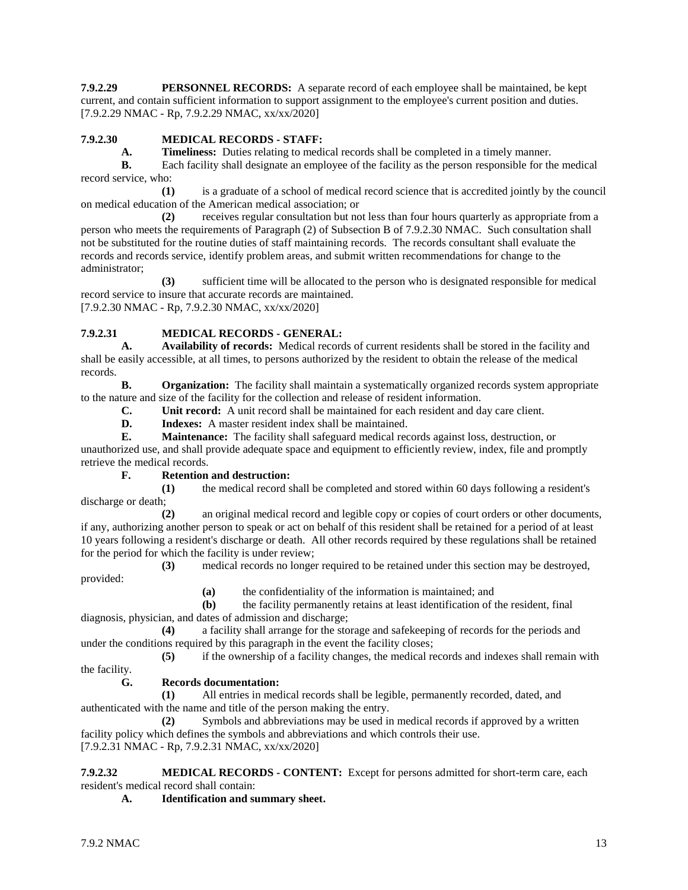**7.9.2.29 PERSONNEL RECORDS:** A separate record of each employee shall be maintained, be kept current, and contain sufficient information to support assignment to the employee's current position and duties.
[7.9.2.29 NMAC - Rp, 7.9.2.29 NMAC, xx/xx/2020]

**7.9.2.30 MEDICAL RECORDS - STAFF:**

**A. Timeliness:** Duties relating to medical records shall be completed in a timely manner.

**B.** Each facility shall designate an employee of the facility as the person responsible for the medical record service, who:

**(1)** is a graduate of a school of medical record science that is accredited jointly by the council on medical education of the American medical association; or

**(2)** receives regular consultation but not less than four hours quarterly as appropriate from a person who meets the requirements of Paragraph (2) of Subsection B of 7.9.2.30 NMAC. Such consultation shall not be substituted for the routine duties of staff maintaining records. The records consultant shall evaluate the records and records service, identify problem areas, and submit written recommendations for change to the administrator;

**(3)** sufficient time will be allocated to the person who is designated responsible for medical record service to insure that accurate records are maintained.
[7.9.2.30 NMAC - Rp, 7.9.2.30 NMAC, xx/xx/2020]

**7.9.2.31 MEDICAL RECORDS - GENERAL:**

**A. Availability of records:** Medical records of current residents shall be stored in the facility and shall be easily accessible, at all times, to persons authorized by the resident to obtain the release of the medical records.

**B. Organization:** The facility shall maintain a systematically organized records system appropriate to the nature and size of the facility for the collection and release of resident information.

**C. Unit record:** A unit record shall be maintained for each resident and day care client.

**D. Indexes:** A master resident index shall be maintained.

**E. Maintenance:** The facility shall safeguard medical records against loss, destruction, or unauthorized use, and shall provide adequate space and equipment to efficiently review, index, file and promptly retrieve the medical records.

**F. Retention and destruction:**

**(1)** the medical record shall be completed and stored within 60 days following a resident's discharge or death;

**(2)** an original medical record and legible copy or copies of court orders or other documents, if any, authorizing another person to speak or act on behalf of this resident shall be retained for a period of at least 10 years following a resident's discharge or death. All other records required by these regulations shall be retained for the period for which the facility is under review;

**(3)** medical records no longer required to be retained under this section may be destroyed, provided:

**(a)** the confidentiality of the information is maintained; and

**(b)** the facility permanently retains at least identification of the resident, final diagnosis, physician, and dates of admission and discharge;

**(4)** a facility shall arrange for the storage and safekeeping of records for the periods and under the conditions required by this paragraph in the event the facility closes;

**(5)** if the ownership of a facility changes, the medical records and indexes shall remain with the facility.

**G. Records documentation:**

**(1)** All entries in medical records shall be legible, permanently recorded, dated, and authenticated with the name and title of the person making the entry.

**(2)** Symbols and abbreviations may be used in medical records if approved by a written facility policy which defines the symbols and abbreviations and which controls their use.
[7.9.2.31 NMAC - Rp, 7.9.2.31 NMAC, xx/xx/2020]

**7.9.2.32 MEDICAL RECORDS - CONTENT:** Except for persons admitted for short-term care, each resident's medical record shall contain:

**A. Identification and summary sheet.**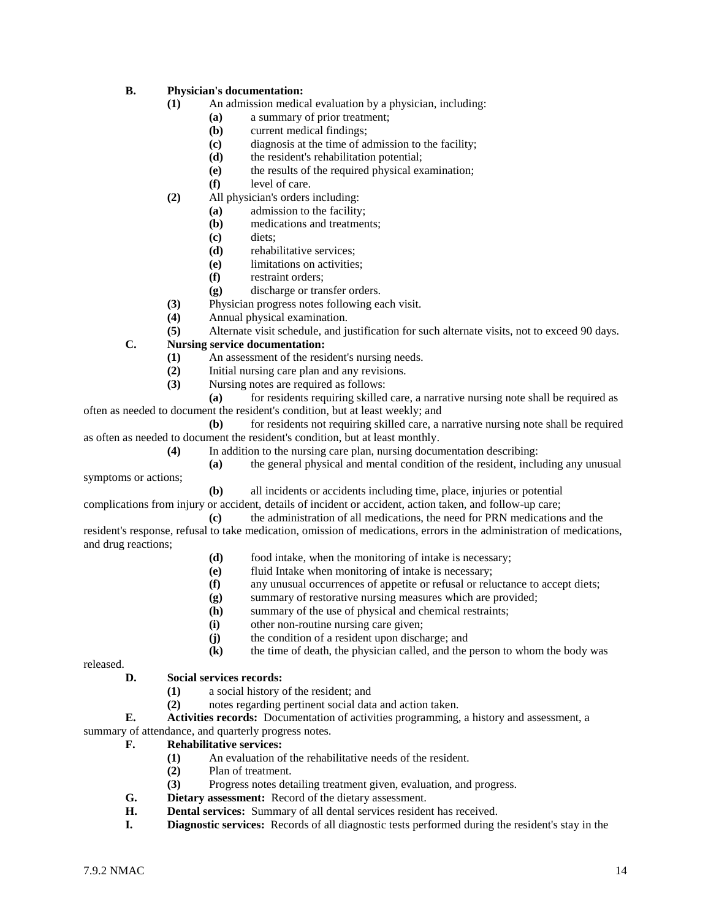**B. Physician's documentation:**

**(1)** An admission medical evaluation by a physician, including:

**(a)** a summary of prior treatment;

**(b)** current medical findings;

**(c)** diagnosis at the time of admission to the facility;

**(d)** the resident's rehabilitation potential;

**(e)** the results of the required physical examination;

**(f)** level of care.

**(2)** All physician's orders including:

**(a)** admission to the facility;

**(b)** medications and treatments;

**(c)** diets;

**(d)** rehabilitative services;

**(e)** limitations on activities;

**(f)** restraint orders;

**(g)** discharge or transfer orders.

**(3)** Physician progress notes following each visit.

**(4)** Annual physical examination.

**(5)** Alternate visit schedule, and justification for such alternate visits, not to exceed 90 days.

**C. Nursing service documentation:**

**(1)** An assessment of the resident's nursing needs.

**(2)** Initial nursing care plan and any revisions.

**(3)** Nursing notes are required as follows:

**(a)** for residents requiring skilled care, a narrative nursing note shall be required as often as needed to document the resident's condition, but at least weekly; and

**(b)** for residents not requiring skilled care, a narrative nursing note shall be required as often as needed to document the resident's condition, but at least monthly.

**(4)** In addition to the nursing care plan, nursing documentation describing:

**(a)** the general physical and mental condition of the resident, including any unusual symptoms or actions;

**(b)** all incidents or accidents including time, place, injuries or potential complications from injury or accident, details of incident or accident, action taken, and follow-up care;

**(c)** the administration of all medications, the need for PRN medications and the resident's response, refusal to take medication, omission of medications, errors in the administration of medications, and drug reactions;

**(d)** food intake, when the monitoring of intake is necessary;

**(e)** fluid Intake when monitoring of intake is necessary;

**(f)** any unusual occurrences of appetite or refusal or reluctance to accept diets;

**(g)** summary of restorative nursing measures which are provided;

**(h)** summary of the use of physical and chemical restraints;

**(i)** other non-routine nursing care given;

**(j)** the condition of a resident upon discharge; and

**(k)** the time of death, the physician called, and the person to whom the body was released.

**D. Social services records:**

**(1)** a social history of the resident; and

**(2)** notes regarding pertinent social data and action taken.

**E. Activities records:** Documentation of activities programming, a history and assessment, a summary of attendance, and quarterly progress notes.

**F. Rehabilitative services:**

**(1)** An evaluation of the rehabilitative needs of the resident.

**(2)** Plan of treatment.

**(3)** Progress notes detailing treatment given, evaluation, and progress.

**G. Dietary assessment:** Record of the dietary assessment.

**H. Dental services:** Summary of all dental services resident has received.

**I. Diagnostic services:** Records of all diagnostic tests performed during the resident's stay in the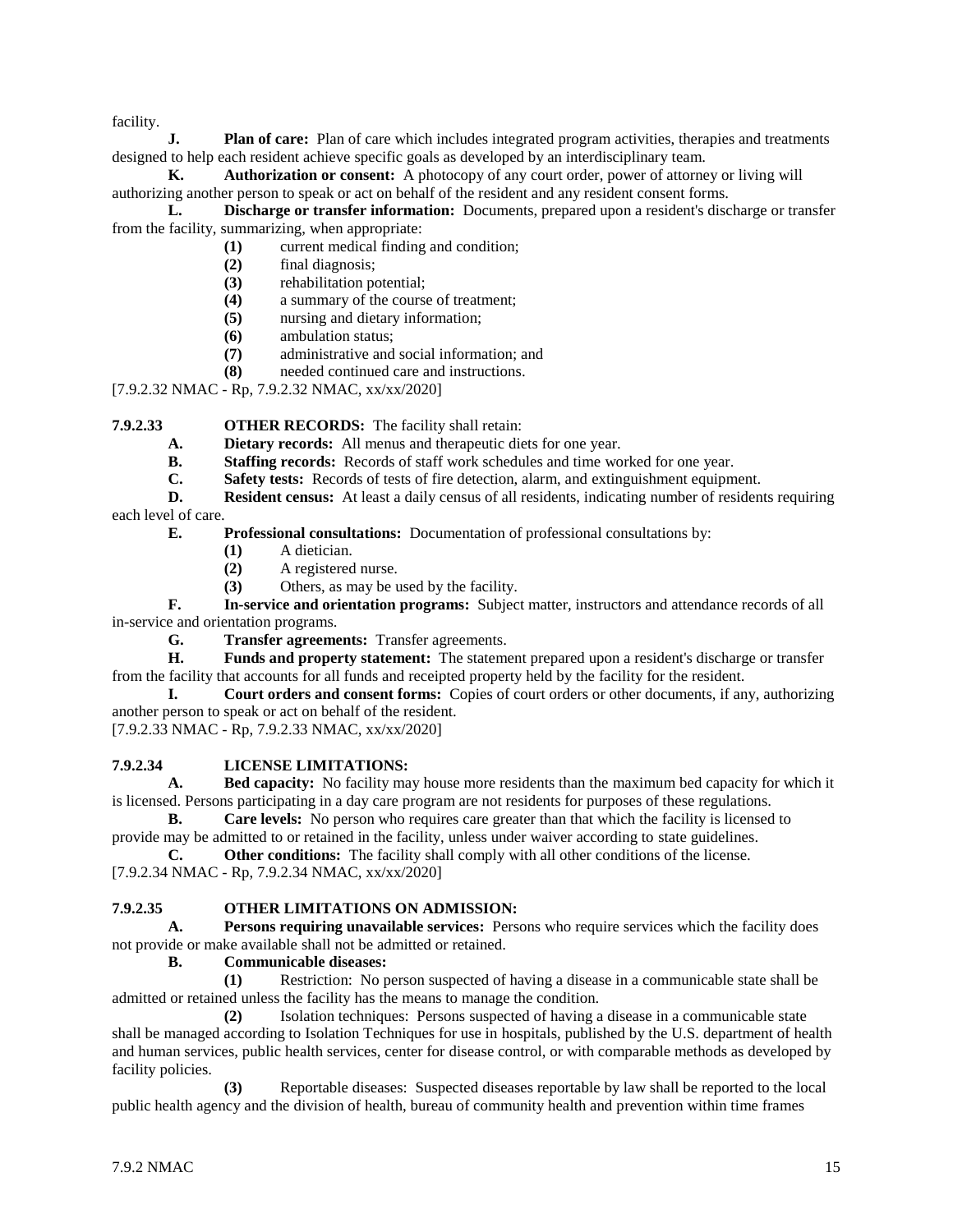facility.

**J. Plan of care:** Plan of care which includes integrated program activities, therapies and treatments designed to help each resident achieve specific goals as developed by an interdisciplinary team.

**K. Authorization or consent:** A photocopy of any court order, power of attorney or living will authorizing another person to speak or act on behalf of the resident and any resident consent forms.

**L. Discharge or transfer information:** Documents, prepared upon a resident's discharge or transfer from the facility, summarizing, when appropriate:

**(1)** current medical finding and condition;
**(2)** final diagnosis;
**(3)** rehabilitation potential;
**(4)** a summary of the course of treatment;
**(5)** nursing and dietary information;
**(6)** ambulation status;
**(7)** administrative and social information; and
**(8)** needed continued care and instructions.

[7.9.2.32 NMAC - Rp, 7.9.2.32 NMAC, xx/xx/2020]

**7.9.2.33 OTHER RECORDS:** The facility shall retain:

**A. Dietary records:** All menus and therapeutic diets for one year.

**B. Staffing records:** Records of staff work schedules and time worked for one year.

**C. Safety tests:** Records of tests of fire detection, alarm, and extinguishment equipment.

**D. Resident census:** At least a daily census of all residents, indicating number of residents requiring each level of care.

**E. Professional consultations:** Documentation of professional consultations by:

**(1)** A dietician.
**(2)** A registered nurse.
**(3)** Others, as may be used by the facility.

**F. In-service and orientation programs:** Subject matter, instructors and attendance records of all in-service and orientation programs.

**G. Transfer agreements:** Transfer agreements.

**H. Funds and property statement:** The statement prepared upon a resident's discharge or transfer from the facility that accounts for all funds and receipted property held by the facility for the resident.

**I. Court orders and consent forms:** Copies of court orders or other documents, if any, authorizing another person to speak or act on behalf of the resident.

[7.9.2.33 NMAC - Rp, 7.9.2.33 NMAC, xx/xx/2020]

**7.9.2.34 LICENSE LIMITATIONS:**

**A. Bed capacity:** No facility may house more residents than the maximum bed capacity for which it is licensed. Persons participating in a day care program are not residents for purposes of these regulations.

**B. Care levels:** No person who requires care greater than that which the facility is licensed to provide may be admitted to or retained in the facility, unless under waiver according to state guidelines.

**C. Other conditions:** The facility shall comply with all other conditions of the license.

[7.9.2.34 NMAC - Rp, 7.9.2.34 NMAC, xx/xx/2020]

**7.9.2.35 OTHER LIMITATIONS ON ADMISSION:**

**A. Persons requiring unavailable services:** Persons who require services which the facility does not provide or make available shall not be admitted or retained.

**B. Communicable diseases:**

**(1)** Restriction: No person suspected of having a disease in a communicable state shall be admitted or retained unless the facility has the means to manage the condition.

**(2)** Isolation techniques: Persons suspected of having a disease in a communicable state shall be managed according to Isolation Techniques for use in hospitals, published by the U.S. department of health and human services, public health services, center for disease control, or with comparable methods as developed by facility policies.

**(3)** Reportable diseases: Suspected diseases reportable by law shall be reported to the local public health agency and the division of health, bureau of community health and prevention within time frames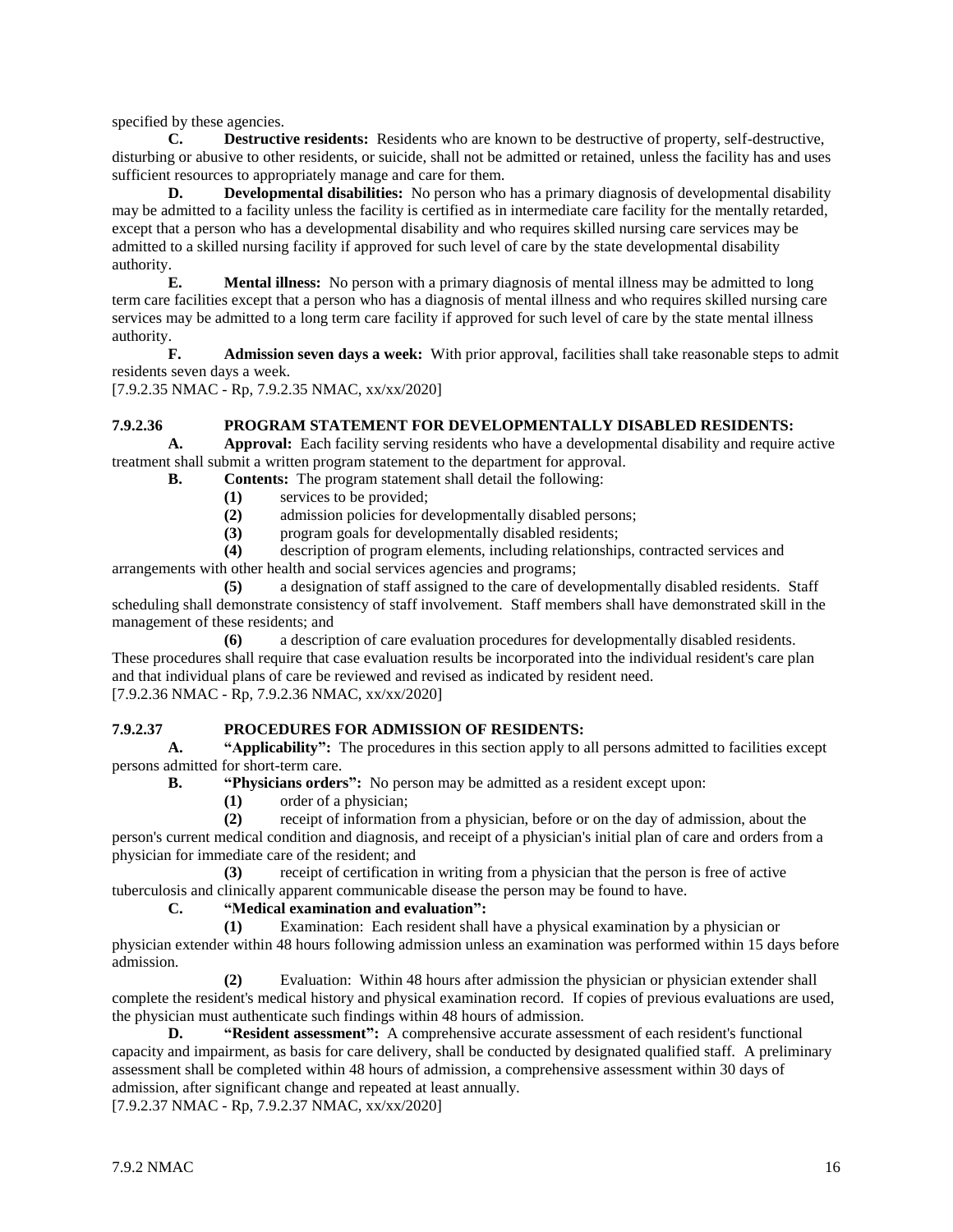specified by these agencies.

**C. Destructive residents:** Residents who are known to be destructive of property, self-destructive, disturbing or abusive to other residents, or suicide, shall not be admitted or retained, unless the facility has and uses sufficient resources to appropriately manage and care for them.

**D. Developmental disabilities:** No person who has a primary diagnosis of developmental disability may be admitted to a facility unless the facility is certified as in intermediate care facility for the mentally retarded, except that a person who has a developmental disability and who requires skilled nursing care services may be admitted to a skilled nursing facility if approved for such level of care by the state developmental disability authority.

**E. Mental illness:** No person with a primary diagnosis of mental illness may be admitted to long term care facilities except that a person who has a diagnosis of mental illness and who requires skilled nursing care services may be admitted to a long term care facility if approved for such level of care by the state mental illness authority.

**F. Admission seven days a week:** With prior approval, facilities shall take reasonable steps to admit residents seven days a week.

[7.9.2.35 NMAC - Rp, 7.9.2.35 NMAC, xx/xx/2020]

**7.9.2.36 PROGRAM STATEMENT FOR DEVELOPMENTALLY DISABLED RESIDENTS:**

**A. Approval:** Each facility serving residents who have a developmental disability and require active treatment shall submit a written program statement to the department for approval.

**B. Contents:** The program statement shall detail the following:

**(1)** services to be provided;

**(2)** admission policies for developmentally disabled persons;

**(3)** program goals for developmentally disabled residents;

**(4)** description of program elements, including relationships, contracted services and arrangements with other health and social services agencies and programs;

**(5)** a designation of staff assigned to the care of developmentally disabled residents. Staff scheduling shall demonstrate consistency of staff involvement. Staff members shall have demonstrated skill in the management of these residents; and

**(6)** a description of care evaluation procedures for developmentally disabled residents. These procedures shall require that case evaluation results be incorporated into the individual resident's care plan and that individual plans of care be reviewed and revised as indicated by resident need.

[7.9.2.36 NMAC - Rp, 7.9.2.36 NMAC, xx/xx/2020]

**7.9.2.37 PROCEDURES FOR ADMISSION OF RESIDENTS:**

**A. "Applicability":** The procedures in this section apply to all persons admitted to facilities except persons admitted for short-term care.

**B. "Physicians orders":** No person may be admitted as a resident except upon:

**(1)** order of a physician;

**(2)** receipt of information from a physician, before or on the day of admission, about the person's current medical condition and diagnosis, and receipt of a physician's initial plan of care and orders from a physician for immediate care of the resident; and

**(3)** receipt of certification in writing from a physician that the person is free of active tuberculosis and clinically apparent communicable disease the person may be found to have.

**C. "Medical examination and evaluation":**

**(1)** Examination: Each resident shall have a physical examination by a physician or physician extender within 48 hours following admission unless an examination was performed within 15 days before admission.

**(2)** Evaluation: Within 48 hours after admission the physician or physician extender shall complete the resident's medical history and physical examination record. If copies of previous evaluations are used, the physician must authenticate such findings within 48 hours of admission.

**D. "Resident assessment":** A comprehensive accurate assessment of each resident's functional capacity and impairment, as basis for care delivery, shall be conducted by designated qualified staff. A preliminary assessment shall be completed within 48 hours of admission, a comprehensive assessment within 30 days of admission, after significant change and repeated at least annually.

[7.9.2.37 NMAC - Rp, 7.9.2.37 NMAC, xx/xx/2020]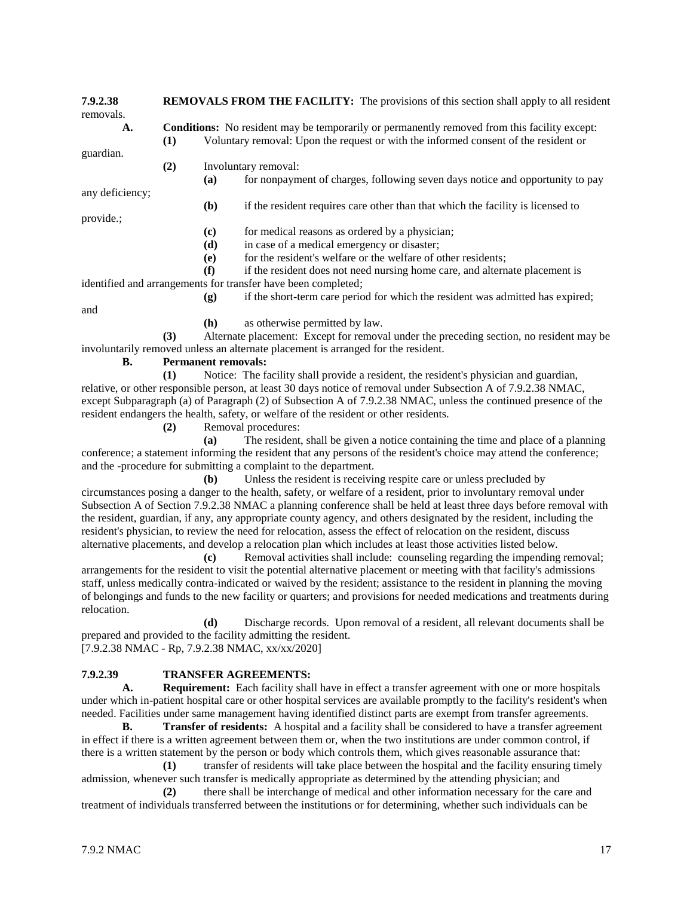**7.9.2.38 REMOVALS FROM THE FACILITY:** The provisions of this section shall apply to all resident removals.

**A. Conditions:** No resident may be temporarily or permanently removed from this facility except:

**(1)** Voluntary removal: Upon the request or with the informed consent of the resident or guardian.

**(2)** Involuntary removal:

**(a)** for nonpayment of charges, following seven days notice and opportunity to pay any deficiency;

**(b)** if the resident requires care other than that which the facility is licensed to provide.;

**(c)** for medical reasons as ordered by a physician;

**(d)** in case of a medical emergency or disaster;

**(e)** for the resident's welfare or the welfare of other residents;

**(f)** if the resident does not need nursing home care, and alternate placement is identified and arrangements for transfer have been completed;

**(g)** if the short-term care period for which the resident was admitted has expired; and

**(h)** as otherwise permitted by law.

**(3)** Alternate placement: Except for removal under the preceding section, no resident may be involuntarily removed unless an alternate placement is arranged for the resident.

**B. Permanent removals:**

**(1)** Notice: The facility shall provide a resident, the resident's physician and guardian, relative, or other responsible person, at least 30 days notice of removal under Subsection A of 7.9.2.38 NMAC, except Subparagraph (a) of Paragraph (2) of Subsection A of 7.9.2.38 NMAC, unless the continued presence of the resident endangers the health, safety, or welfare of the resident or other residents.

**(2)** Removal procedures:

**(a)** The resident, shall be given a notice containing the time and place of a planning conference; a statement informing the resident that any persons of the resident's choice may attend the conference; and the -procedure for submitting a complaint to the department.

**(b)** Unless the resident is receiving respite care or unless precluded by circumstances posing a danger to the health, safety, or welfare of a resident, prior to involuntary removal under Subsection A of Section 7.9.2.38 NMAC a planning conference shall be held at least three days before removal with the resident, guardian, if any, any appropriate county agency, and others designated by the resident, including the resident's physician, to review the need for relocation, assess the effect of relocation on the resident, discuss alternative placements, and develop a relocation plan which includes at least those activities listed below.

**(c)** Removal activities shall include: counseling regarding the impending removal; arrangements for the resident to visit the potential alternative placement or meeting with that facility's admissions staff, unless medically contra-indicated or waived by the resident; assistance to the resident in planning the moving of belongings and funds to the new facility or quarters; and provisions for needed medications and treatments during relocation.

**(d)** Discharge records. Upon removal of a resident, all relevant documents shall be prepared and provided to the facility admitting the resident.

[7.9.2.38 NMAC - Rp, 7.9.2.38 NMAC, xx/xx/2020]

**7.9.2.39 TRANSFER AGREEMENTS:**

**A. Requirement:** Each facility shall have in effect a transfer agreement with one or more hospitals under which in-patient hospital care or other hospital services are available promptly to the facility's resident's when needed. Facilities under same management having identified distinct parts are exempt from transfer agreements.

**B. Transfer of residents:** A hospital and a facility shall be considered to have a transfer agreement in effect if there is a written agreement between them or, when the two institutions are under common control, if there is a written statement by the person or body which controls them, which gives reasonable assurance that:

**(1)** transfer of residents will take place between the hospital and the facility ensuring timely admission, whenever such transfer is medically appropriate as determined by the attending physician; and

**(2)** there shall be interchange of medical and other information necessary for the care and treatment of individuals transferred between the institutions or for determining, whether such individuals can be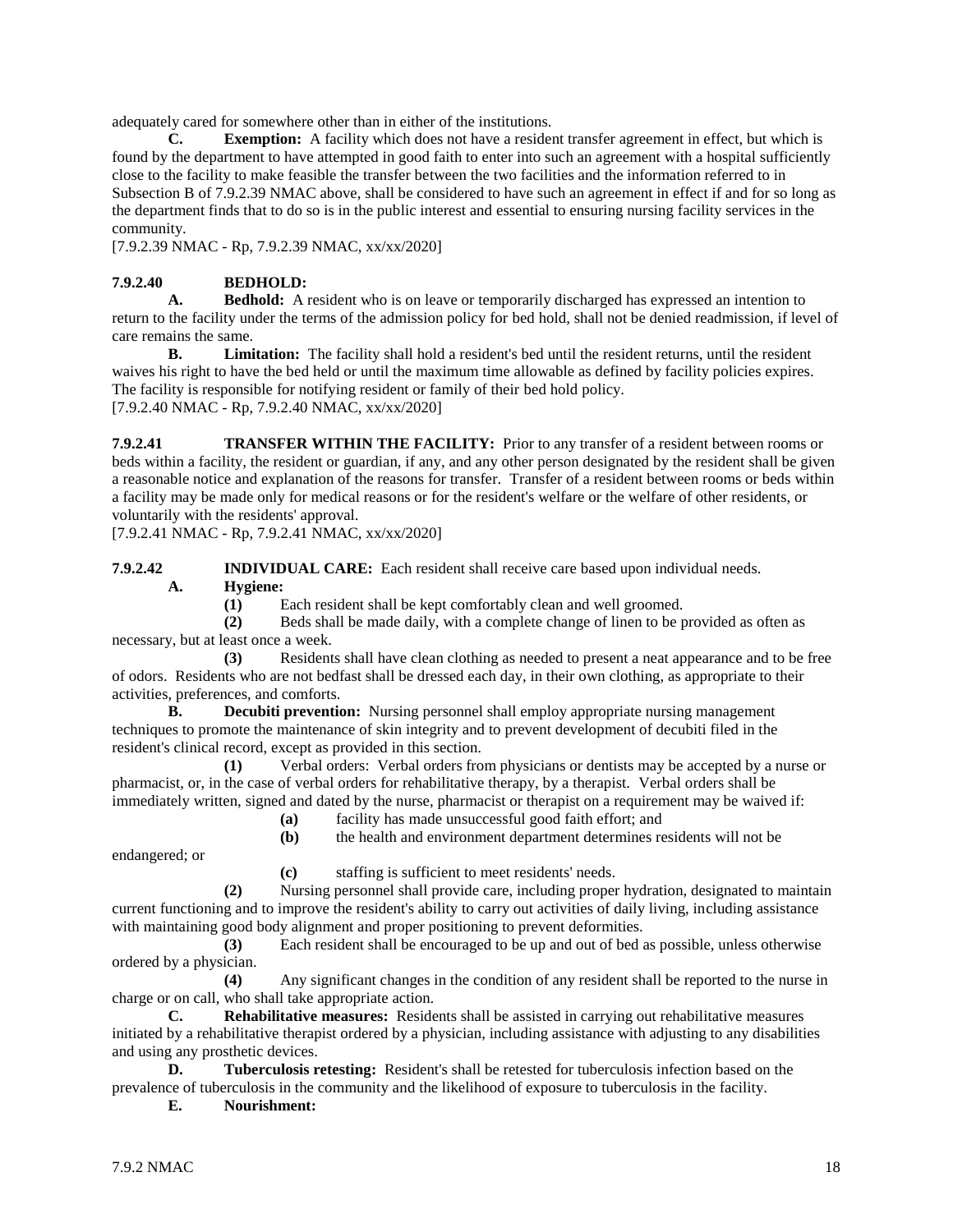adequately cared for somewhere other than in either of the institutions.

**C. Exemption:** A facility which does not have a resident transfer agreement in effect, but which is found by the department to have attempted in good faith to enter into such an agreement with a hospital sufficiently close to the facility to make feasible the transfer between the two facilities and the information referred to in Subsection B of 7.9.2.39 NMAC above, shall be considered to have such an agreement in effect if and for so long as the department finds that to do so is in the public interest and essential to ensuring nursing facility services in the community.

[7.9.2.39 NMAC - Rp, 7.9.2.39 NMAC, xx/xx/2020]

**7.9.2.40 BEDHOLD:**

**A. Bedhold:** A resident who is on leave or temporarily discharged has expressed an intention to return to the facility under the terms of the admission policy for bed hold, shall not be denied readmission, if level of care remains the same.

**B. Limitation:** The facility shall hold a resident's bed until the resident returns, until the resident waives his right to have the bed held or until the maximum time allowable as defined by facility policies expires. The facility is responsible for notifying resident or family of their bed hold policy.

[7.9.2.40 NMAC - Rp, 7.9.2.40 NMAC, xx/xx/2020]

**7.9.2.41 TRANSFER WITHIN THE FACILITY:** Prior to any transfer of a resident between rooms or beds within a facility, the resident or guardian, if any, and any other person designated by the resident shall be given a reasonable notice and explanation of the reasons for transfer. Transfer of a resident between rooms or beds within a facility may be made only for medical reasons or for the resident's welfare or the welfare of other residents, or voluntarily with the residents' approval.

[7.9.2.41 NMAC - Rp, 7.9.2.41 NMAC, xx/xx/2020]

**7.9.2.42 INDIVIDUAL CARE:** Each resident shall receive care based upon individual needs.

**A. Hygiene:**

**(1)** Each resident shall be kept comfortably clean and well groomed.

**(2)** Beds shall be made daily, with a complete change of linen to be provided as often as necessary, but at least once a week.

**(3)** Residents shall have clean clothing as needed to present a neat appearance and to be free of odors. Residents who are not bedfast shall be dressed each day, in their own clothing, as appropriate to their activities, preferences, and comforts.

**B. Decubiti prevention:** Nursing personnel shall employ appropriate nursing management techniques to promote the maintenance of skin integrity and to prevent development of decubiti filed in the resident's clinical record, except as provided in this section.

**(1)** Verbal orders: Verbal orders from physicians or dentists may be accepted by a nurse or pharmacist, or, in the case of verbal orders for rehabilitative therapy, by a therapist. Verbal orders shall be immediately written, signed and dated by the nurse, pharmacist or therapist on a requirement may be waived if:

**(a)** facility has made unsuccessful good faith effort; and

**(b)** the health and environment department determines residents will not be endangered; or

**(c)** staffing is sufficient to meet residents' needs.

**(2)** Nursing personnel shall provide care, including proper hydration, designated to maintain current functioning and to improve the resident's ability to carry out activities of daily living, including assistance with maintaining good body alignment and proper positioning to prevent deformities.

**(3)** Each resident shall be encouraged to be up and out of bed as possible, unless otherwise ordered by a physician.

**(4)** Any significant changes in the condition of any resident shall be reported to the nurse in charge or on call, who shall take appropriate action.

**C. Rehabilitative measures:** Residents shall be assisted in carrying out rehabilitative measures initiated by a rehabilitative therapist ordered by a physician, including assistance with adjusting to any disabilities and using any prosthetic devices.

**D. Tuberculosis retesting:** Resident's shall be retested for tuberculosis infection based on the prevalence of tuberculosis in the community and the likelihood of exposure to tuberculosis in the facility.

**E. Nourishment:**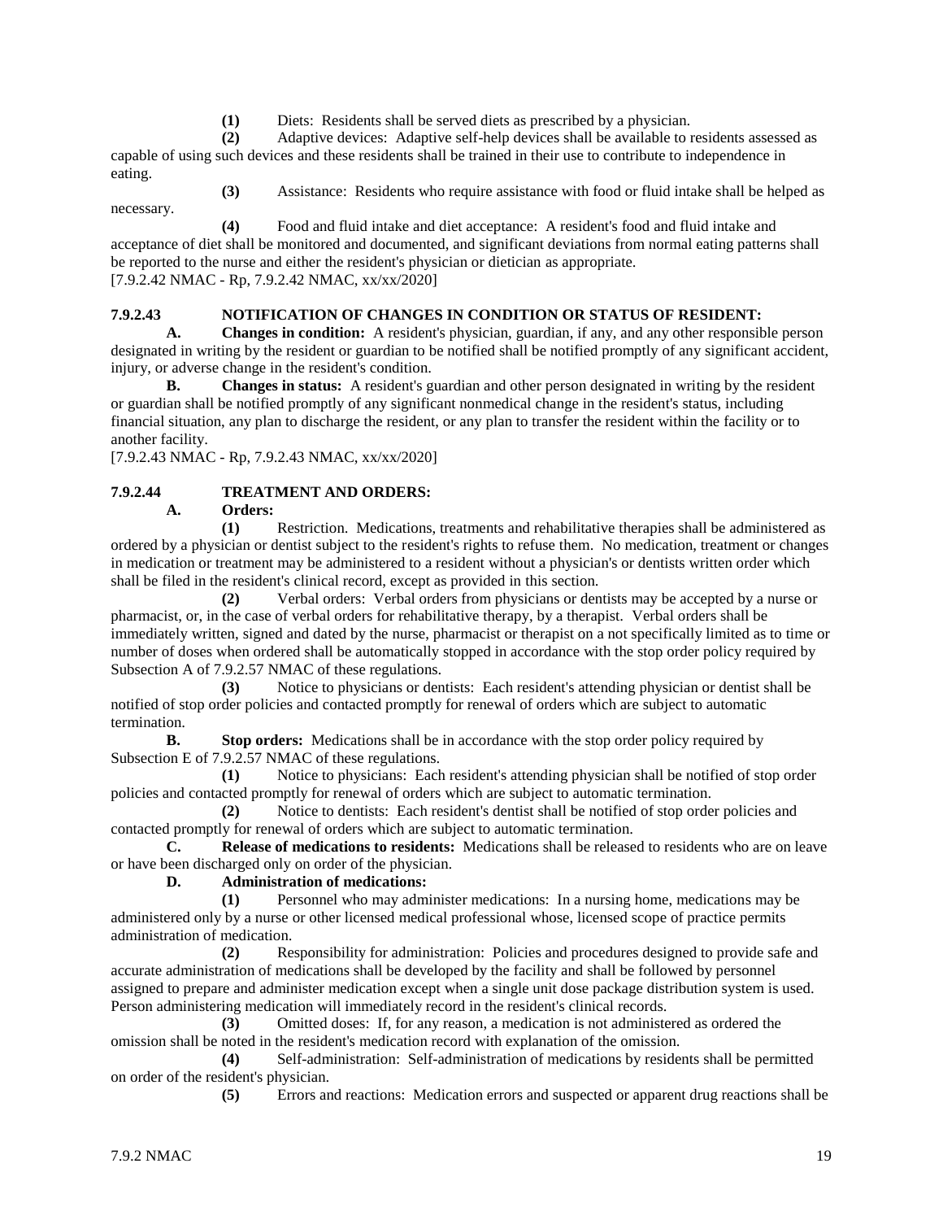**(1)** Diets: Residents shall be served diets as prescribed by a physician.

**(2)** Adaptive devices: Adaptive self-help devices shall be available to residents assessed as capable of using such devices and these residents shall be trained in their use to contribute to independence in eating.

**(3)** Assistance: Residents who require assistance with food or fluid intake shall be helped as necessary.

**(4)** Food and fluid intake and diet acceptance: A resident's food and fluid intake and acceptance of diet shall be monitored and documented, and significant deviations from normal eating patterns shall be reported to the nurse and either the resident's physician or dietician as appropriate.

[7.9.2.42 NMAC - Rp, 7.9.2.42 NMAC, xx/xx/2020]

**7.9.2.43 NOTIFICATION OF CHANGES IN CONDITION OR STATUS OF RESIDENT:**

**A. Changes in condition:** A resident's physician, guardian, if any, and any other responsible person designated in writing by the resident or guardian to be notified shall be notified promptly of any significant accident, injury, or adverse change in the resident's condition.

**B. Changes in status:** A resident's guardian and other person designated in writing by the resident or guardian shall be notified promptly of any significant nonmedical change in the resident's status, including financial situation, any plan to discharge the resident, or any plan to transfer the resident within the facility or to another facility.

[7.9.2.43 NMAC - Rp, 7.9.2.43 NMAC, xx/xx/2020]

**7.9.2.44 TREATMENT AND ORDERS:**

**A. Orders:**

**(1)** Restriction. Medications, treatments and rehabilitative therapies shall be administered as ordered by a physician or dentist subject to the resident's rights to refuse them. No medication, treatment or changes in medication or treatment may be administered to a resident without a physician's or dentists written order which shall be filed in the resident's clinical record, except as provided in this section.

**(2)** Verbal orders: Verbal orders from physicians or dentists may be accepted by a nurse or pharmacist, or, in the case of verbal orders for rehabilitative therapy, by a therapist. Verbal orders shall be immediately written, signed and dated by the nurse, pharmacist or therapist on a not specifically limited as to time or number of doses when ordered shall be automatically stopped in accordance with the stop order policy required by Subsection A of 7.9.2.57 NMAC of these regulations.

**(3)** Notice to physicians or dentists: Each resident's attending physician or dentist shall be notified of stop order policies and contacted promptly for renewal of orders which are subject to automatic termination.

**B. Stop orders:** Medications shall be in accordance with the stop order policy required by Subsection E of 7.9.2.57 NMAC of these regulations.

**(1)** Notice to physicians: Each resident's attending physician shall be notified of stop order policies and contacted promptly for renewal of orders which are subject to automatic termination.

**(2)** Notice to dentists: Each resident's dentist shall be notified of stop order policies and contacted promptly for renewal of orders which are subject to automatic termination.

**C. Release of medications to residents:** Medications shall be released to residents who are on leave or have been discharged only on order of the physician.

**D. Administration of medications:**

**(1)** Personnel who may administer medications: In a nursing home, medications may be administered only by a nurse or other licensed medical professional whose, licensed scope of practice permits administration of medication.

**(2)** Responsibility for administration: Policies and procedures designed to provide safe and accurate administration of medications shall be developed by the facility and shall be followed by personnel assigned to prepare and administer medication except when a single unit dose package distribution system is used. Person administering medication will immediately record in the resident's clinical records.

**(3)** Omitted doses: If, for any reason, a medication is not administered as ordered the omission shall be noted in the resident's medication record with explanation of the omission.

**(4)** Self-administration: Self-administration of medications by residents shall be permitted on order of the resident's physician.

**(5)** Errors and reactions: Medication errors and suspected or apparent drug reactions shall be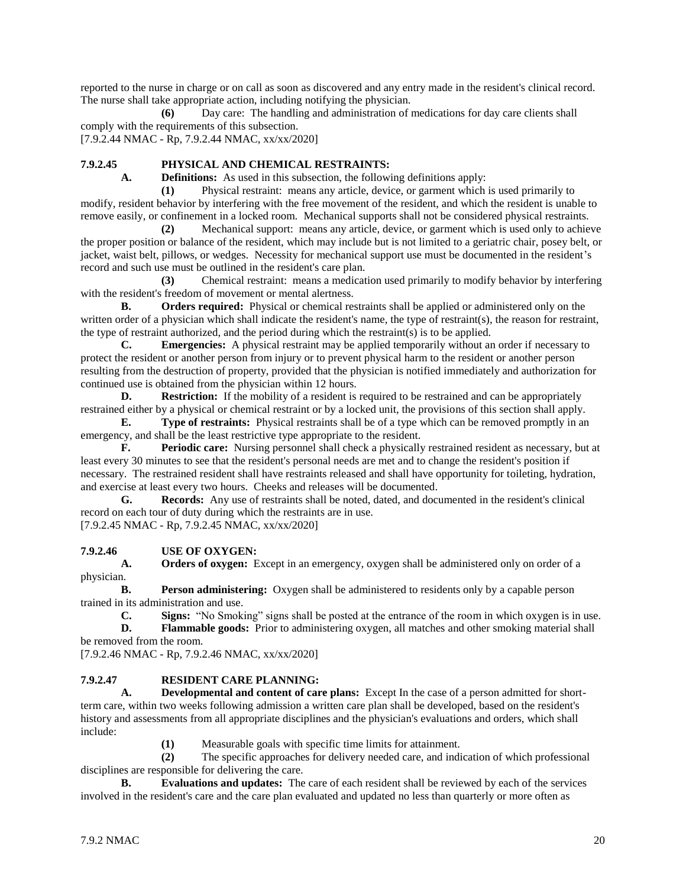reported to the nurse in charge or on call as soon as discovered and any entry made in the resident's clinical record. The nurse shall take appropriate action, including notifying the physician.

**(6)** Day care: The handling and administration of medications for day care clients shall comply with the requirements of this subsection.

[7.9.2.44 NMAC - Rp, 7.9.2.44 NMAC, xx/xx/2020]

**7.9.2.45 PHYSICAL AND CHEMICAL RESTRAINTS:**

**A. Definitions:** As used in this subsection, the following definitions apply:

**(1)** Physical restraint: means any article, device, or garment which is used primarily to modify, resident behavior by interfering with the free movement of the resident, and which the resident is unable to remove easily, or confinement in a locked room. Mechanical supports shall not be considered physical restraints.

**(2)** Mechanical support: means any article, device, or garment which is used only to achieve the proper position or balance of the resident, which may include but is not limited to a geriatric chair, posey belt, or jacket, waist belt, pillows, or wedges. Necessity for mechanical support use must be documented in the resident's record and such use must be outlined in the resident's care plan.

**(3)** Chemical restraint: means a medication used primarily to modify behavior by interfering with the resident's freedom of movement or mental alertness.

**B. Orders required:** Physical or chemical restraints shall be applied or administered only on the written order of a physician which shall indicate the resident's name, the type of restraint(s), the reason for restraint, the type of restraint authorized, and the period during which the restraint(s) is to be applied.

**C. Emergencies:** A physical restraint may be applied temporarily without an order if necessary to protect the resident or another person from injury or to prevent physical harm to the resident or another person resulting from the destruction of property, provided that the physician is notified immediately and authorization for continued use is obtained from the physician within 12 hours.

**D. Restriction:** If the mobility of a resident is required to be restrained and can be appropriately restrained either by a physical or chemical restraint or by a locked unit, the provisions of this section shall apply.

**E. Type of restraints:** Physical restraints shall be of a type which can be removed promptly in an emergency, and shall be the least restrictive type appropriate to the resident.

**F. Periodic care:** Nursing personnel shall check a physically restrained resident as necessary, but at least every 30 minutes to see that the resident's personal needs are met and to change the resident's position if necessary. The restrained resident shall have restraints released and shall have opportunity for toileting, hydration, and exercise at least every two hours. Cheeks and releases will be documented.

**G. Records:** Any use of restraints shall be noted, dated, and documented in the resident's clinical record on each tour of duty during which the restraints are in use.

[7.9.2.45 NMAC - Rp, 7.9.2.45 NMAC, xx/xx/2020]

**7.9.2.46 USE OF OXYGEN:**

**A. Orders of oxygen:** Except in an emergency, oxygen shall be administered only on order of a physician.

**B. Person administering:** Oxygen shall be administered to residents only by a capable person trained in its administration and use.

**C. Signs:** "No Smoking" signs shall be posted at the entrance of the room in which oxygen is in use.

**D. Flammable goods:** Prior to administering oxygen, all matches and other smoking material shall be removed from the room.

[7.9.2.46 NMAC - Rp, 7.9.2.46 NMAC, xx/xx/2020]

**7.9.2.47 RESIDENT CARE PLANNING:**

**A. Developmental and content of care plans:** Except In the case of a person admitted for short-term care, within two weeks following admission a written care plan shall be developed, based on the resident's history and assessments from all appropriate disciplines and the physician's evaluations and orders, which shall include:

**(1)** Measurable goals with specific time limits for attainment.

**(2)** The specific approaches for delivery needed care, and indication of which professional disciplines are responsible for delivering the care.

**B. Evaluations and updates:** The care of each resident shall be reviewed by each of the services involved in the resident's care and the care plan evaluated and updated no less than quarterly or more often as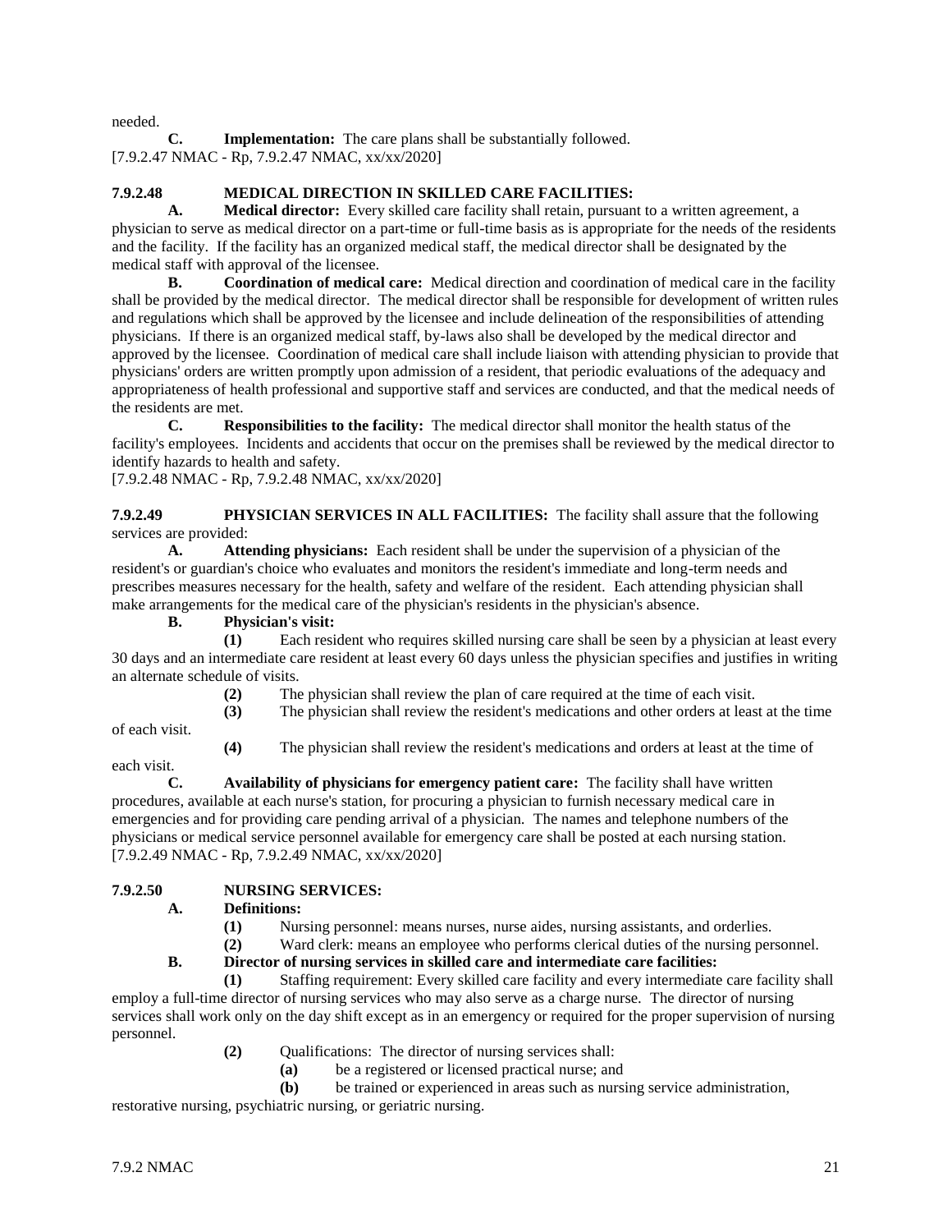needed.

**C. Implementation:** The care plans shall be substantially followed.
[7.9.2.47 NMAC - Rp, 7.9.2.47 NMAC, xx/xx/2020]

**7.9.2.48 MEDICAL DIRECTION IN SKILLED CARE FACILITIES:**

**A. Medical director:** Every skilled care facility shall retain, pursuant to a written agreement, a physician to serve as medical director on a part-time or full-time basis as is appropriate for the needs of the residents and the facility. If the facility has an organized medical staff, the medical director shall be designated by the medical staff with approval of the licensee.

**B. Coordination of medical care:** Medical direction and coordination of medical care in the facility shall be provided by the medical director. The medical director shall be responsible for development of written rules and regulations which shall be approved by the licensee and include delineation of the responsibilities of attending physicians. If there is an organized medical staff, by-laws also shall be developed by the medical director and approved by the licensee. Coordination of medical care shall include liaison with attending physician to provide that physicians' orders are written promptly upon admission of a resident, that periodic evaluations of the adequacy and appropriateness of health professional and supportive staff and services are conducted, and that the medical needs of the residents are met.

**C. Responsibilities to the facility:** The medical director shall monitor the health status of the facility's employees. Incidents and accidents that occur on the premises shall be reviewed by the medical director to identify hazards to health and safety.
[7.9.2.48 NMAC - Rp, 7.9.2.48 NMAC, xx/xx/2020]

**7.9.2.49 PHYSICIAN SERVICES IN ALL FACILITIES:** The facility shall assure that the following services are provided:

**A. Attending physicians:** Each resident shall be under the supervision of a physician of the resident's or guardian's choice who evaluates and monitors the resident's immediate and long-term needs and prescribes measures necessary for the health, safety and welfare of the resident. Each attending physician shall make arrangements for the medical care of the physician's residents in the physician's absence.

**B. Physician's visit:**

**(1)** Each resident who requires skilled nursing care shall be seen by a physician at least every 30 days and an intermediate care resident at least every 60 days unless the physician specifies and justifies in writing an alternate schedule of visits.

**(2)** The physician shall review the plan of care required at the time of each visit.

**(3)** The physician shall review the resident's medications and other orders at least at the time of each visit.

**(4)** The physician shall review the resident's medications and orders at least at the time of each visit.

**C. Availability of physicians for emergency patient care:** The facility shall have written procedures, available at each nurse's station, for procuring a physician to furnish necessary medical care in emergencies and for providing care pending arrival of a physician. The names and telephone numbers of the physicians or medical service personnel available for emergency care shall be posted at each nursing station.
[7.9.2.49 NMAC - Rp, 7.9.2.49 NMAC, xx/xx/2020]

**7.9.2.50 NURSING SERVICES:**

**A. Definitions:**

**(1)** Nursing personnel: means nurses, nurse aides, nursing assistants, and orderlies.

**(2)** Ward clerk: means an employee who performs clerical duties of the nursing personnel.

**B. Director of nursing services in skilled care and intermediate care facilities:**

**(1)** Staffing requirement: Every skilled care facility and every intermediate care facility shall employ a full-time director of nursing services who may also serve as a charge nurse. The director of nursing services shall work only on the day shift except as in an emergency or required for the proper supervision of nursing personnel.

**(2)** Qualifications: The director of nursing services shall:

**(a)** be a registered or licensed practical nurse; and

**(b)** be trained or experienced in areas such as nursing service administration, restorative nursing, psychiatric nursing, or geriatric nursing.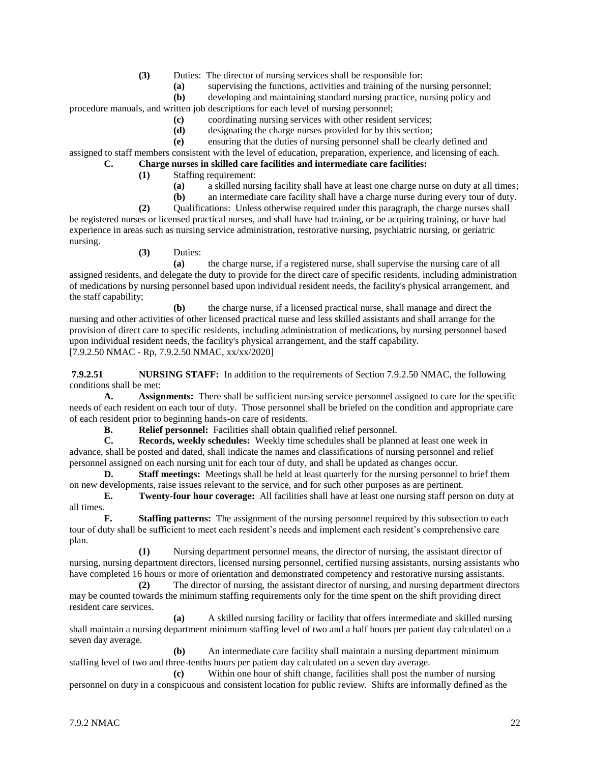**(3)** Duties: The director of nursing services shall be responsible for:

**(a)** supervising the functions, activities and training of the nursing personnel;

**(b)** developing and maintaining standard nursing practice, nursing policy and procedure manuals, and written job descriptions for each level of nursing personnel;

**(c)** coordinating nursing services with other resident services;

**(d)** designating the charge nurses provided for by this section;

**(e)** ensuring that the duties of nursing personnel shall be clearly defined and assigned to staff members consistent with the level of education, preparation, experience, and licensing of each.

**C. Charge nurses in skilled care facilities and intermediate care facilities:**

**(1)** Staffing requirement:

**(a)** a skilled nursing facility shall have at least one charge nurse on duty at all times;

**(b)** an intermediate care facility shall have a charge nurse during every tour of duty.

**(2)** Qualifications: Unless otherwise required under this paragraph, the charge nurses shall be registered nurses or licensed practical nurses, and shall have had training, or be acquiring training, or have had experience in areas such as nursing service administration, restorative nursing, psychiatric nursing, or geriatric nursing.

**(3)** Duties:

**(a)** the charge nurse, if a registered nurse, shall supervise the nursing care of all assigned residents, and delegate the duty to provide for the direct care of specific residents, including administration of medications by nursing personnel based upon individual resident needs, the facility's physical arrangement, and the staff capability;

**(b)** the charge nurse, if a licensed practical nurse, shall manage and direct the nursing and other activities of other licensed practical nurse and less skilled assistants and shall arrange for the provision of direct care to specific residents, including administration of medications, by nursing personnel based upon individual resident needs, the facility's physical arrangement, and the staff capability.

[7.9.2.50 NMAC - Rp, 7.9.2.50 NMAC, xx/xx/2020]

**7.9.2.51 NURSING STAFF:** In addition to the requirements of Section 7.9.2.50 NMAC, the following conditions shall be met:

**A. Assignments:** There shall be sufficient nursing service personnel assigned to care for the specific needs of each resident on each tour of duty. Those personnel shall be briefed on the condition and appropriate care of each resident prior to beginning hands-on care of residents.

**B. Relief personnel:** Facilities shall obtain qualified relief personnel.

**C. Records, weekly schedules:** Weekly time schedules shall be planned at least one week in advance, shall be posted and dated, shall indicate the names and classifications of nursing personnel and relief personnel assigned on each nursing unit for each tour of duty, and shall be updated as changes occur.

**D. Staff meetings:** Meetings shall be held at least quarterly for the nursing personnel to brief them on new developments, raise issues relevant to the service, and for such other purposes as are pertinent.

**E. Twenty-four hour coverage:** All facilities shall have at least one nursing staff person on duty at all times.

**F. Staffing patterns:** The assignment of the nursing personnel required by this subsection to each tour of duty shall be sufficient to meet each resident's needs and implement each resident's comprehensive care plan.

**(1)** Nursing department personnel means, the director of nursing, the assistant director of nursing, nursing department directors, licensed nursing personnel, certified nursing assistants, nursing assistants who have completed 16 hours or more of orientation and demonstrated competency and restorative nursing assistants.

**(2)** The director of nursing, the assistant director of nursing, and nursing department directors may be counted towards the minimum staffing requirements only for the time spent on the shift providing direct resident care services.

**(a)** A skilled nursing facility or facility that offers intermediate and skilled nursing shall maintain a nursing department minimum staffing level of two and a half hours per patient day calculated on a seven day average.

**(b)** An intermediate care facility shall maintain a nursing department minimum staffing level of two and three-tenths hours per patient day calculated on a seven day average.

**(c)** Within one hour of shift change, facilities shall post the number of nursing personnel on duty in a conspicuous and consistent location for public review. Shifts are informally defined as the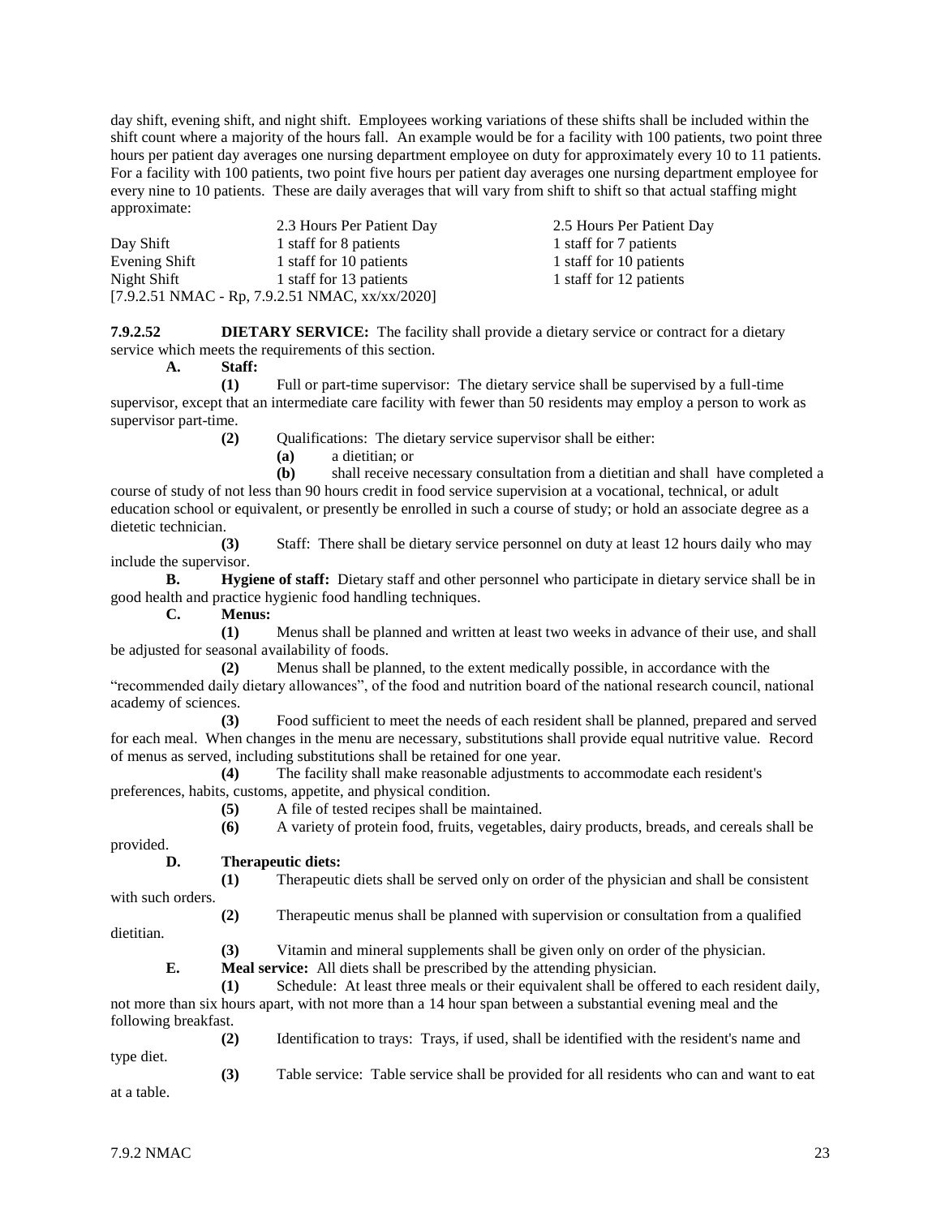day shift, evening shift, and night shift. Employees working variations of these shifts shall be included within the shift count where a majority of the hours fall. An example would be for a facility with 100 patients, two point three hours per patient day averages one nursing department employee on duty for approximately every 10 to 11 patients. For a facility with 100 patients, two point five hours per patient day averages one nursing department employee for every nine to 10 patients. These are daily averages that will vary from shift to shift so that actual staffing might approximate:

| | 2.3 Hours Per Patient Day | 2.5 Hours Per Patient Day |
|---|---|---|
| Day Shift | 1 staff for 8 patients | 1 staff for 7 patients |
| Evening Shift | 1 staff for 10 patients | 1 staff for 10 patients |
| Night Shift | 1 staff for 13 patients | 1 staff for 12 patients |

[7.9.2.51 NMAC - Rp, 7.9.2.51 NMAC, xx/xx/2020]

**7.9.2.52 DIETARY SERVICE:** The facility shall provide a dietary service or contract for a dietary service which meets the requirements of this section.

**A. Staff:**

**(1)** Full or part-time supervisor: The dietary service shall be supervised by a full-time supervisor, except that an intermediate care facility with fewer than 50 residents may employ a person to work as supervisor part-time.

**(2)** Qualifications: The dietary service supervisor shall be either:

**(a)** a dietitian; or

**(b)** shall receive necessary consultation from a dietitian and shall have completed a course of study of not less than 90 hours credit in food service supervision at a vocational, technical, or adult education school or equivalent, or presently be enrolled in such a course of study; or hold an associate degree as a dietetic technician.

**(3)** Staff: There shall be dietary service personnel on duty at least 12 hours daily who may include the supervisor.

**B. Hygiene of staff:** Dietary staff and other personnel who participate in dietary service shall be in good health and practice hygienic food handling techniques.

**C. Menus:**

**(1)** Menus shall be planned and written at least two weeks in advance of their use, and shall be adjusted for seasonal availability of foods.

**(2)** Menus shall be planned, to the extent medically possible, in accordance with the "recommended daily dietary allowances", of the food and nutrition board of the national research council, national academy of sciences.

**(3)** Food sufficient to meet the needs of each resident shall be planned, prepared and served for each meal. When changes in the menu are necessary, substitutions shall provide equal nutritive value. Record of menus as served, including substitutions shall be retained for one year.

**(4)** The facility shall make reasonable adjustments to accommodate each resident's preferences, habits, customs, appetite, and physical condition.

**(5)** A file of tested recipes shall be maintained.

**(6)** A variety of protein food, fruits, vegetables, dairy products, breads, and cereals shall be provided.

**D. Therapeutic diets:**

**(1)** Therapeutic diets shall be served only on order of the physician and shall be consistent with such orders.

**(2)** Therapeutic menus shall be planned with supervision or consultation from a qualified dietitian.

**(3)** Vitamin and mineral supplements shall be given only on order of the physician.

**E. Meal service:** All diets shall be prescribed by the attending physician.

**(1)** Schedule: At least three meals or their equivalent shall be offered to each resident daily, not more than six hours apart, with not more than a 14 hour span between a substantial evening meal and the following breakfast.

**(2)** Identification to trays: Trays, if used, shall be identified with the resident's name and type diet.

**(3)** Table service: Table service shall be provided for all residents who can and want to eat at a table.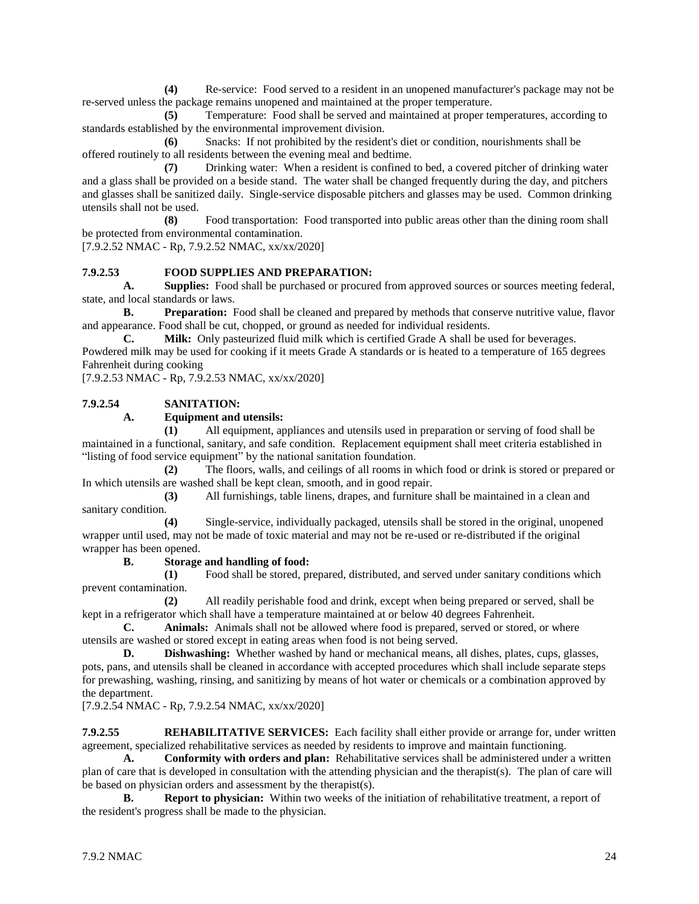**(4)** Re-service: Food served to a resident in an unopened manufacturer's package may not be re-served unless the package remains unopened and maintained at the proper temperature.

**(5)** Temperature: Food shall be served and maintained at proper temperatures, according to standards established by the environmental improvement division.

**(6)** Snacks: If not prohibited by the resident's diet or condition, nourishments shall be offered routinely to all residents between the evening meal and bedtime.

**(7)** Drinking water: When a resident is confined to bed, a covered pitcher of drinking water and a glass shall be provided on a beside stand. The water shall be changed frequently during the day, and pitchers and glasses shall be sanitized daily. Single-service disposable pitchers and glasses may be used. Common drinking utensils shall not be used.

**(8)** Food transportation: Food transported into public areas other than the dining room shall be protected from environmental contamination.

[7.9.2.52 NMAC - Rp, 7.9.2.52 NMAC, xx/xx/2020]

**7.9.2.53 FOOD SUPPLIES AND PREPARATION:**

**A. Supplies:** Food shall be purchased or procured from approved sources or sources meeting federal, state, and local standards or laws.

**B. Preparation:** Food shall be cleaned and prepared by methods that conserve nutritive value, flavor and appearance. Food shall be cut, chopped, or ground as needed for individual residents.

**C. Milk:** Only pasteurized fluid milk which is certified Grade A shall be used for beverages. Powdered milk may be used for cooking if it meets Grade A standards or is heated to a temperature of 165 degrees Fahrenheit during cooking

[7.9.2.53 NMAC - Rp, 7.9.2.53 NMAC, xx/xx/2020]

**7.9.2.54 SANITATION:**

**A. Equipment and utensils:**

**(1)** All equipment, appliances and utensils used in preparation or serving of food shall be maintained in a functional, sanitary, and safe condition. Replacement equipment shall meet criteria established in "listing of food service equipment" by the national sanitation foundation.

**(2)** The floors, walls, and ceilings of all rooms in which food or drink is stored or prepared or In which utensils are washed shall be kept clean, smooth, and in good repair.

**(3)** All furnishings, table linens, drapes, and furniture shall be maintained in a clean and sanitary condition.

**(4)** Single-service, individually packaged, utensils shall be stored in the original, unopened wrapper until used, may not be made of toxic material and may not be re-used or re-distributed if the original wrapper has been opened.

**B. Storage and handling of food:**

**(1)** Food shall be stored, prepared, distributed, and served under sanitary conditions which prevent contamination.

**(2)** All readily perishable food and drink, except when being prepared or served, shall be kept in a refrigerator which shall have a temperature maintained at or below 40 degrees Fahrenheit.

**C. Animals:** Animals shall not be allowed where food is prepared, served or stored, or where utensils are washed or stored except in eating areas when food is not being served.

**D. Dishwashing:** Whether washed by hand or mechanical means, all dishes, plates, cups, glasses, pots, pans, and utensils shall be cleaned in accordance with accepted procedures which shall include separate steps for prewashing, washing, rinsing, and sanitizing by means of hot water or chemicals or a combination approved by the department.

[7.9.2.54 NMAC - Rp, 7.9.2.54 NMAC, xx/xx/2020]

**7.9.2.55 REHABILITATIVE SERVICES:** Each facility shall either provide or arrange for, under written agreement, specialized rehabilitative services as needed by residents to improve and maintain functioning.

**A. Conformity with orders and plan:** Rehabilitative services shall be administered under a written plan of care that is developed in consultation with the attending physician and the therapist(s). The plan of care will be based on physician orders and assessment by the therapist(s).

**B. Report to physician:** Within two weeks of the initiation of rehabilitative treatment, a report of the resident's progress shall be made to the physician.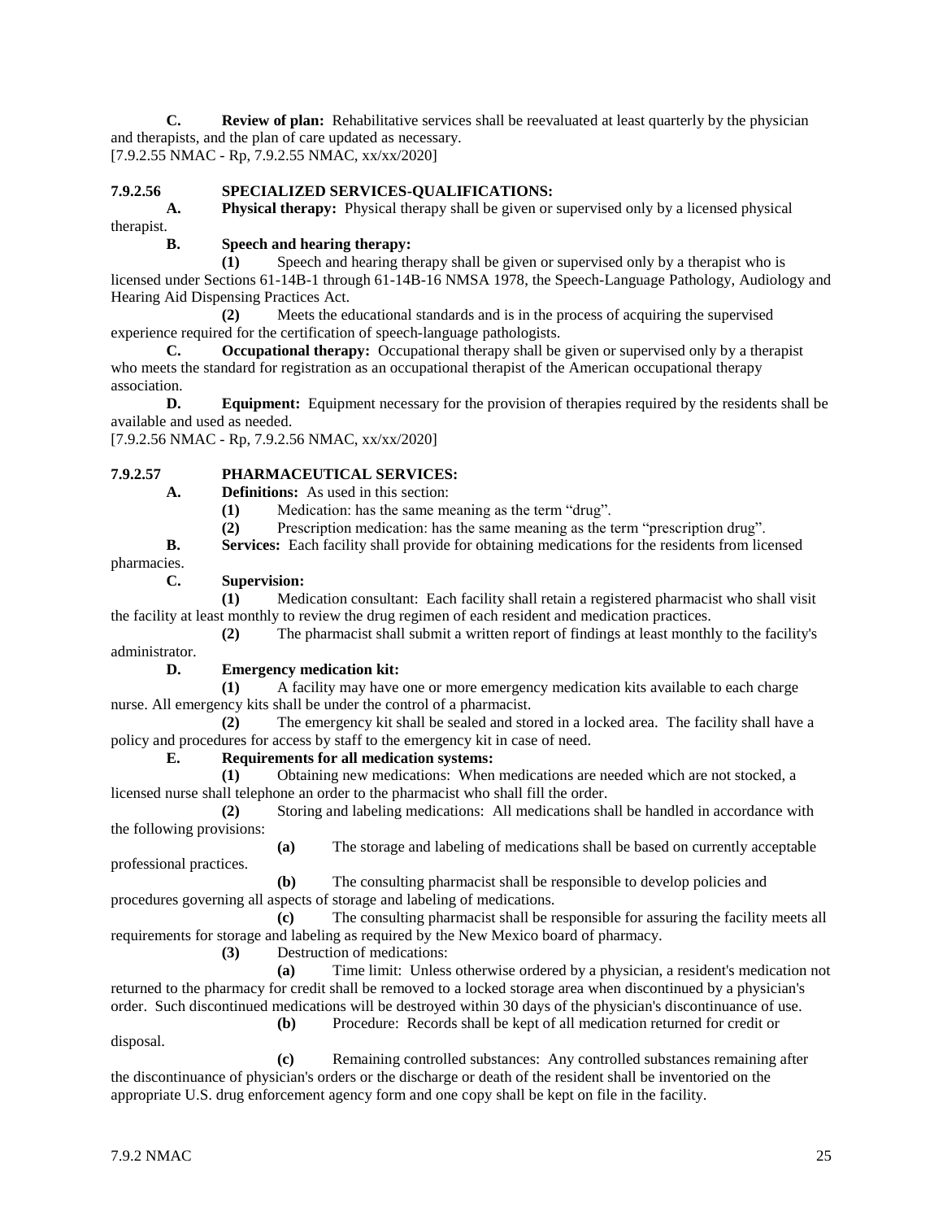**C. Review of plan:** Rehabilitative services shall be reevaluated at least quarterly by the physician and therapists, and the plan of care updated as necessary.
[7.9.2.55 NMAC - Rp, 7.9.2.55 NMAC, xx/xx/2020]

**7.9.2.56 SPECIALIZED SERVICES-QUALIFICATIONS:**

**A. Physical therapy:** Physical therapy shall be given or supervised only by a licensed physical therapist.

**B. Speech and hearing therapy:**

**(1)** Speech and hearing therapy shall be given or supervised only by a therapist who is licensed under Sections 61-14B-1 through 61-14B-16 NMSA 1978, the Speech-Language Pathology, Audiology and Hearing Aid Dispensing Practices Act.

**(2)** Meets the educational standards and is in the process of acquiring the supervised experience required for the certification of speech-language pathologists.

**C. Occupational therapy:** Occupational therapy shall be given or supervised only by a therapist who meets the standard for registration as an occupational therapist of the American occupational therapy association.

**D. Equipment:** Equipment necessary for the provision of therapies required by the residents shall be available and used as needed.
[7.9.2.56 NMAC - Rp, 7.9.2.56 NMAC, xx/xx/2020]

**7.9.2.57 PHARMACEUTICAL SERVICES:**

**A. Definitions:** As used in this section:

**(1)** Medication: has the same meaning as the term "drug".

**(2)** Prescription medication: has the same meaning as the term "prescription drug".

**B. Services:** Each facility shall provide for obtaining medications for the residents from licensed pharmacies.

**C. Supervision:**

**(1)** Medication consultant: Each facility shall retain a registered pharmacist who shall visit the facility at least monthly to review the drug regimen of each resident and medication practices.

**(2)** The pharmacist shall submit a written report of findings at least monthly to the facility's administrator.

**D. Emergency medication kit:**

**(1)** A facility may have one or more emergency medication kits available to each charge nurse. All emergency kits shall be under the control of a pharmacist.

**(2)** The emergency kit shall be sealed and stored in a locked area. The facility shall have a policy and procedures for access by staff to the emergency kit in case of need.

**E. Requirements for all medication systems:**

**(1)** Obtaining new medications: When medications are needed which are not stocked, a licensed nurse shall telephone an order to the pharmacist who shall fill the order.

**(2)** Storing and labeling medications: All medications shall be handled in accordance with the following provisions:

**(a)** The storage and labeling of medications shall be based on currently acceptable professional practices.

**(b)** The consulting pharmacist shall be responsible to develop policies and procedures governing all aspects of storage and labeling of medications.

**(c)** The consulting pharmacist shall be responsible for assuring the facility meets all requirements for storage and labeling as required by the New Mexico board of pharmacy.

**(3)** Destruction of medications:

**(a)** Time limit: Unless otherwise ordered by a physician, a resident's medication not returned to the pharmacy for credit shall be removed to a locked storage area when discontinued by a physician's order. Such discontinued medications will be destroyed within 30 days of the physician's discontinuance of use.

**(b)** Procedure: Records shall be kept of all medication returned for credit or disposal.

**(c)** Remaining controlled substances: Any controlled substances remaining after the discontinuance of physician's orders or the discharge or death of the resident shall be inventoried on the appropriate U.S. drug enforcement agency form and one copy shall be kept on file in the facility.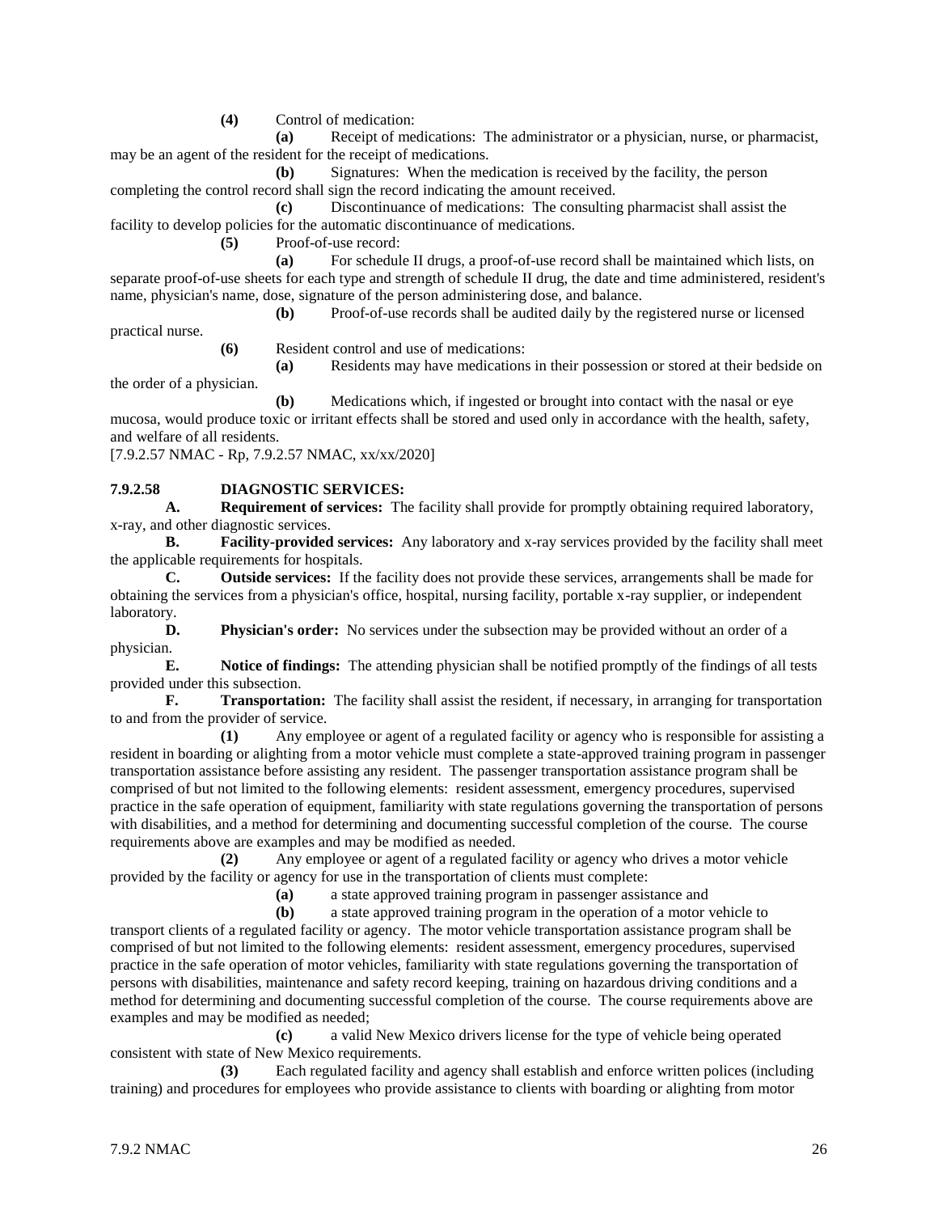**(4)** Control of medication:

**(a)** Receipt of medications: The administrator or a physician, nurse, or pharmacist, may be an agent of the resident for the receipt of medications.

**(b)** Signatures: When the medication is received by the facility, the person completing the control record shall sign the record indicating the amount received.

**(c)** Discontinuance of medications: The consulting pharmacist shall assist the facility to develop policies for the automatic discontinuance of medications.

**(5)** Proof-of-use record:

**(a)** For schedule II drugs, a proof-of-use record shall be maintained which lists, on separate proof-of-use sheets for each type and strength of schedule II drug, the date and time administered, resident's name, physician's name, dose, signature of the person administering dose, and balance.

**(b)** Proof-of-use records shall be audited daily by the registered nurse or licensed practical nurse.

**(6)** Resident control and use of medications:

**(a)** Residents may have medications in their possession or stored at their bedside on the order of a physician.

**(b)** Medications which, if ingested or brought into contact with the nasal or eye mucosa, would produce toxic or irritant effects shall be stored and used only in accordance with the health, safety, and welfare of all residents.

[7.9.2.57 NMAC - Rp, 7.9.2.57 NMAC, xx/xx/2020]

**7.9.2.58 DIAGNOSTIC SERVICES:**

**A. Requirement of services:** The facility shall provide for promptly obtaining required laboratory, x-ray, and other diagnostic services.

**B. Facility-provided services:** Any laboratory and x-ray services provided by the facility shall meet the applicable requirements for hospitals.

**C. Outside services:** If the facility does not provide these services, arrangements shall be made for obtaining the services from a physician's office, hospital, nursing facility, portable x-ray supplier, or independent laboratory.

**D. Physician's order:** No services under the subsection may be provided without an order of a physician.

**E. Notice of findings:** The attending physician shall be notified promptly of the findings of all tests provided under this subsection.

**F. Transportation:** The facility shall assist the resident, if necessary, in arranging for transportation to and from the provider of service.

**(1)** Any employee or agent of a regulated facility or agency who is responsible for assisting a resident in boarding or alighting from a motor vehicle must complete a state-approved training program in passenger transportation assistance before assisting any resident. The passenger transportation assistance program shall be comprised of but not limited to the following elements: resident assessment, emergency procedures, supervised practice in the safe operation of equipment, familiarity with state regulations governing the transportation of persons with disabilities, and a method for determining and documenting successful completion of the course. The course requirements above are examples and may be modified as needed.

**(2)** Any employee or agent of a regulated facility or agency who drives a motor vehicle provided by the facility or agency for use in the transportation of clients must complete:

**(a)** a state approved training program in passenger assistance and

**(b)** a state approved training program in the operation of a motor vehicle to transport clients of a regulated facility or agency. The motor vehicle transportation assistance program shall be comprised of but not limited to the following elements: resident assessment, emergency procedures, supervised practice in the safe operation of motor vehicles, familiarity with state regulations governing the transportation of persons with disabilities, maintenance and safety record keeping, training on hazardous driving conditions and a method for determining and documenting successful completion of the course. The course requirements above are examples and may be modified as needed;

**(c)** a valid New Mexico drivers license for the type of vehicle being operated consistent with state of New Mexico requirements.

**(3)** Each regulated facility and agency shall establish and enforce written polices (including training) and procedures for employees who provide assistance to clients with boarding or alighting from motor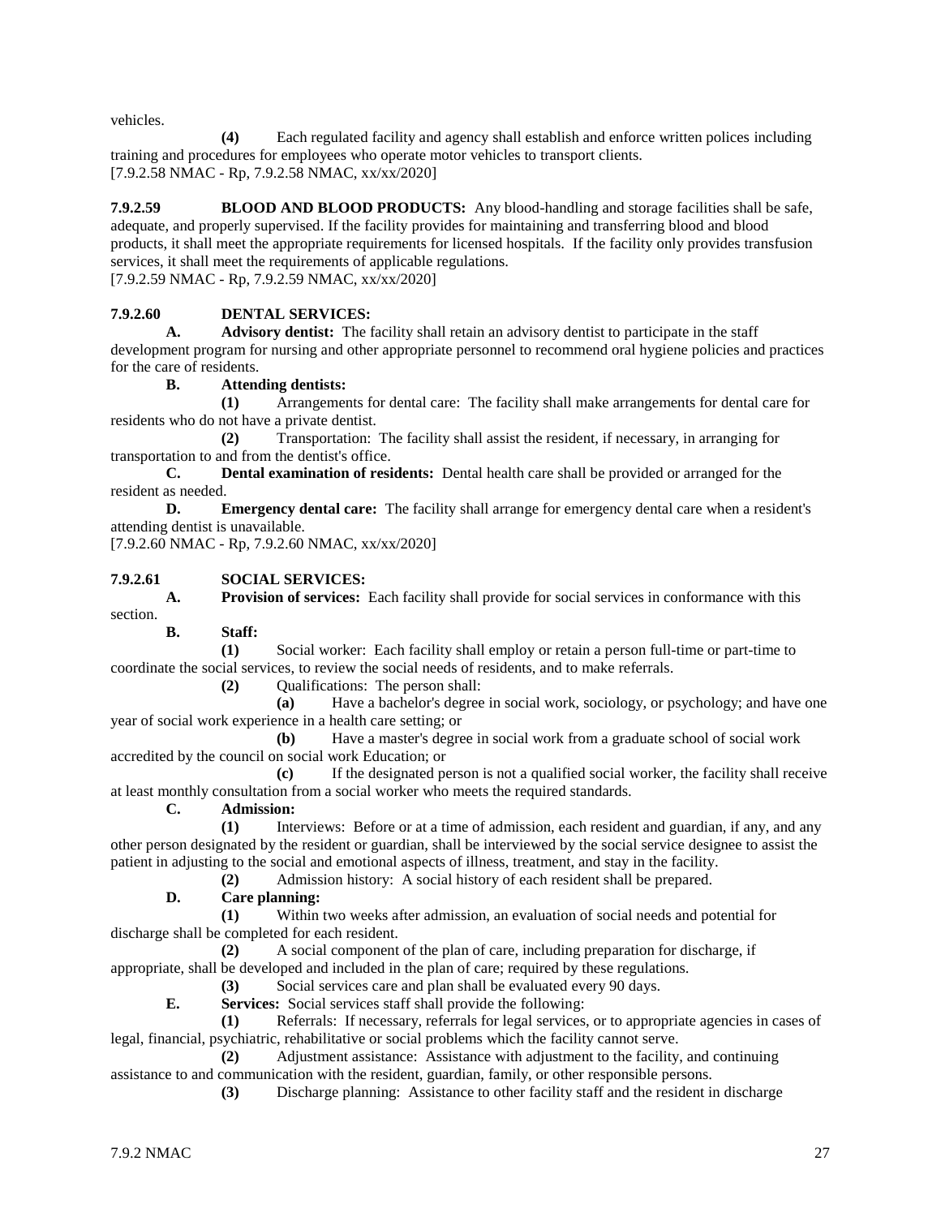vehicles.

**(4)** Each regulated facility and agency shall establish and enforce written polices including training and procedures for employees who operate motor vehicles to transport clients.
[7.9.2.58 NMAC - Rp, 7.9.2.58 NMAC, xx/xx/2020]

**7.9.2.59 BLOOD AND BLOOD PRODUCTS:** Any blood-handling and storage facilities shall be safe, adequate, and properly supervised. If the facility provides for maintaining and transferring blood and blood products, it shall meet the appropriate requirements for licensed hospitals. If the facility only provides transfusion services, it shall meet the requirements of applicable regulations.
[7.9.2.59 NMAC - Rp, 7.9.2.59 NMAC, xx/xx/2020]

**7.9.2.60 DENTAL SERVICES:**

**A. Advisory dentist:** The facility shall retain an advisory dentist to participate in the staff development program for nursing and other appropriate personnel to recommend oral hygiene policies and practices for the care of residents.

**B. Attending dentists:**

**(1)** Arrangements for dental care: The facility shall make arrangements for dental care for residents who do not have a private dentist.

**(2)** Transportation: The facility shall assist the resident, if necessary, in arranging for transportation to and from the dentist's office.

**C. Dental examination of residents:** Dental health care shall be provided or arranged for the resident as needed.

**D. Emergency dental care:** The facility shall arrange for emergency dental care when a resident's attending dentist is unavailable.
[7.9.2.60 NMAC - Rp, 7.9.2.60 NMAC, xx/xx/2020]

**7.9.2.61 SOCIAL SERVICES:**

**A. Provision of services:** Each facility shall provide for social services in conformance with this section.

**B. Staff:**

**(1)** Social worker: Each facility shall employ or retain a person full-time or part-time to coordinate the social services, to review the social needs of residents, and to make referrals.

**(2)** Qualifications: The person shall:

**(a)** Have a bachelor's degree in social work, sociology, or psychology; and have one year of social work experience in a health care setting; or

**(b)** Have a master's degree in social work from a graduate school of social work accredited by the council on social work Education; or

**(c)** If the designated person is not a qualified social worker, the facility shall receive at least monthly consultation from a social worker who meets the required standards.

**C. Admission:**

**(1)** Interviews: Before or at a time of admission, each resident and guardian, if any, and any other person designated by the resident or guardian, shall be interviewed by the social service designee to assist the patient in adjusting to the social and emotional aspects of illness, treatment, and stay in the facility.

**(2)** Admission history: A social history of each resident shall be prepared.

**D. Care planning:**

**(1)** Within two weeks after admission, an evaluation of social needs and potential for discharge shall be completed for each resident.

**(2)** A social component of the plan of care, including preparation for discharge, if appropriate, shall be developed and included in the plan of care; required by these regulations.

**(3)** Social services care and plan shall be evaluated every 90 days.

**E. Services:** Social services staff shall provide the following:

**(1)** Referrals: If necessary, referrals for legal services, or to appropriate agencies in cases of legal, financial, psychiatric, rehabilitative or social problems which the facility cannot serve.

**(2)** Adjustment assistance: Assistance with adjustment to the facility, and continuing assistance to and communication with the resident, guardian, family, or other responsible persons.

**(3)** Discharge planning: Assistance to other facility staff and the resident in discharge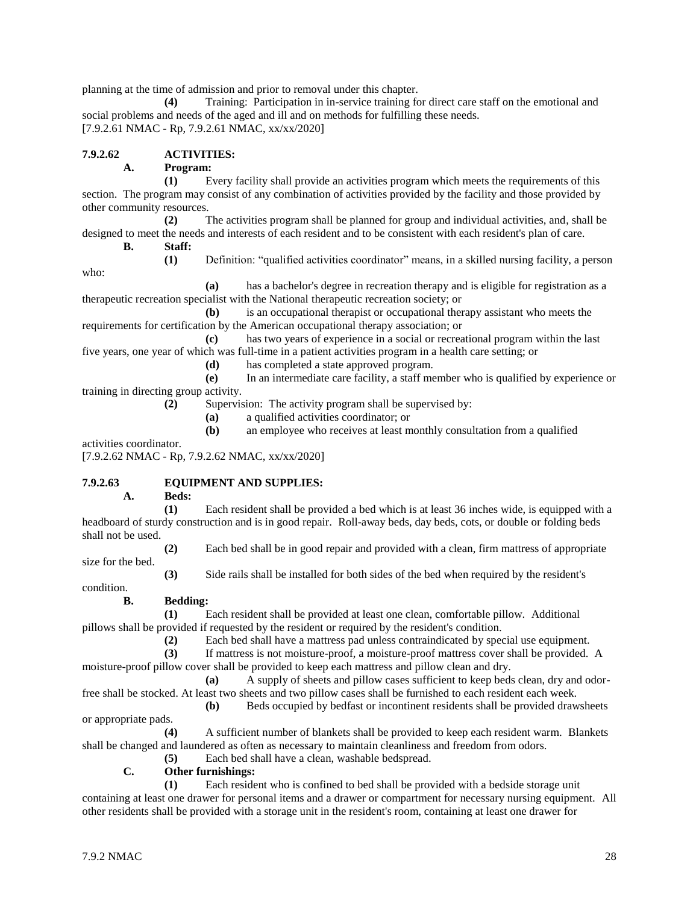planning at the time of admission and prior to removal under this chapter.

**(4)** Training: Participation in in-service training for direct care staff on the emotional and social problems and needs of the aged and ill and on methods for fulfilling these needs.

[7.9.2.61 NMAC - Rp, 7.9.2.61 NMAC, xx/xx/2020]

**7.9.2.62 ACTIVITIES:**

**A. Program:**

**(1)** Every facility shall provide an activities program which meets the requirements of this section. The program may consist of any combination of activities provided by the facility and those provided by other community resources.

**(2)** The activities program shall be planned for group and individual activities, and, shall be designed to meet the needs and interests of each resident and to be consistent with each resident's plan of care.

**B. Staff:**

**(1)** Definition: "qualified activities coordinator" means, in a skilled nursing facility, a person who:

**(a)** has a bachelor's degree in recreation therapy and is eligible for registration as a therapeutic recreation specialist with the National therapeutic recreation society; or

**(b)** is an occupational therapist or occupational therapy assistant who meets the requirements for certification by the American occupational therapy association; or

**(c)** has two years of experience in a social or recreational program within the last five years, one year of which was full-time in a patient activities program in a health care setting; or

**(d)** has completed a state approved program.

**(e)** In an intermediate care facility, a staff member who is qualified by experience or training in directing group activity.

**(2)** Supervision: The activity program shall be supervised by:

**(a)** a qualified activities coordinator; or

**(b)** an employee who receives at least monthly consultation from a qualified activities coordinator.

[7.9.2.62 NMAC - Rp, 7.9.2.62 NMAC, xx/xx/2020]

**7.9.2.63 EQUIPMENT AND SUPPLIES:**

**A. Beds:**

**(1)** Each resident shall be provided a bed which is at least 36 inches wide, is equipped with a headboard of sturdy construction and is in good repair. Roll-away beds, day beds, cots, or double or folding beds shall not be used.

**(2)** Each bed shall be in good repair and provided with a clean, firm mattress of appropriate size for the bed.

**(3)** Side rails shall be installed for both sides of the bed when required by the resident's condition.

**B. Bedding:**

**(1)** Each resident shall be provided at least one clean, comfortable pillow. Additional pillows shall be provided if requested by the resident or required by the resident's condition.

**(2)** Each bed shall have a mattress pad unless contraindicated by special use equipment.

**(3)** If mattress is not moisture-proof, a moisture-proof mattress cover shall be provided. A moisture-proof pillow cover shall be provided to keep each mattress and pillow clean and dry.

**(a)** A supply of sheets and pillow cases sufficient to keep beds clean, dry and odor-free shall be stocked. At least two sheets and two pillow cases shall be furnished to each resident each week.

**(b)** Beds occupied by bedfast or incontinent residents shall be provided drawsheets or appropriate pads.

**(4)** A sufficient number of blankets shall be provided to keep each resident warm. Blankets shall be changed and laundered as often as necessary to maintain cleanliness and freedom from odors.

**(5)** Each bed shall have a clean, washable bedspread.

**C. Other furnishings:**

**(1)** Each resident who is confined to bed shall be provided with a bedside storage unit containing at least one drawer for personal items and a drawer or compartment for necessary nursing equipment. All other residents shall be provided with a storage unit in the resident's room, containing at least one drawer for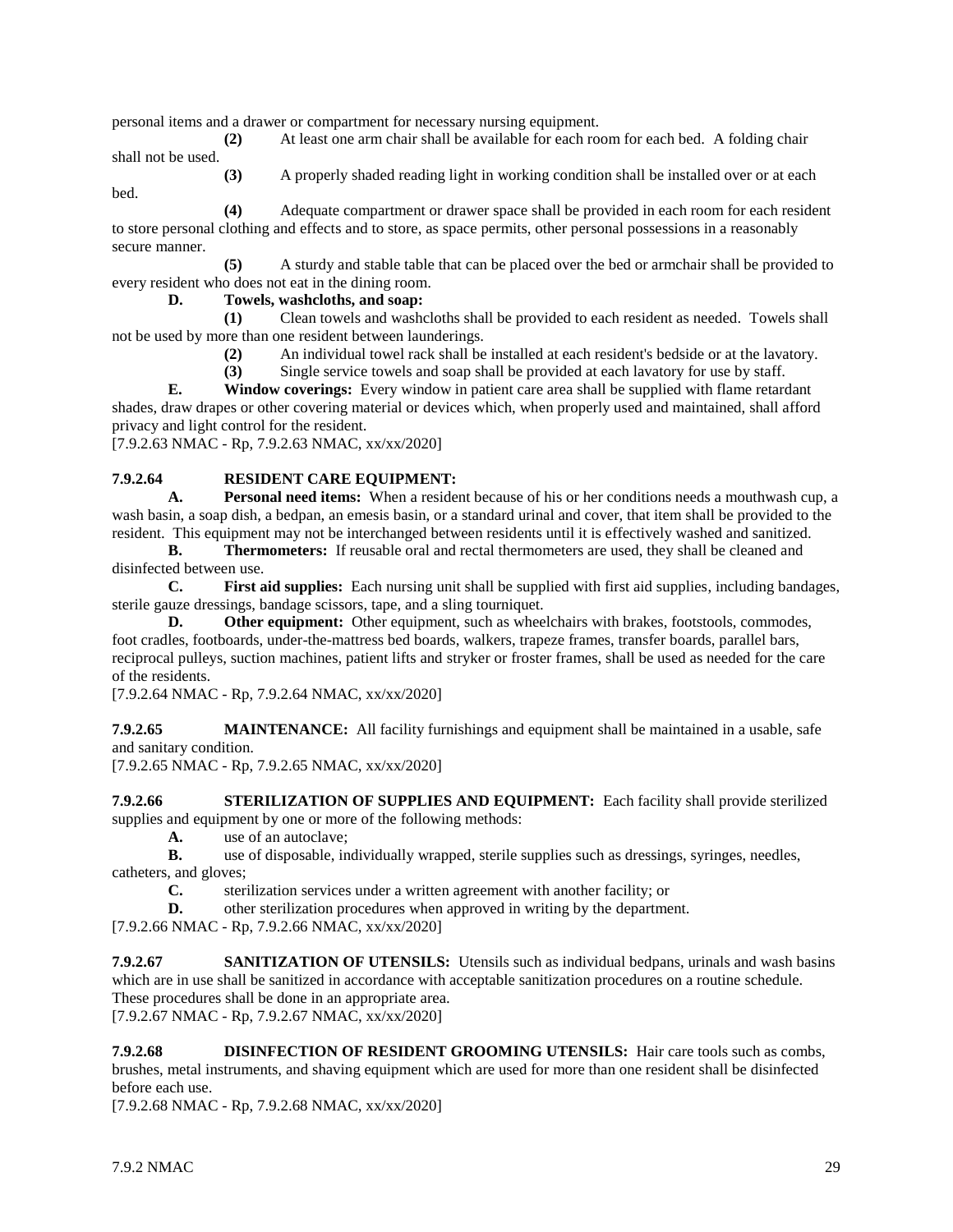personal items and a drawer or compartment for necessary nursing equipment.

**(2)** At least one arm chair shall be available for each room for each bed. A folding chair shall not be used.

**(3)** A properly shaded reading light in working condition shall be installed over or at each bed.

**(4)** Adequate compartment or drawer space shall be provided in each room for each resident to store personal clothing and effects and to store, as space permits, other personal possessions in a reasonably secure manner.

**(5)** A sturdy and stable table that can be placed over the bed or armchair shall be provided to every resident who does not eat in the dining room.

**D. Towels, washcloths, and soap:**

**(1)** Clean towels and washcloths shall be provided to each resident as needed. Towels shall not be used by more than one resident between launderings.

**(2)** An individual towel rack shall be installed at each resident's bedside or at the lavatory.

**(3)** Single service towels and soap shall be provided at each lavatory for use by staff.

**E. Window coverings:** Every window in patient care area shall be supplied with flame retardant shades, draw drapes or other covering material or devices which, when properly used and maintained, shall afford privacy and light control for the resident.

[7.9.2.63 NMAC - Rp, 7.9.2.63 NMAC, xx/xx/2020]

**7.9.2.64 RESIDENT CARE EQUIPMENT:**

**A. Personal need items:** When a resident because of his or her conditions needs a mouthwash cup, a wash basin, a soap dish, a bedpan, an emesis basin, or a standard urinal and cover, that item shall be provided to the resident. This equipment may not be interchanged between residents until it is effectively washed and sanitized.

**B. Thermometers:** If reusable oral and rectal thermometers are used, they shall be cleaned and disinfected between use.

**C. First aid supplies:** Each nursing unit shall be supplied with first aid supplies, including bandages, sterile gauze dressings, bandage scissors, tape, and a sling tourniquet.

**D. Other equipment:** Other equipment, such as wheelchairs with brakes, footstools, commodes, foot cradles, footboards, under-the-mattress bed boards, walkers, trapeze frames, transfer boards, parallel bars, reciprocal pulleys, suction machines, patient lifts and stryker or froster frames, shall be used as needed for the care of the residents.

[7.9.2.64 NMAC - Rp, 7.9.2.64 NMAC, xx/xx/2020]

**7.9.2.65 MAINTENANCE:** All facility furnishings and equipment shall be maintained in a usable, safe and sanitary condition.

[7.9.2.65 NMAC - Rp, 7.9.2.65 NMAC, xx/xx/2020]

**7.9.2.66 STERILIZATION OF SUPPLIES AND EQUIPMENT:** Each facility shall provide sterilized supplies and equipment by one or more of the following methods:

**A.** use of an autoclave;

**B.** use of disposable, individually wrapped, sterile supplies such as dressings, syringes, needles, catheters, and gloves;

**C.** sterilization services under a written agreement with another facility; or

**D.** other sterilization procedures when approved in writing by the department.

[7.9.2.66 NMAC - Rp, 7.9.2.66 NMAC, xx/xx/2020]

**7.9.2.67 SANITIZATION OF UTENSILS:** Utensils such as individual bedpans, urinals and wash basins which are in use shall be sanitized in accordance with acceptable sanitization procedures on a routine schedule. These procedures shall be done in an appropriate area.

[7.9.2.67 NMAC - Rp, 7.9.2.67 NMAC, xx/xx/2020]

**7.9.2.68 DISINFECTION OF RESIDENT GROOMING UTENSILS:** Hair care tools such as combs, brushes, metal instruments, and shaving equipment which are used for more than one resident shall be disinfected before each use.

[7.9.2.68 NMAC - Rp, 7.9.2.68 NMAC, xx/xx/2020]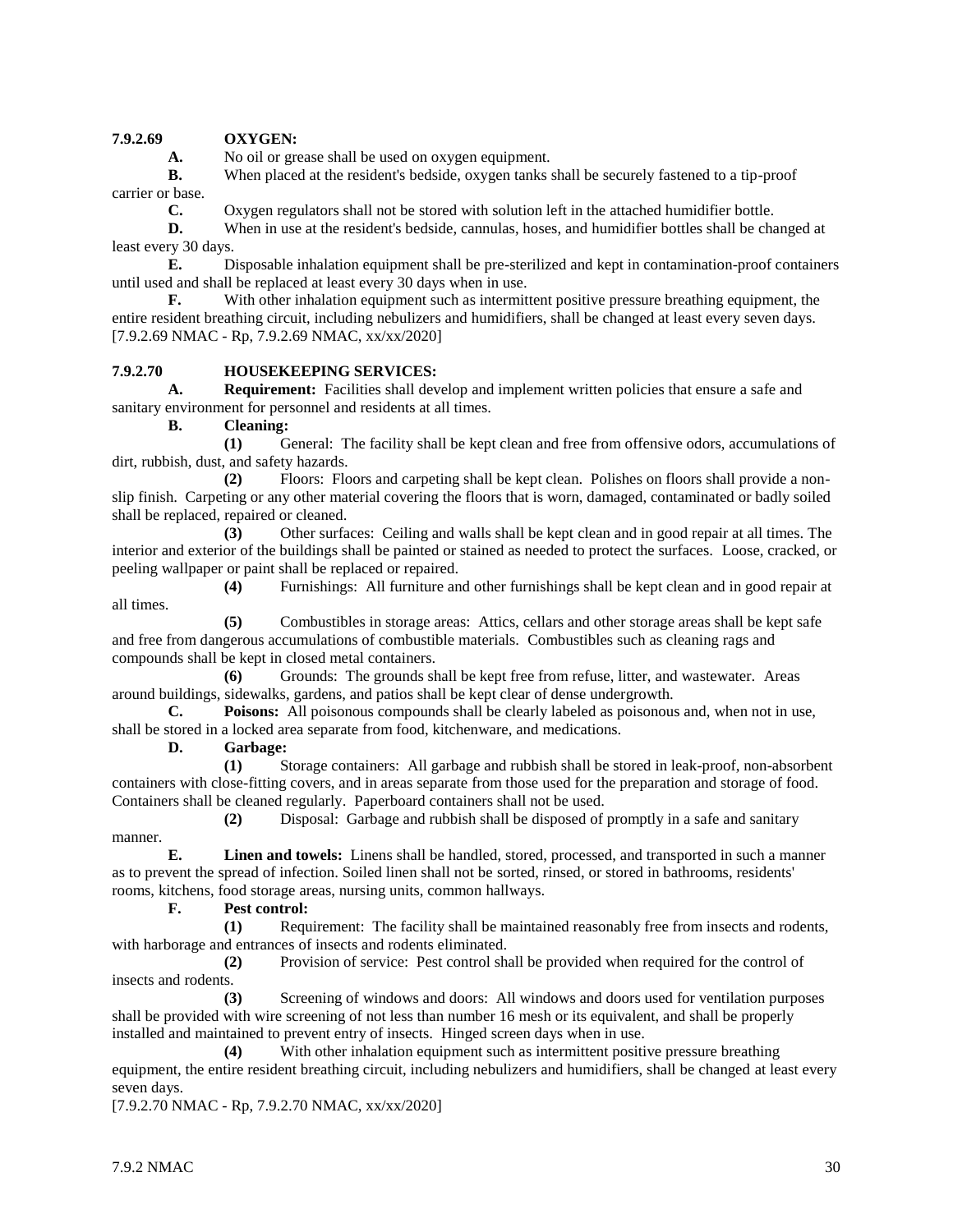**7.9.2.69 OXYGEN:**

**A.** No oil or grease shall be used on oxygen equipment.

**B.** When placed at the resident's bedside, oxygen tanks shall be securely fastened to a tip-proof carrier or base.

**C.** Oxygen regulators shall not be stored with solution left in the attached humidifier bottle.

**D.** When in use at the resident's bedside, cannulas, hoses, and humidifier bottles shall be changed at least every 30 days.

**E.** Disposable inhalation equipment shall be pre-sterilized and kept in contamination-proof containers until used and shall be replaced at least every 30 days when in use.

**F.** With other inhalation equipment such as intermittent positive pressure breathing equipment, the entire resident breathing circuit, including nebulizers and humidifiers, shall be changed at least every seven days.

[7.9.2.69 NMAC - Rp, 7.9.2.69 NMAC, xx/xx/2020]

**7.9.2.70 HOUSEKEEPING SERVICES:**

**A. Requirement:** Facilities shall develop and implement written policies that ensure a safe and sanitary environment for personnel and residents at all times.

**B. Cleaning:**

**(1)** General: The facility shall be kept clean and free from offensive odors, accumulations of dirt, rubbish, dust, and safety hazards.

**(2)** Floors: Floors and carpeting shall be kept clean. Polishes on floors shall provide a non-slip finish. Carpeting or any other material covering the floors that is worn, damaged, contaminated or badly soiled shall be replaced, repaired or cleaned.

**(3)** Other surfaces: Ceiling and walls shall be kept clean and in good repair at all times. The interior and exterior of the buildings shall be painted or stained as needed to protect the surfaces. Loose, cracked, or peeling wallpaper or paint shall be replaced or repaired.

**(4)** Furnishings: All furniture and other furnishings shall be kept clean and in good repair at all times.

**(5)** Combustibles in storage areas: Attics, cellars and other storage areas shall be kept safe and free from dangerous accumulations of combustible materials. Combustibles such as cleaning rags and compounds shall be kept in closed metal containers.

**(6)** Grounds: The grounds shall be kept free from refuse, litter, and wastewater. Areas around buildings, sidewalks, gardens, and patios shall be kept clear of dense undergrowth.

**C. Poisons:** All poisonous compounds shall be clearly labeled as poisonous and, when not in use, shall be stored in a locked area separate from food, kitchenware, and medications.

**D. Garbage:**

**(1)** Storage containers: All garbage and rubbish shall be stored in leak-proof, non-absorbent containers with close-fitting covers, and in areas separate from those used for the preparation and storage of food. Containers shall be cleaned regularly. Paperboard containers shall not be used.

**(2)** Disposal: Garbage and rubbish shall be disposed of promptly in a safe and sanitary manner.

**E. Linen and towels:** Linens shall be handled, stored, processed, and transported in such a manner as to prevent the spread of infection. Soiled linen shall not be sorted, rinsed, or stored in bathrooms, residents' rooms, kitchens, food storage areas, nursing units, common hallways.

**F. Pest control:**

**(1)** Requirement: The facility shall be maintained reasonably free from insects and rodents, with harborage and entrances of insects and rodents eliminated.

**(2)** Provision of service: Pest control shall be provided when required for the control of insects and rodents.

**(3)** Screening of windows and doors: All windows and doors used for ventilation purposes shall be provided with wire screening of not less than number 16 mesh or its equivalent, and shall be properly installed and maintained to prevent entry of insects. Hinged screen days when in use.

**(4)** With other inhalation equipment such as intermittent positive pressure breathing equipment, the entire resident breathing circuit, including nebulizers and humidifiers, shall be changed at least every seven days.

[7.9.2.70 NMAC - Rp, 7.9.2.70 NMAC, xx/xx/2020]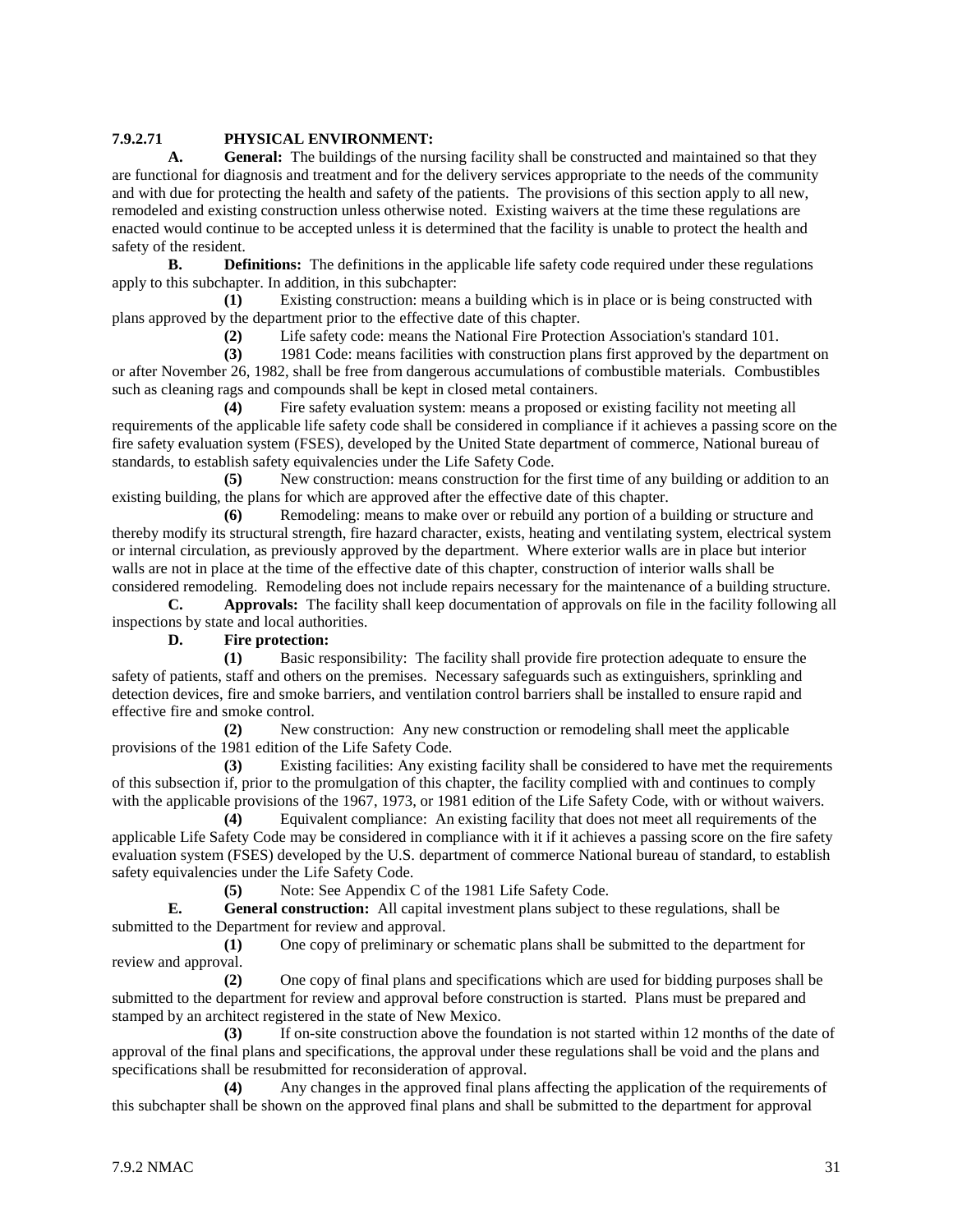**7.9.2.71 PHYSICAL ENVIRONMENT:**

**A. General:** The buildings of the nursing facility shall be constructed and maintained so that they are functional for diagnosis and treatment and for the delivery services appropriate to the needs of the community and with due for protecting the health and safety of the patients. The provisions of this section apply to all new, remodeled and existing construction unless otherwise noted. Existing waivers at the time these regulations are enacted would continue to be accepted unless it is determined that the facility is unable to protect the health and safety of the resident.

**B. Definitions:** The definitions in the applicable life safety code required under these regulations apply to this subchapter. In addition, in this subchapter:

**(1)** Existing construction: means a building which is in place or is being constructed with plans approved by the department prior to the effective date of this chapter.

**(2)** Life safety code: means the National Fire Protection Association's standard 101.

**(3)** 1981 Code: means facilities with construction plans first approved by the department on or after November 26, 1982, shall be free from dangerous accumulations of combustible materials. Combustibles such as cleaning rags and compounds shall be kept in closed metal containers.

**(4)** Fire safety evaluation system: means a proposed or existing facility not meeting all requirements of the applicable life safety code shall be considered in compliance if it achieves a passing score on the fire safety evaluation system (FSES), developed by the United State department of commerce, National bureau of standards, to establish safety equivalencies under the Life Safety Code.

**(5)** New construction: means construction for the first time of any building or addition to an existing building, the plans for which are approved after the effective date of this chapter.

**(6)** Remodeling: means to make over or rebuild any portion of a building or structure and thereby modify its structural strength, fire hazard character, exists, heating and ventilating system, electrical system or internal circulation, as previously approved by the department. Where exterior walls are in place but interior walls are not in place at the time of the effective date of this chapter, construction of interior walls shall be considered remodeling. Remodeling does not include repairs necessary for the maintenance of a building structure.

**C. Approvals:** The facility shall keep documentation of approvals on file in the facility following all inspections by state and local authorities.

**D. Fire protection:**

**(1)** Basic responsibility: The facility shall provide fire protection adequate to ensure the safety of patients, staff and others on the premises. Necessary safeguards such as extinguishers, sprinkling and detection devices, fire and smoke barriers, and ventilation control barriers shall be installed to ensure rapid and effective fire and smoke control.

**(2)** New construction: Any new construction or remodeling shall meet the applicable provisions of the 1981 edition of the Life Safety Code.

**(3)** Existing facilities: Any existing facility shall be considered to have met the requirements of this subsection if, prior to the promulgation of this chapter, the facility complied with and continues to comply with the applicable provisions of the 1967, 1973, or 1981 edition of the Life Safety Code, with or without waivers.

**(4)** Equivalent compliance: An existing facility that does not meet all requirements of the applicable Life Safety Code may be considered in compliance with it if it achieves a passing score on the fire safety evaluation system (FSES) developed by the U.S. department of commerce National bureau of standard, to establish safety equivalencies under the Life Safety Code.

**(5)** Note: See Appendix C of the 1981 Life Safety Code.

**E. General construction:** All capital investment plans subject to these regulations, shall be submitted to the Department for review and approval.

**(1)** One copy of preliminary or schematic plans shall be submitted to the department for review and approval.

**(2)** One copy of final plans and specifications which are used for bidding purposes shall be submitted to the department for review and approval before construction is started. Plans must be prepared and stamped by an architect registered in the state of New Mexico.

**(3)** If on-site construction above the foundation is not started within 12 months of the date of approval of the final plans and specifications, the approval under these regulations shall be void and the plans and specifications shall be resubmitted for reconsideration of approval.

**(4)** Any changes in the approved final plans affecting the application of the requirements of this subchapter shall be shown on the approved final plans and shall be submitted to the department for approval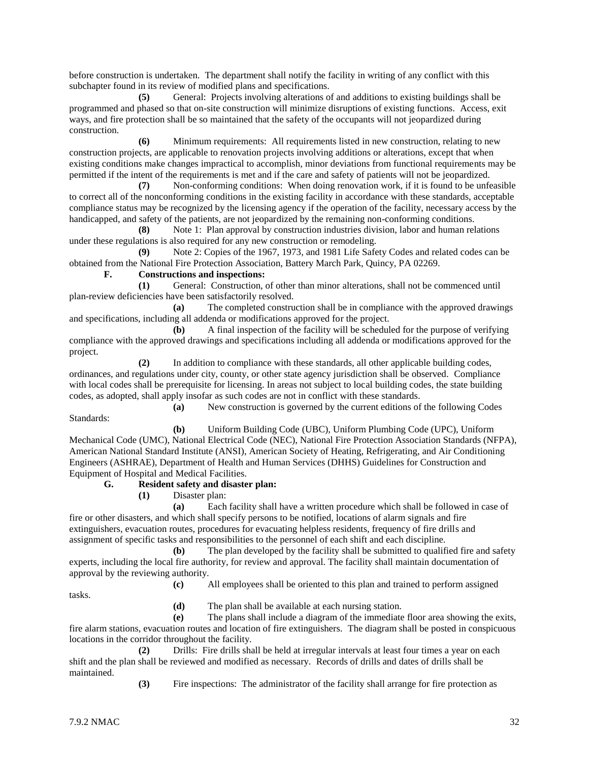before construction is undertaken. The department shall notify the facility in writing of any conflict with this subchapter found in its review of modified plans and specifications.

**(5)** General: Projects involving alterations of and additions to existing buildings shall be programmed and phased so that on-site construction will minimize disruptions of existing functions. Access, exit ways, and fire protection shall be so maintained that the safety of the occupants will not jeopardized during construction.

**(6)** Minimum requirements: All requirements listed in new construction, relating to new construction projects, are applicable to renovation projects involving additions or alterations, except that when existing conditions make changes impractical to accomplish, minor deviations from functional requirements may be permitted if the intent of the requirements is met and if the care and safety of patients will not be jeopardized.

**(7)** Non-conforming conditions: When doing renovation work, if it is found to be unfeasible to correct all of the nonconforming conditions in the existing facility in accordance with these standards, acceptable compliance status may be recognized by the licensing agency if the operation of the facility, necessary access by the handicapped, and safety of the patients, are not jeopardized by the remaining non-conforming conditions.

**(8)** Note 1: Plan approval by construction industries division, labor and human relations under these regulations is also required for any new construction or remodeling.

**(9)** Note 2: Copies of the 1967, 1973, and 1981 Life Safety Codes and related codes can be obtained from the National Fire Protection Association, Battery March Park, Quincy, PA 02269.

**F. Constructions and inspections:**

**(1)** General: Construction, of other than minor alterations, shall not be commenced until plan-review deficiencies have been satisfactorily resolved.

**(a)** The completed construction shall be in compliance with the approved drawings and specifications, including all addenda or modifications approved for the project.

**(b)** A final inspection of the facility will be scheduled for the purpose of verifying compliance with the approved drawings and specifications including all addenda or modifications approved for the project.

**(2)** In addition to compliance with these standards, all other applicable building codes, ordinances, and regulations under city, county, or other state agency jurisdiction shall be observed. Compliance with local codes shall be prerequisite for licensing. In areas not subject to local building codes, the state building codes, as adopted, shall apply insofar as such codes are not in conflict with these standards.

**(a)** New construction is governed by the current editions of the following Codes Standards:

**(b)** Uniform Building Code (UBC), Uniform Plumbing Code (UPC), Uniform Mechanical Code (UMC), National Electrical Code (NEC), National Fire Protection Association Standards (NFPA), American National Standard Institute (ANSI), American Society of Heating, Refrigerating, and Air Conditioning Engineers (ASHRAE), Department of Health and Human Services (DHHS) Guidelines for Construction and Equipment of Hospital and Medical Facilities.

**G. Resident safety and disaster plan:**

**(1)** Disaster plan:

**(a)** Each facility shall have a written procedure which shall be followed in case of fire or other disasters, and which shall specify persons to be notified, locations of alarm signals and fire extinguishers, evacuation routes, procedures for evacuating helpless residents, frequency of fire drills and assignment of specific tasks and responsibilities to the personnel of each shift and each discipline.

**(b)** The plan developed by the facility shall be submitted to qualified fire and safety experts, including the local fire authority, for review and approval. The facility shall maintain documentation of approval by the reviewing authority.

**(c)** All employees shall be oriented to this plan and trained to perform assigned tasks.

**(d)** The plan shall be available at each nursing station.

**(e)** The plans shall include a diagram of the immediate floor area showing the exits, fire alarm stations, evacuation routes and location of fire extinguishers. The diagram shall be posted in conspicuous locations in the corridor throughout the facility.

**(2)** Drills: Fire drills shall be held at irregular intervals at least four times a year on each shift and the plan shall be reviewed and modified as necessary. Records of drills and dates of drills shall be maintained.

**(3)** Fire inspections: The administrator of the facility shall arrange for fire protection as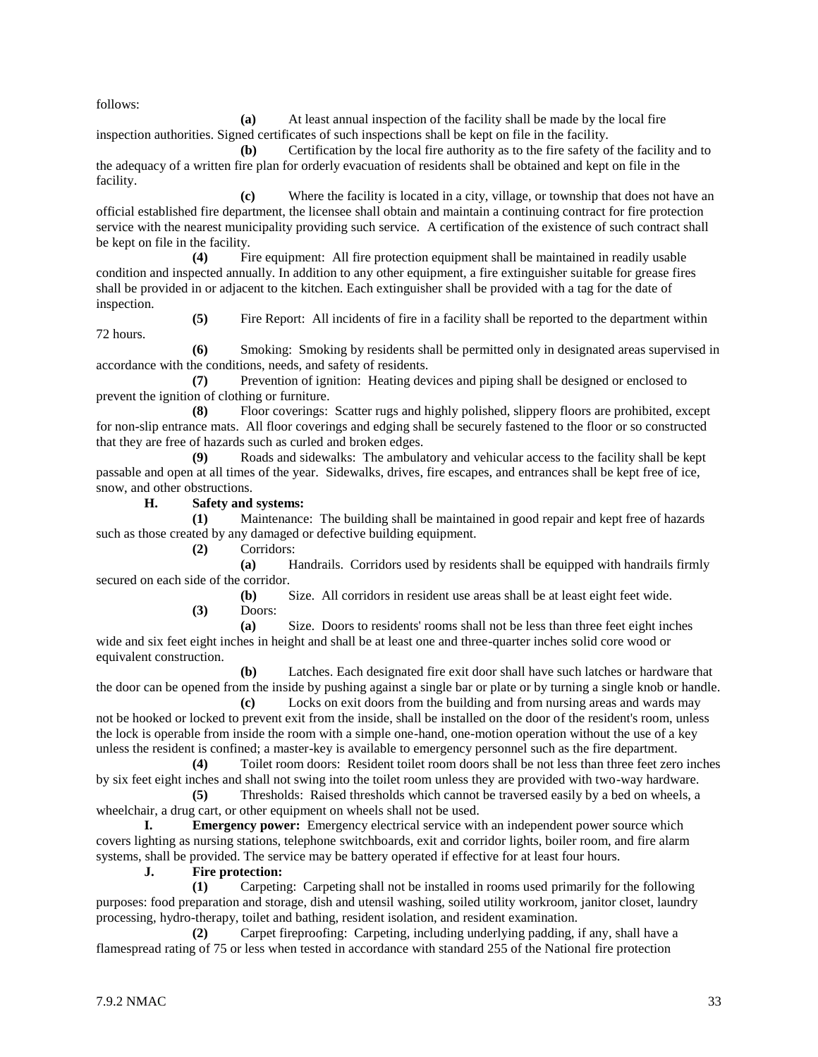follows:

**(a)** At least annual inspection of the facility shall be made by the local fire inspection authorities. Signed certificates of such inspections shall be kept on file in the facility.

**(b)** Certification by the local fire authority as to the fire safety of the facility and to the adequacy of a written fire plan for orderly evacuation of residents shall be obtained and kept on file in the facility.

**(c)** Where the facility is located in a city, village, or township that does not have an official established fire department, the licensee shall obtain and maintain a continuing contract for fire protection service with the nearest municipality providing such service. A certification of the existence of such contract shall be kept on file in the facility.

**(4)** Fire equipment: All fire protection equipment shall be maintained in readily usable condition and inspected annually. In addition to any other equipment, a fire extinguisher suitable for grease fires shall be provided in or adjacent to the kitchen. Each extinguisher shall be provided with a tag for the date of inspection.

**(5)** Fire Report: All incidents of fire in a facility shall be reported to the department within 72 hours.

**(6)** Smoking: Smoking by residents shall be permitted only in designated areas supervised in accordance with the conditions, needs, and safety of residents.

**(7)** Prevention of ignition: Heating devices and piping shall be designed or enclosed to prevent the ignition of clothing or furniture.

**(8)** Floor coverings: Scatter rugs and highly polished, slippery floors are prohibited, except for non-slip entrance mats. All floor coverings and edging shall be securely fastened to the floor or so constructed that they are free of hazards such as curled and broken edges.

**(9)** Roads and sidewalks: The ambulatory and vehicular access to the facility shall be kept passable and open at all times of the year. Sidewalks, drives, fire escapes, and entrances shall be kept free of ice, snow, and other obstructions.

**H. Safety and systems:**

**(1)** Maintenance: The building shall be maintained in good repair and kept free of hazards such as those created by any damaged or defective building equipment.

**(2)** Corridors:

**(a)** Handrails. Corridors used by residents shall be equipped with handrails firmly secured on each side of the corridor.

**(b)** Size. All corridors in resident use areas shall be at least eight feet wide.

**(3)** Doors:

**(a)** Size. Doors to residents' rooms shall not be less than three feet eight inches wide and six feet eight inches in height and shall be at least one and three-quarter inches solid core wood or equivalent construction.

**(b)** Latches. Each designated fire exit door shall have such latches or hardware that the door can be opened from the inside by pushing against a single bar or plate or by turning a single knob or handle.

**(c)** Locks on exit doors from the building and from nursing areas and wards may not be hooked or locked to prevent exit from the inside, shall be installed on the door of the resident's room, unless the lock is operable from inside the room with a simple one-hand, one-motion operation without the use of a key unless the resident is confined; a master-key is available to emergency personnel such as the fire department.

**(4)** Toilet room doors: Resident toilet room doors shall be not less than three feet zero inches by six feet eight inches and shall not swing into the toilet room unless they are provided with two-way hardware.

**(5)** Thresholds: Raised thresholds which cannot be traversed easily by a bed on wheels, a wheelchair, a drug cart, or other equipment on wheels shall not be used.

**I. Emergency power:** Emergency electrical service with an independent power source which covers lighting as nursing stations, telephone switchboards, exit and corridor lights, boiler room, and fire alarm systems, shall be provided. The service may be battery operated if effective for at least four hours.

**J. Fire protection:**

**(1)** Carpeting: Carpeting shall not be installed in rooms used primarily for the following purposes: food preparation and storage, dish and utensil washing, soiled utility workroom, janitor closet, laundry processing, hydro-therapy, toilet and bathing, resident isolation, and resident examination.

**(2)** Carpet fireproofing: Carpeting, including underlying padding, if any, shall have a flamespread rating of 75 or less when tested in accordance with standard 255 of the National fire protection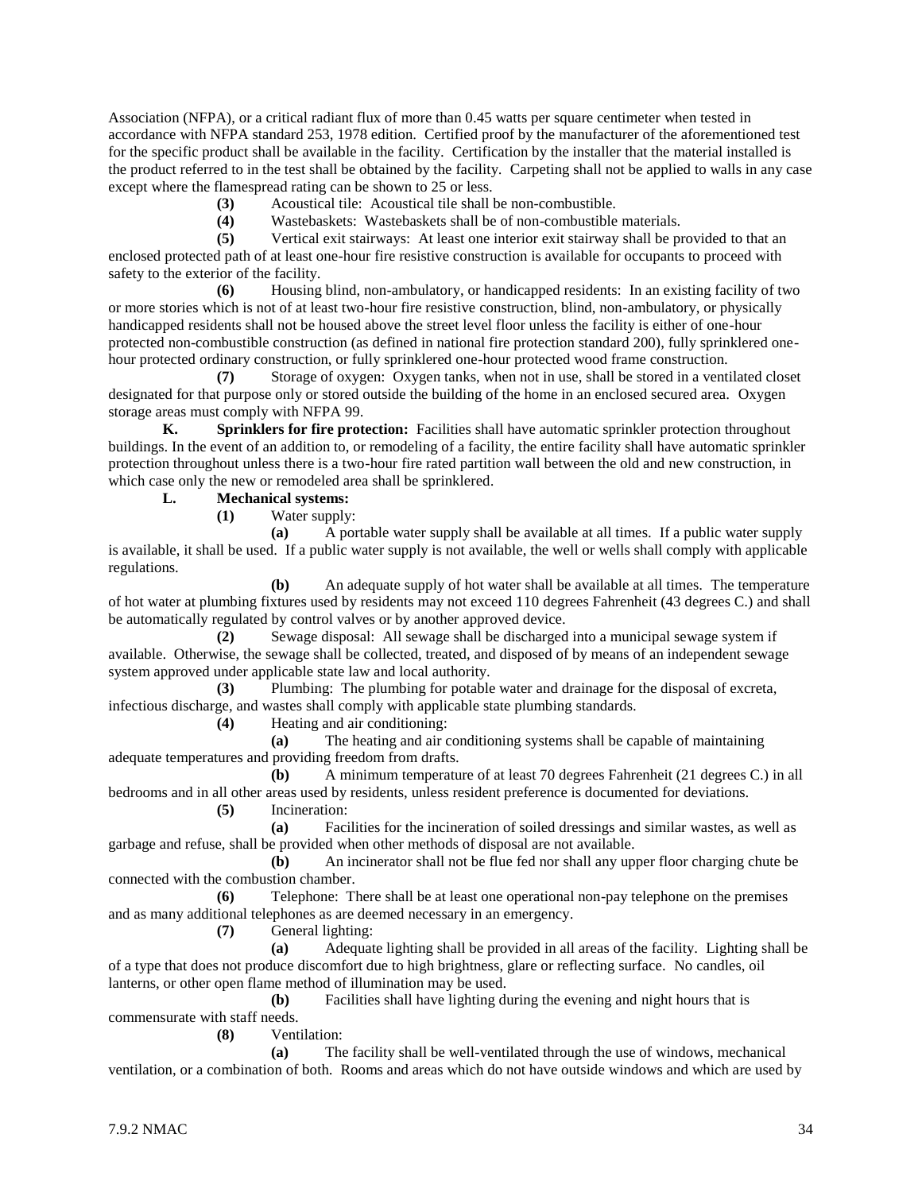Association (NFPA), or a critical radiant flux of more than 0.45 watts per square centimeter when tested in accordance with NFPA standard 253, 1978 edition. Certified proof by the manufacturer of the aforementioned test for the specific product shall be available in the facility. Certification by the installer that the material installed is the product referred to in the test shall be obtained by the facility. Carpeting shall not be applied to walls in any case except where the flamespread rating can be shown to 25 or less.

**(3)** Acoustical tile: Acoustical tile shall be non-combustible.

**(4)** Wastebaskets: Wastebaskets shall be of non-combustible materials.

**(5)** Vertical exit stairways: At least one interior exit stairway shall be provided to that an enclosed protected path of at least one-hour fire resistive construction is available for occupants to proceed with safety to the exterior of the facility.

**(6)** Housing blind, non-ambulatory, or handicapped residents: In an existing facility of two or more stories which is not of at least two-hour fire resistive construction, blind, non-ambulatory, or physically handicapped residents shall not be housed above the street level floor unless the facility is either of one-hour protected non-combustible construction (as defined in national fire protection standard 200), fully sprinklered one-hour protected ordinary construction, or fully sprinklered one-hour protected wood frame construction.

**(7)** Storage of oxygen: Oxygen tanks, when not in use, shall be stored in a ventilated closet designated for that purpose only or stored outside the building of the home in an enclosed secured area. Oxygen storage areas must comply with NFPA 99.

**K. Sprinklers for fire protection:** Facilities shall have automatic sprinkler protection throughout buildings. In the event of an addition to, or remodeling of a facility, the entire facility shall have automatic sprinkler protection throughout unless there is a two-hour fire rated partition wall between the old and new construction, in which case only the new or remodeled area shall be sprinklered.

**L. Mechanical systems:**

**(1)** Water supply:

**(a)** A portable water supply shall be available at all times. If a public water supply is available, it shall be used. If a public water supply is not available, the well or wells shall comply with applicable regulations.

**(b)** An adequate supply of hot water shall be available at all times. The temperature of hot water at plumbing fixtures used by residents may not exceed 110 degrees Fahrenheit (43 degrees C.) and shall be automatically regulated by control valves or by another approved device.

**(2)** Sewage disposal: All sewage shall be discharged into a municipal sewage system if available. Otherwise, the sewage shall be collected, treated, and disposed of by means of an independent sewage system approved under applicable state law and local authority.

**(3)** Plumbing: The plumbing for potable water and drainage for the disposal of excreta, infectious discharge, and wastes shall comply with applicable state plumbing standards.

**(4)** Heating and air conditioning:

**(a)** The heating and air conditioning systems shall be capable of maintaining adequate temperatures and providing freedom from drafts.

**(b)** A minimum temperature of at least 70 degrees Fahrenheit (21 degrees C.) in all bedrooms and in all other areas used by residents, unless resident preference is documented for deviations.

**(5)** Incineration:

**(a)** Facilities for the incineration of soiled dressings and similar wastes, as well as garbage and refuse, shall be provided when other methods of disposal are not available.

**(b)** An incinerator shall not be flue fed nor shall any upper floor charging chute be connected with the combustion chamber.

**(6)** Telephone: There shall be at least one operational non-pay telephone on the premises and as many additional telephones as are deemed necessary in an emergency.

**(7)** General lighting:

**(a)** Adequate lighting shall be provided in all areas of the facility. Lighting shall be of a type that does not produce discomfort due to high brightness, glare or reflecting surface. No candles, oil lanterns, or other open flame method of illumination may be used.

**(b)** Facilities shall have lighting during the evening and night hours that is commensurate with staff needs.

**(8)** Ventilation:

**(a)** The facility shall be well-ventilated through the use of windows, mechanical ventilation, or a combination of both. Rooms and areas which do not have outside windows and which are used by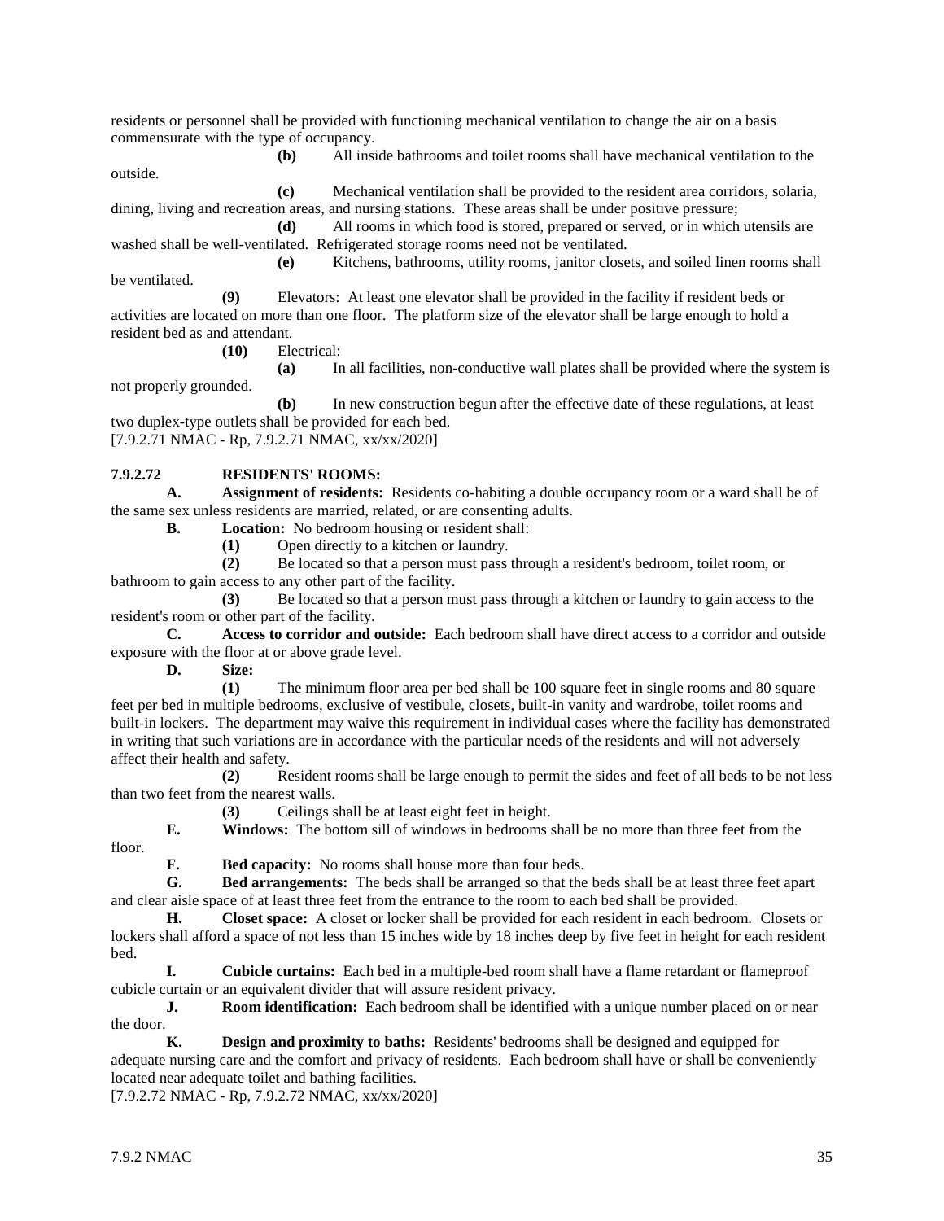residents or personnel shall be provided with functioning mechanical ventilation to change the air on a basis commensurate with the type of occupancy.

**(b)** All inside bathrooms and toilet rooms shall have mechanical ventilation to the outside.

**(c)** Mechanical ventilation shall be provided to the resident area corridors, solaria, dining, living and recreation areas, and nursing stations. These areas shall be under positive pressure;

**(d)** All rooms in which food is stored, prepared or served, or in which utensils are washed shall be well-ventilated. Refrigerated storage rooms need not be ventilated.

**(e)** Kitchens, bathrooms, utility rooms, janitor closets, and soiled linen rooms shall be ventilated.

**(9)** Elevators: At least one elevator shall be provided in the facility if resident beds or activities are located on more than one floor. The platform size of the elevator shall be large enough to hold a resident bed as and attendant.

**(10)** Electrical:

**(a)** In all facilities, non-conductive wall plates shall be provided where the system is not properly grounded.

**(b)** In new construction begun after the effective date of these regulations, at least two duplex-type outlets shall be provided for each bed.

[7.9.2.71 NMAC - Rp, 7.9.2.71 NMAC, xx/xx/2020]

**7.9.2.72 RESIDENTS' ROOMS:**

**A. Assignment of residents:** Residents co-habiting a double occupancy room or a ward shall be of the same sex unless residents are married, related, or are consenting adults.

**B. Location:** No bedroom housing or resident shall:

**(1)** Open directly to a kitchen or laundry.

**(2)** Be located so that a person must pass through a resident's bedroom, toilet room, or bathroom to gain access to any other part of the facility.

**(3)** Be located so that a person must pass through a kitchen or laundry to gain access to the resident's room or other part of the facility.

**C. Access to corridor and outside:** Each bedroom shall have direct access to a corridor and outside exposure with the floor at or above grade level.

**D. Size:**

**(1)** The minimum floor area per bed shall be 100 square feet in single rooms and 80 square feet per bed in multiple bedrooms, exclusive of vestibule, closets, built-in vanity and wardrobe, toilet rooms and built-in lockers. The department may waive this requirement in individual cases where the facility has demonstrated in writing that such variations are in accordance with the particular needs of the residents and will not adversely affect their health and safety.

**(2)** Resident rooms shall be large enough to permit the sides and feet of all beds to be not less than two feet from the nearest walls.

**(3)** Ceilings shall be at least eight feet in height.

**E. Windows:** The bottom sill of windows in bedrooms shall be no more than three feet from the floor.

**F. Bed capacity:** No rooms shall house more than four beds.

**G. Bed arrangements:** The beds shall be arranged so that the beds shall be at least three feet apart and clear aisle space of at least three feet from the entrance to the room to each bed shall be provided.

**H. Closet space:** A closet or locker shall be provided for each resident in each bedroom. Closets or lockers shall afford a space of not less than 15 inches wide by 18 inches deep by five feet in height for each resident bed.

**I. Cubicle curtains:** Each bed in a multiple-bed room shall have a flame retardant or flameproof cubicle curtain or an equivalent divider that will assure resident privacy.

**J. Room identification:** Each bedroom shall be identified with a unique number placed on or near the door.

**K. Design and proximity to baths:** Residents' bedrooms shall be designed and equipped for adequate nursing care and the comfort and privacy of residents. Each bedroom shall have or shall be conveniently located near adequate toilet and bathing facilities.

[7.9.2.72 NMAC - Rp, 7.9.2.72 NMAC, xx/xx/2020]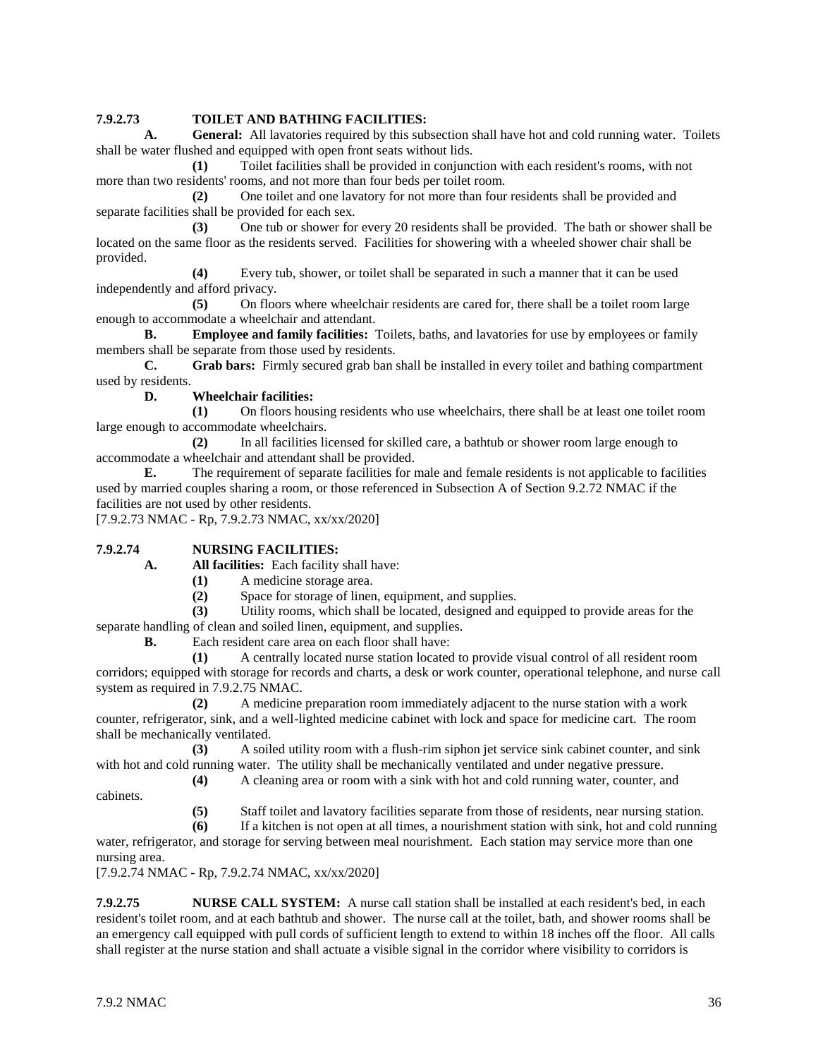**7.9.2.73 TOILET AND BATHING FACILITIES:**

**A. General:** All lavatories required by this subsection shall have hot and cold running water. Toilets shall be water flushed and equipped with open front seats without lids.

**(1)** Toilet facilities shall be provided in conjunction with each resident's rooms, with not more than two residents' rooms, and not more than four beds per toilet room.

**(2)** One toilet and one lavatory for not more than four residents shall be provided and separate facilities shall be provided for each sex.

**(3)** One tub or shower for every 20 residents shall be provided. The bath or shower shall be located on the same floor as the residents served. Facilities for showering with a wheeled shower chair shall be provided.

**(4)** Every tub, shower, or toilet shall be separated in such a manner that it can be used independently and afford privacy.

**(5)** On floors where wheelchair residents are cared for, there shall be a toilet room large enough to accommodate a wheelchair and attendant.

**B. Employee and family facilities:** Toilets, baths, and lavatories for use by employees or family members shall be separate from those used by residents.

**C. Grab bars:** Firmly secured grab ban shall be installed in every toilet and bathing compartment used by residents.

**D. Wheelchair facilities:**

**(1)** On floors housing residents who use wheelchairs, there shall be at least one toilet room large enough to accommodate wheelchairs.

**(2)** In all facilities licensed for skilled care, a bathtub or shower room large enough to accommodate a wheelchair and attendant shall be provided.

**E.** The requirement of separate facilities for male and female residents is not applicable to facilities used by married couples sharing a room, or those referenced in Subsection A of Section 9.2.72 NMAC if the facilities are not used by other residents.

[7.9.2.73 NMAC - Rp, 7.9.2.73 NMAC, xx/xx/2020]

**7.9.2.74 NURSING FACILITIES:**

**A. All facilities:** Each facility shall have:

**(1)** A medicine storage area.

**(2)** Space for storage of linen, equipment, and supplies.

**(3)** Utility rooms, which shall be located, designed and equipped to provide areas for the separate handling of clean and soiled linen, equipment, and supplies.

**B.** Each resident care area on each floor shall have:

**(1)** A centrally located nurse station located to provide visual control of all resident room corridors; equipped with storage for records and charts, a desk or work counter, operational telephone, and nurse call system as required in 7.9.2.75 NMAC.

**(2)** A medicine preparation room immediately adjacent to the nurse station with a work counter, refrigerator, sink, and a well-lighted medicine cabinet with lock and space for medicine cart. The room shall be mechanically ventilated.

**(3)** A soiled utility room with a flush-rim siphon jet service sink cabinet counter, and sink with hot and cold running water. The utility shall be mechanically ventilated and under negative pressure.

**(4)** A cleaning area or room with a sink with hot and cold running water, counter, and cabinets.

**(5)** Staff toilet and lavatory facilities separate from those of residents, near nursing station.

**(6)** If a kitchen is not open at all times, a nourishment station with sink, hot and cold running water, refrigerator, and storage for serving between meal nourishment. Each station may service more than one nursing area.

[7.9.2.74 NMAC - Rp, 7.9.2.74 NMAC, xx/xx/2020]

**7.9.2.75 NURSE CALL SYSTEM:** A nurse call station shall be installed at each resident's bed, in each resident's toilet room, and at each bathtub and shower. The nurse call at the toilet, bath, and shower rooms shall be an emergency call equipped with pull cords of sufficient length to extend to within 18 inches off the floor. All calls shall register at the nurse station and shall actuate a visible signal in the corridor where visibility to corridors is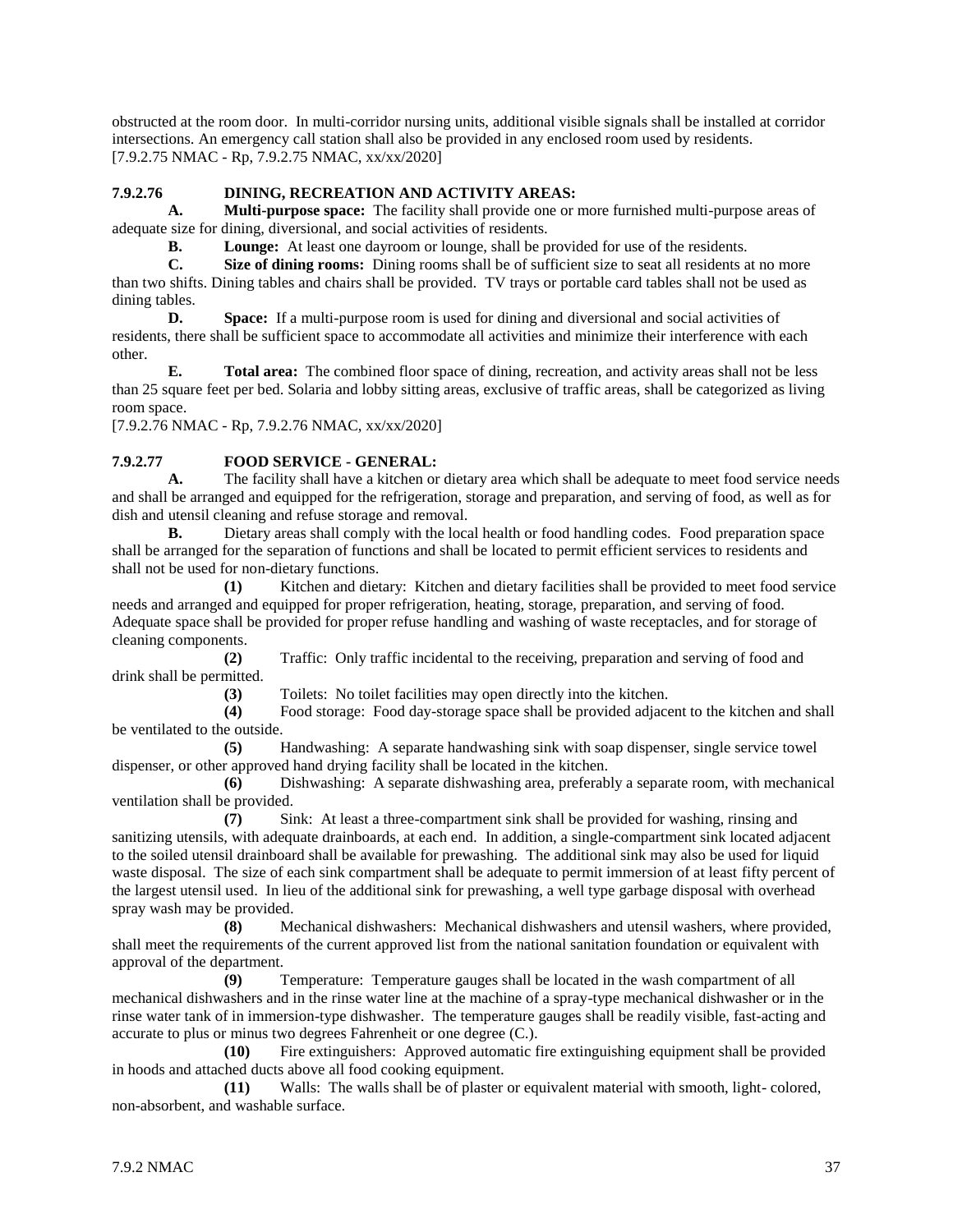obstructed at the room door. In multi-corridor nursing units, additional visible signals shall be installed at corridor intersections. An emergency call station shall also be provided in any enclosed room used by residents.
[7.9.2.75 NMAC - Rp, 7.9.2.75 NMAC, xx/xx/2020]

**7.9.2.76 DINING, RECREATION AND ACTIVITY AREAS:**

**A. Multi-purpose space:** The facility shall provide one or more furnished multi-purpose areas of adequate size for dining, diversional, and social activities of residents.

**B. Lounge:** At least one dayroom or lounge, shall be provided for use of the residents.

**C. Size of dining rooms:** Dining rooms shall be of sufficient size to seat all residents at no more than two shifts. Dining tables and chairs shall be provided. TV trays or portable card tables shall not be used as dining tables.

**D. Space:** If a multi-purpose room is used for dining and diversional and social activities of residents, there shall be sufficient space to accommodate all activities and minimize their interference with each other.

**E. Total area:** The combined floor space of dining, recreation, and activity areas shall not be less than 25 square feet per bed. Solaria and lobby sitting areas, exclusive of traffic areas, shall be categorized as living room space.
[7.9.2.76 NMAC - Rp, 7.9.2.76 NMAC, xx/xx/2020]

**7.9.2.77 FOOD SERVICE - GENERAL:**

**A.** The facility shall have a kitchen or dietary area which shall be adequate to meet food service needs and shall be arranged and equipped for the refrigeration, storage and preparation, and serving of food, as well as for dish and utensil cleaning and refuse storage and removal.

**B.** Dietary areas shall comply with the local health or food handling codes. Food preparation space shall be arranged for the separation of functions and shall be located to permit efficient services to residents and shall not be used for non-dietary functions.

**(1)** Kitchen and dietary: Kitchen and dietary facilities shall be provided to meet food service needs and arranged and equipped for proper refrigeration, heating, storage, preparation, and serving of food. Adequate space shall be provided for proper refuse handling and washing of waste receptacles, and for storage of cleaning components.

**(2)** Traffic: Only traffic incidental to the receiving, preparation and serving of food and drink shall be permitted.

**(3)** Toilets: No toilet facilities may open directly into the kitchen.

**(4)** Food storage: Food day-storage space shall be provided adjacent to the kitchen and shall be ventilated to the outside.

**(5)** Handwashing: A separate handwashing sink with soap dispenser, single service towel dispenser, or other approved hand drying facility shall be located in the kitchen.

**(6)** Dishwashing: A separate dishwashing area, preferably a separate room, with mechanical ventilation shall be provided.

**(7)** Sink: At least a three-compartment sink shall be provided for washing, rinsing and sanitizing utensils, with adequate drainboards, at each end. In addition, a single-compartment sink located adjacent to the soiled utensil drainboard shall be available for prewashing. The additional sink may also be used for liquid waste disposal. The size of each sink compartment shall be adequate to permit immersion of at least fifty percent of the largest utensil used. In lieu of the additional sink for prewashing, a well type garbage disposal with overhead spray wash may be provided.

**(8)** Mechanical dishwashers: Mechanical dishwashers and utensil washers, where provided, shall meet the requirements of the current approved list from the national sanitation foundation or equivalent with approval of the department.

**(9)** Temperature: Temperature gauges shall be located in the wash compartment of all mechanical dishwashers and in the rinse water line at the machine of a spray-type mechanical dishwasher or in the rinse water tank of in immersion-type dishwasher. The temperature gauges shall be readily visible, fast-acting and accurate to plus or minus two degrees Fahrenheit or one degree (C.).

**(10)** Fire extinguishers: Approved automatic fire extinguishing equipment shall be provided in hoods and attached ducts above all food cooking equipment.

**(11)** Walls: The walls shall be of plaster or equivalent material with smooth, light- colored, non-absorbent, and washable surface.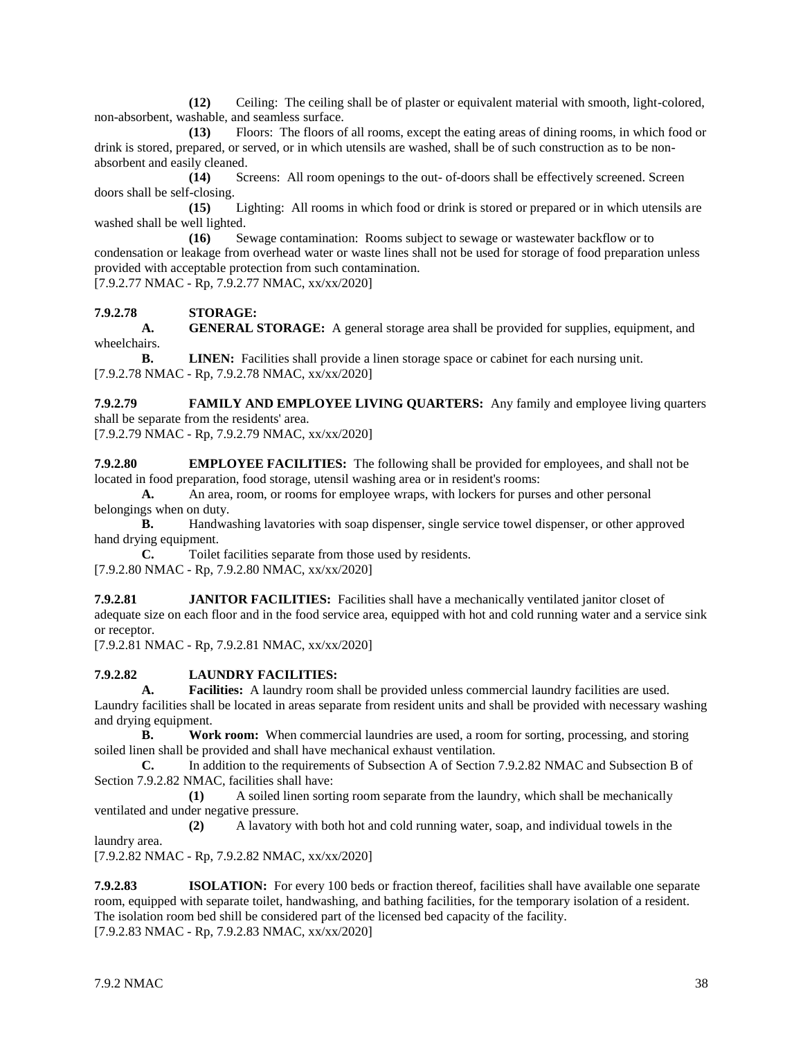**(12)** Ceiling: The ceiling shall be of plaster or equivalent material with smooth, light-colored, non-absorbent, washable, and seamless surface.

**(13)** Floors: The floors of all rooms, except the eating areas of dining rooms, in which food or drink is stored, prepared, or served, or in which utensils are washed, shall be of such construction as to be non-absorbent and easily cleaned.

**(14)** Screens: All room openings to the out- of-doors shall be effectively screened. Screen doors shall be self-closing.

**(15)** Lighting: All rooms in which food or drink is stored or prepared or in which utensils are washed shall be well lighted.

**(16)** Sewage contamination: Rooms subject to sewage or wastewater backflow or to condensation or leakage from overhead water or waste lines shall not be used for storage of food preparation unless provided with acceptable protection from such contamination.

[7.9.2.77 NMAC - Rp, 7.9.2.77 NMAC, xx/xx/2020]

**7.9.2.78 STORAGE:**

**A. GENERAL STORAGE:** A general storage area shall be provided for supplies, equipment, and wheelchairs.

**B. LINEN:** Facilities shall provide a linen storage space or cabinet for each nursing unit.

[7.9.2.78 NMAC - Rp, 7.9.2.78 NMAC, xx/xx/2020]

**7.9.2.79 FAMILY AND EMPLOYEE LIVING QUARTERS:** Any family and employee living quarters shall be separate from the residents' area.

[7.9.2.79 NMAC - Rp, 7.9.2.79 NMAC, xx/xx/2020]

**7.9.2.80 EMPLOYEE FACILITIES:** The following shall be provided for employees, and shall not be located in food preparation, food storage, utensil washing area or in resident's rooms:

**A.** An area, room, or rooms for employee wraps, with lockers for purses and other personal belongings when on duty.

**B.** Handwashing lavatories with soap dispenser, single service towel dispenser, or other approved hand drying equipment.

**C.** Toilet facilities separate from those used by residents.

[7.9.2.80 NMAC - Rp, 7.9.2.80 NMAC, xx/xx/2020]

**7.9.2.81 JANITOR FACILITIES:** Facilities shall have a mechanically ventilated janitor closet of adequate size on each floor and in the food service area, equipped with hot and cold running water and a service sink or receptor.

[7.9.2.81 NMAC - Rp, 7.9.2.81 NMAC, xx/xx/2020]

**7.9.2.82 LAUNDRY FACILITIES:**

**A. Facilities:** A laundry room shall be provided unless commercial laundry facilities are used. Laundry facilities shall be located in areas separate from resident units and shall be provided with necessary washing and drying equipment.

**B. Work room:** When commercial laundries are used, a room for sorting, processing, and storing soiled linen shall be provided and shall have mechanical exhaust ventilation.

**C.** In addition to the requirements of Subsection A of Section 7.9.2.82 NMAC and Subsection B of Section 7.9.2.82 NMAC, facilities shall have:

**(1)** A soiled linen sorting room separate from the laundry, which shall be mechanically ventilated and under negative pressure.

**(2)** A lavatory with both hot and cold running water, soap, and individual towels in the laundry area.

[7.9.2.82 NMAC - Rp, 7.9.2.82 NMAC, xx/xx/2020]

**7.9.2.83 ISOLATION:** For every 100 beds or fraction thereof, facilities shall have available one separate room, equipped with separate toilet, handwashing, and bathing facilities, for the temporary isolation of a resident. The isolation room bed shill be considered part of the licensed bed capacity of the facility.

[7.9.2.83 NMAC - Rp, 7.9.2.83 NMAC, xx/xx/2020]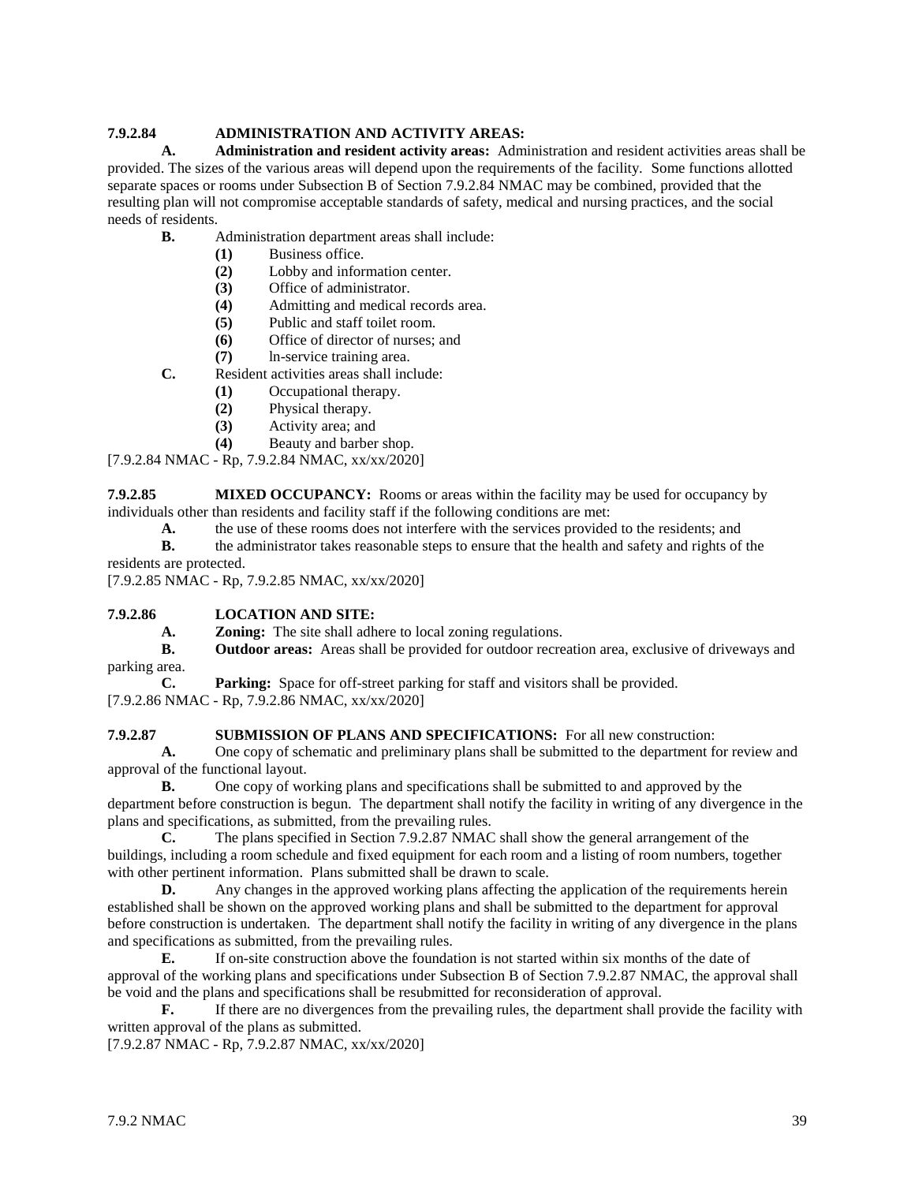**7.9.2.84 ADMINISTRATION AND ACTIVITY AREAS:**

**A. Administration and resident activity areas:** Administration and resident activities areas shall be provided. The sizes of the various areas will depend upon the requirements of the facility. Some functions allotted separate spaces or rooms under Subsection B of Section 7.9.2.84 NMAC may be combined, provided that the resulting plan will not compromise acceptable standards of safety, medical and nursing practices, and the social needs of residents.

**B.** Administration department areas shall include:

**(1)** Business office.

**(2)** Lobby and information center.

**(3)** Office of administrator.

**(4)** Admitting and medical records area.

**(5)** Public and staff toilet room.

**(6)** Office of director of nurses; and

**(7)** ln-service training area.

**C.** Resident activities areas shall include:

**(1)** Occupational therapy.

**(2)** Physical therapy.

**(3)** Activity area; and

**(4)** Beauty and barber shop.

[7.9.2.84 NMAC - Rp, 7.9.2.84 NMAC, xx/xx/2020]

**7.9.2.85 MIXED OCCUPANCY:** Rooms or areas within the facility may be used for occupancy by individuals other than residents and facility staff if the following conditions are met:

**A.** the use of these rooms does not interfere with the services provided to the residents; and

**B.** the administrator takes reasonable steps to ensure that the health and safety and rights of the residents are protected.

[7.9.2.85 NMAC - Rp, 7.9.2.85 NMAC, xx/xx/2020]

**7.9.2.86 LOCATION AND SITE:**

**A. Zoning:** The site shall adhere to local zoning regulations.

**B. Outdoor areas:** Areas shall be provided for outdoor recreation area, exclusive of driveways and parking area.

**C. Parking:** Space for off-street parking for staff and visitors shall be provided.

[7.9.2.86 NMAC - Rp, 7.9.2.86 NMAC, xx/xx/2020]

**7.9.2.87 SUBMISSION OF PLANS AND SPECIFICATIONS:** For all new construction:

**A.** One copy of schematic and preliminary plans shall be submitted to the department for review and approval of the functional layout.

**B.** One copy of working plans and specifications shall be submitted to and approved by the department before construction is begun. The department shall notify the facility in writing of any divergence in the plans and specifications, as submitted, from the prevailing rules.

**C.** The plans specified in Section 7.9.2.87 NMAC shall show the general arrangement of the buildings, including a room schedule and fixed equipment for each room and a listing of room numbers, together with other pertinent information. Plans submitted shall be drawn to scale.

**D.** Any changes in the approved working plans affecting the application of the requirements herein established shall be shown on the approved working plans and shall be submitted to the department for approval before construction is undertaken. The department shall notify the facility in writing of any divergence in the plans and specifications as submitted, from the prevailing rules.

**E.** If on-site construction above the foundation is not started within six months of the date of approval of the working plans and specifications under Subsection B of Section 7.9.2.87 NMAC, the approval shall be void and the plans and specifications shall be resubmitted for reconsideration of approval.

**F.** If there are no divergences from the prevailing rules, the department shall provide the facility with written approval of the plans as submitted.

[7.9.2.87 NMAC - Rp, 7.9.2.87 NMAC, xx/xx/2020]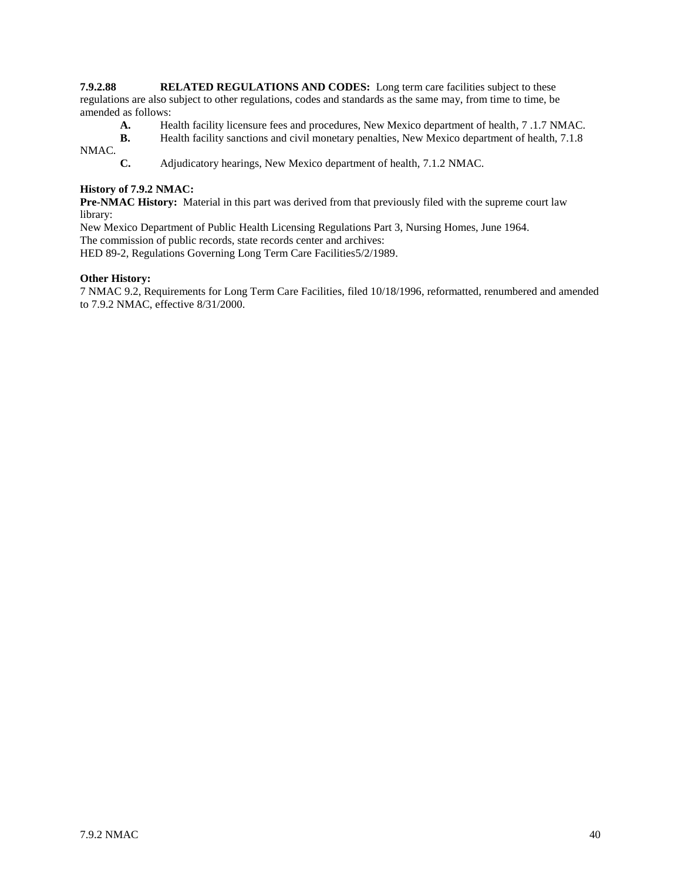**7.9.2.88 RELATED REGULATIONS AND CODES:** Long term care facilities subject to these regulations are also subject to other regulations, codes and standards as the same may, from time to time, be amended as follows:

**A.** Health facility licensure fees and procedures, New Mexico department of health, 7 .1.7 NMAC.

**B.** Health facility sanctions and civil monetary penalties, New Mexico department of health, 7.1.8 NMAC.

**C.** Adjudicatory hearings, New Mexico department of health, 7.1.2 NMAC.

**History of 7.9.2 NMAC:**

**Pre-NMAC History:** Material in this part was derived from that previously filed with the supreme court law library:

New Mexico Department of Public Health Licensing Regulations Part 3, Nursing Homes, June 1964.

The commission of public records, state records center and archives:

HED 89-2, Regulations Governing Long Term Care Facilities5/2/1989.

**Other History:**

7 NMAC 9.2, Requirements for Long Term Care Facilities, filed 10/18/1996, reformatted, renumbered and amended to 7.9.2 NMAC, effective 8/31/2000.